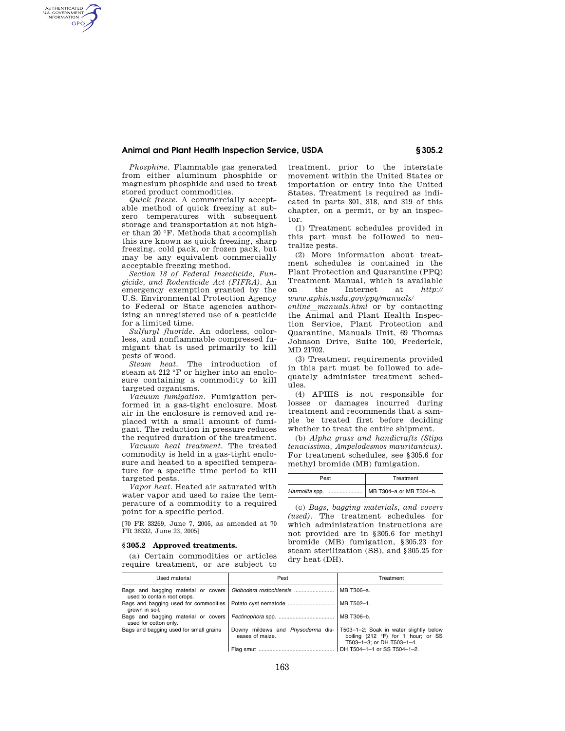*Phosphine.* Flammable gas generated from either aluminum phosphide or magnesium phosphide and used to treat stored product commodities.

*Quick freeze.* A commercially acceptable method of quick freezing at subzero temperatures with subsequent storage and transportation at not higher than 20 °F. Methods that accomplish this are known as quick freezing, sharp freezing, cold pack, or frozen pack, but may be any equivalent commercially acceptable freezing method.

*Section 18 of Federal Insecticide, Fungicide, and Rodenticide Act (FIFRA).* An emergency exemption granted by the U.S. Environmental Protection Agency to Federal or State agencies authorizing an unregistered use of a pesticide for a limited time.

*Sulfuryl fluoride.* An odorless, colorless, and nonflammable compressed fumigant that is used primarily to kill pests of wood.

*Steam heat.* The introduction of steam at 212 °F or higher into an enclosure containing a commodity to kill targeted organisms.

*Vacuum fumigation.* Fumigation performed in a gas-tight enclosure. Most air in the enclosure is removed and replaced with a small amount of fumigant. The reduction in pressure reduces the required duration of the treatment.

*Vacuum heat treatment.* The treated commodity is held in a gas-tight enclosure and heated to a specified temperature for a specific time period to kill targeted pests.

*Vapor heat.* Heated air saturated with water vapor and used to raise the temperature of a commodity to a required point for a specific period.

[70 FR 33269, June 7, 2005, as amended at 70 FR 36332, June 23, 2005]

## § 305.2 Approved treatments.

(a) Certain commodities or articles require treatment, or are subject to treatment, prior to the interstate movement within the United States or importation or entry into the United States. Treatment is required as indicated in parts 301, 318, and 319 of this chapter, on a permit, or by an inspector.

(1) Treatment schedules provided in this part must be followed to neutralize pests.

(2) More information about treatment schedules is contained in the Plant Protection and Quarantine (PPQ) Treatment Manual, which is available on the Internet at *http://www.aphis.usda.gov/ppq/manuals/online_manuals.html* or by contacting the Animal and Plant Health Inspection Service, Plant Protection and Quarantine, Manuals Unit, 69 Thomas Johnson Drive, Suite 100, Frederick, MD 21702.

(3) Treatment requirements provided in this part must be followed to adequately administer treatment schedules.

(4) APHIS is not responsible for losses or damages incurred during treatment and recommends that a sample be treated first before deciding whether to treat the entire shipment.

(b) *Alpha grass and handicrafts (Stipa tenacissima, Ampelodesmos mauritanicus).* For treatment schedules, see §305.6 for methyl bromide (MB) fumigation.

| Pest | Treatment |
|---|---|
| *Harmolita* spp. | MB T304–a or MB T304–b. |

(c) *Bags, bagging materials, and covers (used).* The treatment schedules for which administration instructions are not provided are in §305.6 for methyl bromide (MB) fumigation, §305.23 for steam sterilization (SS), and §305.25 for dry heat (DH).

| Used material | Pest | Treatment |
|---|---|---|
| Bags and bagging material or covers used to contain root crops. | *Globodera rostochiensis* | MB T306–a. |
| Bags and bagging used for commodities grown in soil. | Potato cyst nematode | MB T502–1. |
| Bags and bagging material or covers used for cotton only. | *Pectinophora* spp. | MB T306–b. |
| Bags and bagging used for small grains | Downy mildews and *Physoderma* diseases of maize. | T503–1–2: Soak in water slightly below boiling (212 °F) for 1 hour; or SS T503–1–3; or DH T503–1–4. |
| | Flag smut | DH T504–1–1 or SS T504–1–2. |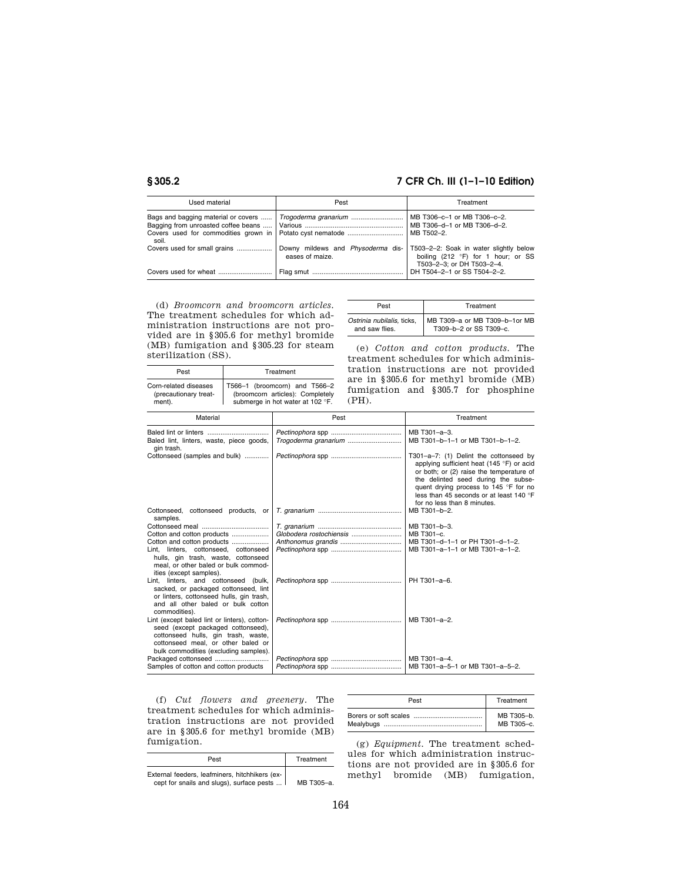| Used material | Pest | Treatment |
|---|---|---|
| Bags and bagging material or covers | *Trogoderma granarium* | MB T306–c–1 or MB T306–c–2. |
| Bagging from unroasted coffee beans | Various | MB T306–d–1 or MB T306–d–2. |
| Covers used for commodities grown in soil. | Potato cyst nematode | MB T502–2. |
| Covers used for small grains | Downy mildews and *Physoderma* diseases of maize. | T503–2–2: Soak in water slightly below boiling (212 °F) for 1 hour; or SS T503–2–3; or DH T503–2–4. |
| Covers used for wheat | Flag smut | DH T504–2–1 or SS T504–2–2. |

(d) *Broomcorn and broomcorn articles.* The treatment schedules for which administration instructions are not provided are in §305.6 for methyl bromide (MB) fumigation and §305.23 for steam sterilization (SS).

| Pest | Treatment |
|---|---|
| Corn-related diseases (precautionary treatment). | T566–1 (broomcorn) and T566–2 (broomcorn articles): Completely submerge in hot water at 102 °F. |

| Pest | Treatment |
|---|---|
| *Ostrinia nubilalis*, ticks, and saw flies. | MB T309–a or MB T309–b–1or MB T309–b–2 or SS T309–c. |

(e) *Cotton and cotton products.* The treatment schedules for which administration instructions are not provided are in §305.6 for methyl bromide (MB) fumigation and §305.7 for phosphine (PH).

| Material | Pest | Treatment |
|---|---|---|
| Baled lint or linters | *Pectinophora* spp | MB T301–a–3. |
| Baled lint, linters, waste, piece goods, gin trash. | *Trogoderma granarium* | MB T301–b–1–1 or MB T301–b–1–2. |
| Cottonseed (samples and bulk) | *Pectinophora* spp | T301–a–7: (1) Delint the cottonseed by applying sufficient heat (145 °F) or acid or both; or (2) raise the temperature of the delinted seed during the subsequent drying process to 145 °F for no less than 45 seconds or at least 140 °F for no less than 8 minutes. |
| Cottonseed, cottonseed products, or samples. | *T. granarium* | MB T301–b–2. |
| Cottonseed meal | *T. granarium* | MB T301–b–3. |
| Cotton and cotton products | *Globodera rostochiensis* | MB T301–c. |
| Cotton and cotton products | *Anthonomus grandis* | MB T301–d–1–1 or PH T301–d–1–2. |
| Lint, linters, cottonseed, cottonseed hulls, gin trash, waste, cottonseed meal, or other baled or bulk commodities (except samples). | *Pectinophora* spp | MB T301–a–1–1 or MB T301–a–1–2. |
| Lint, linters, and cottonseed (bulk, sacked, or packaged cottonseed, lint or linters, cottonseed hulls, gin trash, and all other baled or bulk cotton commodities). | *Pectinophora* spp | PH T301–a–6. |
| Lint (except baled lint or linters), cottonseed (except packaged cottonseed), cottonseed hulls, gin trash, waste, cottonseed meal, or other baled or bulk commodities (excluding samples). | *Pectinophora* spp | MB T301–a–2. |
| Packaged cottonseed | *Pectinophora* spp | MB T301–a–4. |
| Samples of cotton and cotton products | *Pectinophora* spp | MB T301–a–5–1 or MB T301–a–5–2. |

(f) *Cut flowers and greenery.* The treatment schedules for which administration instructions are not provided are in §305.6 for methyl bromide (MB) fumigation.

| Pest | Treatment |
|---|---|
| External feeders, leafminers, hitchhikers (except for snails and slugs), surface pests | MB T305–a. |
| Borers or soft scales | MB T305–b. |
| Mealybugs | MB T305–c. |

(g) *Equipment.* The treatment schedules for which administration instructions are not provided are in §305.6 for methyl bromide (MB) fumigation,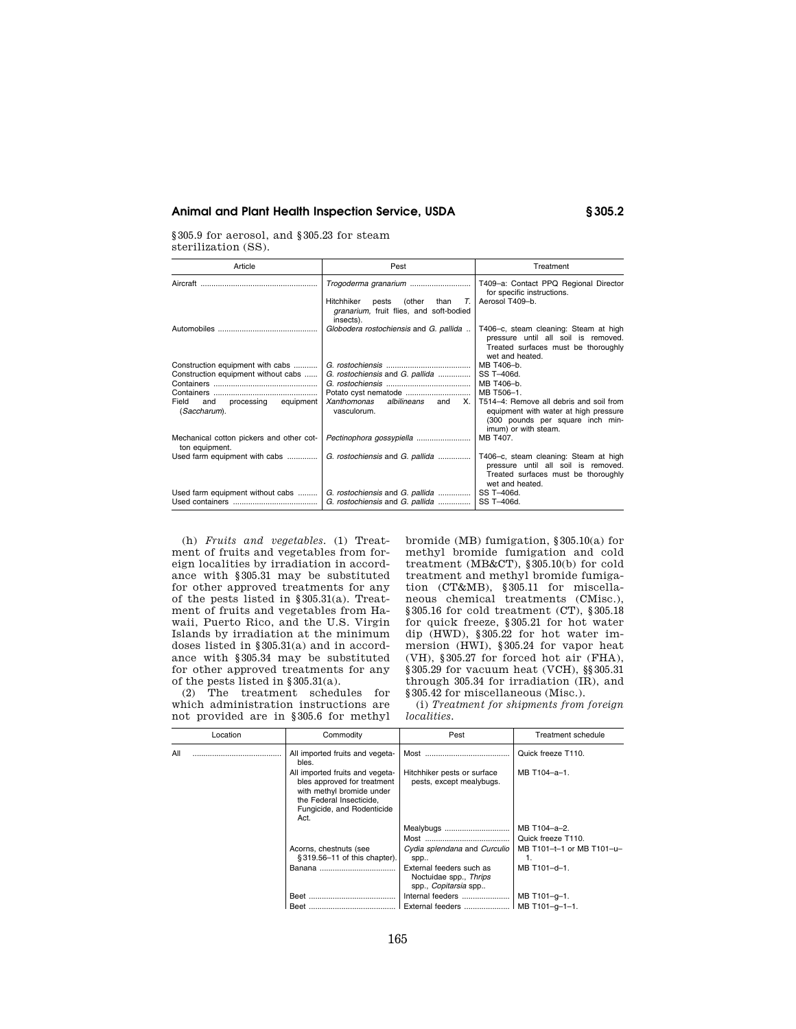§305.9 for aerosol, and §305.23 for steam sterilization (SS).

| Article | Pest | Treatment |
|---|---|---|
| Aircraft | *Trogoderma granarium* | T409–a: Contact PPQ Regional Director for specific instructions. |
| | Hitchhiker pests (other than *T. granarium,* fruit flies, and soft-bodied insects). | Aerosol T409–b. |
| Automobiles | *Globodera rostochiensis* and *G. pallida* | T406–c, steam cleaning: Steam at high pressure until all soil is removed. Treated surfaces must be thoroughly wet and heated. |
| Construction equipment with cabs | *G. rostochiensis* | MB T406–b. |
| Construction equipment without cabs | *G. rostochiensis* and *G. pallida* | SS T–406d. |
| Containers | *G. rostochiensis* | MB T406–b. |
| Containers | Potato cyst nematode | MB T506–1. |
| Field and processing equipment (*Saccharum*). | *Xanthomonas albilineans* and *X. vasculorum.* | T514–4: Remove all debris and soil from equipment with water at high pressure (300 pounds per square inch minimum) or with steam. |
| Mechanical cotton pickers and other cotton equipment. | *Pectinophora gossypiella* | MB T407. |
| Used farm equipment with cabs | *G. rostochiensis* and *G. pallida* | T406–c, steam cleaning: Steam at high pressure until all soil is removed. Treated surfaces must be thoroughly wet and heated. |
| Used farm equipment without cabs | *G. rostochiensis* and *G. pallida* | SS T–406d. |
| Used containers | *G. rostochiensis* and *G. pallida* | SS T–406d. |

(h) *Fruits and vegetables.* (1) Treatment of fruits and vegetables from foreign localities by irradiation in accordance with §305.31 may be substituted for other approved treatments for any of the pests listed in §305.31(a). Treatment of fruits and vegetables from Hawaii, Puerto Rico, and the U.S. Virgin Islands by irradiation at the minimum doses listed in §305.31(a) and in accordance with §305.34 may be substituted for other approved treatments for any of the pests listed in §305.31(a).

(2) The treatment schedules for which administration instructions are not provided are in §305.6 for methyl bromide (MB) fumigation, §305.10(a) for methyl bromide fumigation and cold treatment (MB&CT), §305.10(b) for cold treatment and methyl bromide fumigation (CT&MB), §305.11 for miscellaneous chemical treatments (CMisc.), §305.16 for cold treatment (CT), §305.18 for quick freeze, §305.21 for hot water dip (HWD), §305.22 for hot water immersion (HWI), §305.24 for vapor heat (VH), §305.27 for forced hot air (FHA), §305.29 for vacuum heat (VCH), §§305.31 through 305.34 for irradiation (IR), and §305.42 for miscellaneous (Misc.).

(i) *Treatment for shipments from foreign localities.*

| Location | Commodity | Pest | Treatment schedule |
|---|---|---|---|
| All | All imported fruits and vegetables. | Most | Quick freeze T110. |
| | All imported fruits and vegetables approved for treatment with methyl bromide under the Federal Insecticide, Fungicide, and Rodenticide Act. | Hitchhiker pests or surface pests, except mealybugs. | MB T104–a–1. |
| | | Mealybugs | MB T104–a–2. |
| | | Most | Quick freeze T110. |
| | Acorns, chestnuts (see §319.56–11 of this chapter). | *Cydia splendana* and *Curculio* spp.. | MB T101–t–1 or MB T101–u–1. |
| | Banana | External feeders such as Noctuidae spp., *Thrips* spp., *Copitarsia* spp.. | MB T101–d–1. |
| | Beet | Internal feeders | MB T101–g–1. |
| | Beet | External feeders | MB T101–g–1–1. |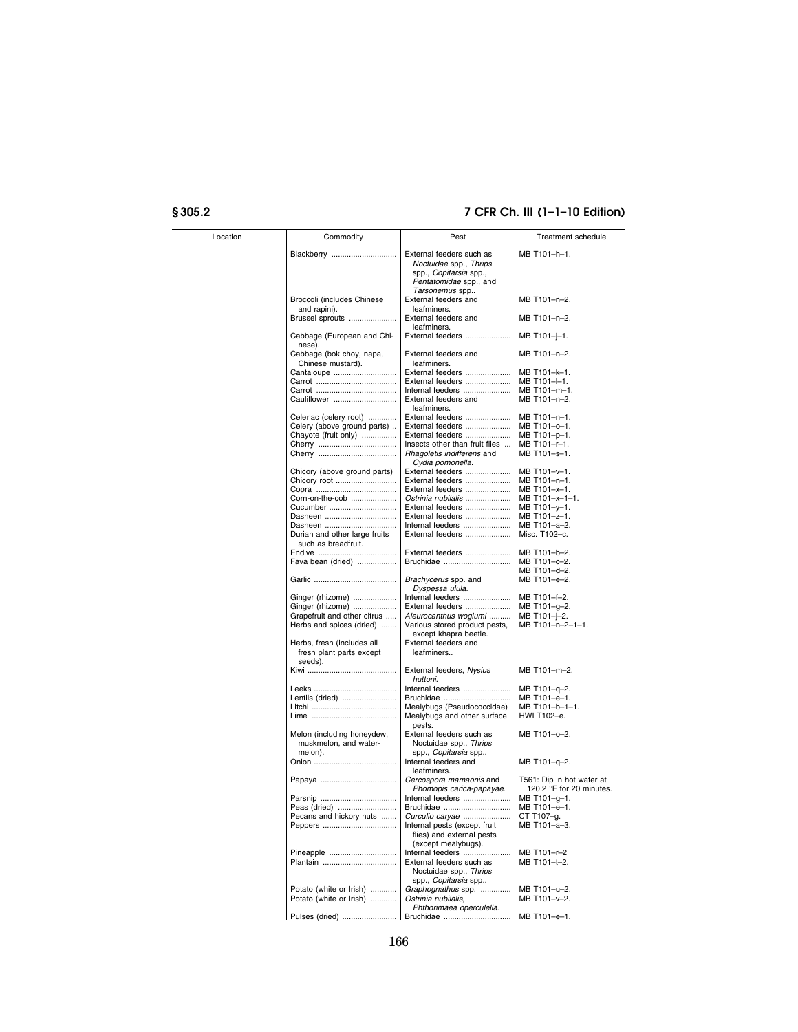| Location | Commodity | Pest | Treatment schedule |
|---|---|---|---|
| | Blackberry | External feeders such as *Noctuidae* spp., *Thrips* spp., *Copitarsia* spp., *Pentatomidae* spp., and *Tarsonemus* spp.. | MB T101–h–1. |
| | Broccoli (includes Chinese and rapini). | External feeders and leafminers. | MB T101–n–2. |
| | Brussel sprouts | External feeders and leafminers. | MB T101–n–2. |
| | Cabbage (European and Chinese). | External feeders | MB T101–j–1. |
| | Cabbage (bok choy, napa, Chinese mustard). | External feeders and leafminers. | MB T101–n–2. |
| | Cantaloupe | External feeders | MB T101–k–1. |
| | Carrot | External feeders | MB T101–l–1. |
| | Carrot | Internal feeders | MB T101–m–1. |
| | Cauliflower | External feeders and leafminers. | MB T101–n–2. |
| | Celeriac (celery root) | External feeders | MB T101–n–1. |
| | Celery (above ground parts) | External feeders | MB T101–o–1. |
| | Chayote (fruit only) | External feeders | MB T101–p–1. |
| | Cherry | Insects other than fruit flies | MB T101–r–1. |
| | Cherry | *Rhagoletis indifferens* and *Cydia pomonella*. | MB T101–s–1. |
| | Chicory (above ground parts) | External feeders | MB T101–v–1. |
| | Chicory root | External feeders | MB T101–n–1. |
| | Copra | External feeders | MB T101–x–1. |
| | Corn-on-the-cob | *Ostrinia nubilalis* | MB T101–x–1–1. |
| | Cucumber | External feeders | MB T101–y–1. |
| | Dasheen | External feeders | MB T101–z–1. |
| | Dasheen | Internal feeders | MB T101–a–2. |
| | Durian and other large fruits such as breadfruit. | External feeders | Misc. T102–c. |
| | Endive | External feeders | MB T101–b–2. |
| | Fava bean (dried) | Bruchidae | MB T101–c–2. MB T101–d–2. |
| | Garlic | *Brachycerus* spp. and *Dyspessa ulula*. | MB T101–e–2. |
| | Ginger (rhizome) | Internal feeders | MB T101–f–2. |
| | Ginger (rhizome) | External feeders | MB T101–g–2. |
| | Grapefruit and other citrus | *Aleurocanthus woglumi* | MB T101–j–2. |
| | Herbs and spices (dried) | Various stored product pests, except khapra beetle. | MB T101–n–2–1–1. |
| | Herbs, fresh (includes all fresh plant parts except seeds). | External feeders and leafminers.. | |
| | Kiwi | External feeders, *Nysius huttoni*. | MB T101–m–2. |
| | Leeks | Internal feeders | MB T101–q–2. |
| | Lentils (dried) | Bruchidae | MB T101–e–1. |
| | Litchi | Mealybugs (Pseudococcidae) | MB T101–b–1–1. |
| | Lime | Mealybugs and other surface pests. | HWI T102–e. |
| | Melon (including honeydew, muskmelon, and watermelon). | External feeders such as Noctuidae spp., *Thrips* spp., *Copitarsia* spp.. | MB T101–o–2. |
| | Onion | Internal feeders and leafminers. | MB T101–q–2. |
| | Papaya | *Cercospora mamaonis* and *Phomopis carica-papayae*. | T561: Dip in hot water at 120.2 °F for 20 minutes. |
| | Parsnip | Internal feeders | MB T101–g–1. |
| | Peas (dried) | Bruchidae | MB T101–e–1. |
| | Pecans and hickory nuts | *Curculio caryae* | CT T107–g. |
| | Peppers | Internal pests (except fruit flies) and external pests (except mealybugs). | MB T101–a–3. |
| | Pineapple | Internal feeders | MB T101–r–2 |
| | Plantain | External feeders such as Noctuidae spp., *Thrips* spp., *Copitarsia* spp.. | MB T101–t–2. |
| | Potato (white or Irish) | *Graphognathus* spp. | MB T101–u–2. |
| | Potato (white or Irish) | *Ostrinia nubilalis, Phthorimaea operculella*. | MB T101–v–2. |
| | Pulses (dried) | Bruchidae | MB T101–e–1. |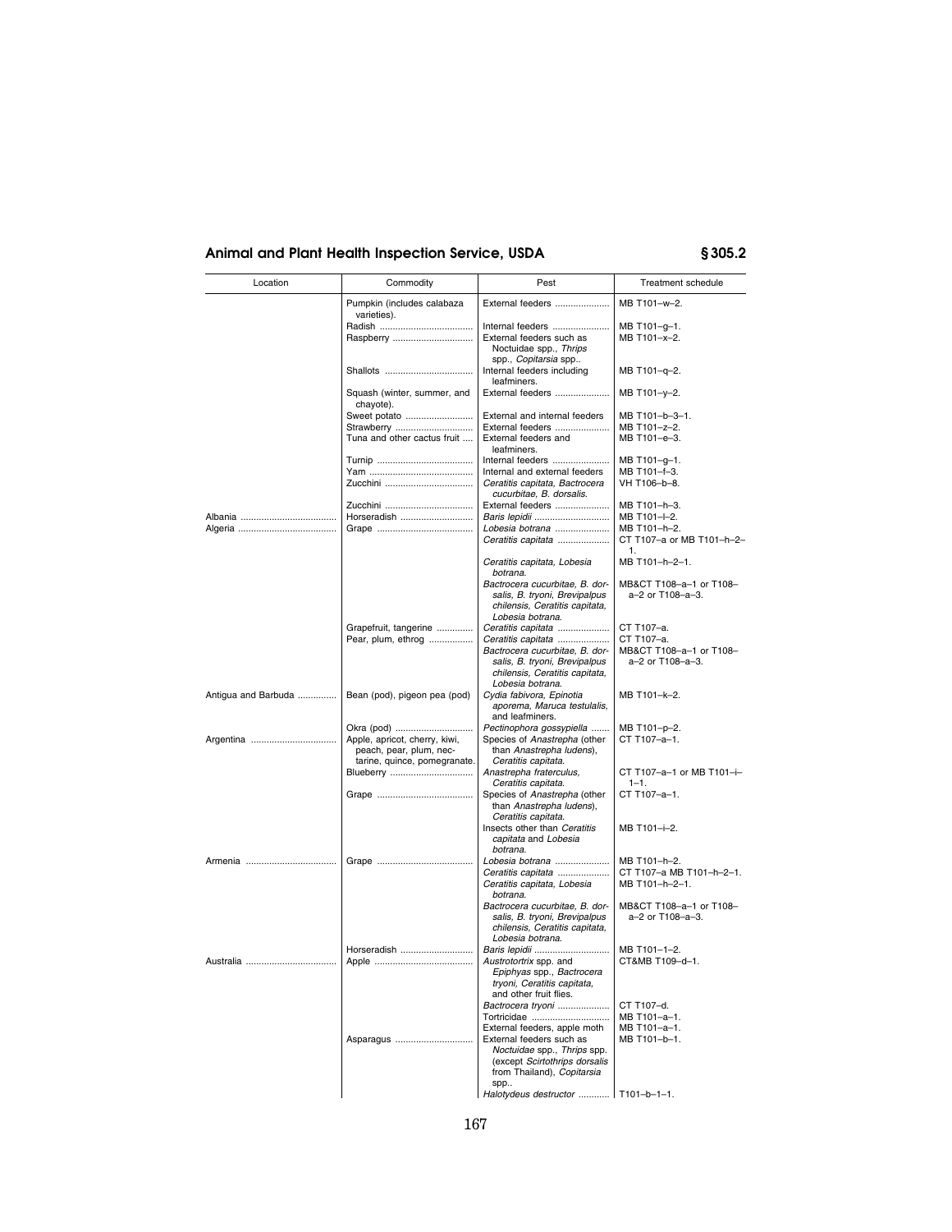| Location | Commodity | Pest | Treatment schedule |
|---|---|---|---|
| | Pumpkin (includes calabaza varieties). | External feeders | MB T101–w–2. |
| | Radish | Internal feeders | MB T101–g–1. |
| | Raspberry | External feeders such as Noctuidae spp., *Thrips* spp., *Copitarsia* spp.. | MB T101–x–2. |
| | Shallots | Internal feeders including leafminers. | MB T101–q–2. |
| | Squash (winter, summer, and chayote). | External feeders | MB T101–y–2. |
| | Sweet potato | External and internal feeders | MB T101–b–3–1. |
| | Strawberry | External feeders | MB T101–z–2. |
| | Tuna and other cactus fruit | External feeders and leafminers. | MB T101–e–3. |
| | Turnip | Internal feeders | MB T101–g–1. |
| | Yam | Internal and external feeders | MB T101–f–3. |
| | Zucchini | *Ceratitis capitata, Bactrocera cucurbitae, B. dorsalis.* | VH T106–b–8. |
| | Zucchini | External feeders | MB T101–h–3. |
| Albania | Horseradish | *Baris lepidii* | MB T101–l–2. |
| Algeria | Grape | *Lobesia botrana* | MB T101–h–2. |
| | | *Ceratitis capitata* | CT T107–a or MB T101–h–2–1. |
| | | *Ceratitis capitata, Lobesia botrana.* | MB T101–h–2–1. |
| | | *Bactrocera cucurbitae, B. dorsalis, B. tryoni, Brevipalpus chilensis, Ceratitis capitata, Lobesia botrana.* | MB&CT T108–a–1 or T108–a–2 or T108–a–3. |
| | Grapefruit, tangerine | *Ceratitis capitata* | CT T107–a. |
| | Pear, plum, ethrog | *Ceratitis capitata* | CT T107–a. |
| | | *Bactrocera cucurbitae, B. dorsalis, B. tryoni, Brevipalpus chilensis, Ceratitis capitata, Lobesia botrana.* | MB&CT T108–a–1 or T108–a–2 or T108–a–3. |
| Antigua and Barbuda | Bean (pod), pigeon pea (pod) | *Cydia fabivora, Epinotia aporema, Maruca testulalis,* and leafminers. | MB T101–k–2. |
| | Okra (pod) | *Pectinophora gossypiella* | MB T101–p–2. |
| Argentina | Apple, apricot, cherry, kiwi, peach, pear, plum, nectarine, quince, pomegranate. | Species of *Anastrepha* (other than *Anastrepha ludens*), *Ceratitis capitata.* | CT T107–a–1. |
| | Blueberry | *Anastrepha fraterculus, Ceratitis capitata.* | CT T107–a–1 or MB T101–i–1–1. |
| | Grape | Species of *Anastrepha* (other than *Anastrepha ludens*), *Ceratitis capitata.* | CT T107–a–1. |
| | | Insects other than *Ceratitis capitata* and *Lobesia botrana.* | MB T101–i–2. |
| Armenia | Grape | *Lobesia botrana* | MB T101–h–2. |
| | | *Ceratitis capitata* | CT T107–a MB T101–h–2–1. |
| | | *Ceratitis capitata, Lobesia botrana.* | MB T101–h–2–1. |
| | | *Bactrocera cucurbitae, B. dorsalis, B. tryoni, Brevipalpus chilensis, Ceratitis capitata, Lobesia botrana.* | MB&CT T108–a–1 or T108–a–2 or T108–a–3. |
| | Horseradish | *Baris lepidii* | MB T101–1–2. |
| Australia | Apple | *Austrotortrix* spp. and *Epiphyas* spp., *Bactrocera tryoni, Ceratitis capitata,* and other fruit flies. | CT&MB T109–d–1. |
| | | *Bactrocera tryoni* | CT T107–d. |
| | | Tortricidae | MB T101–a–1. |
| | | External feeders, apple moth | MB T101–a–1. |
| | Asparagus | External feeders such as Noctuidae spp., *Thrips* spp. (except *Scirtothrips dorsalis* from Thailand), *Copitarsia* spp.. | MB T101–b–1. |
| | | *Halotydeus destructor* | T101–b–1–1. |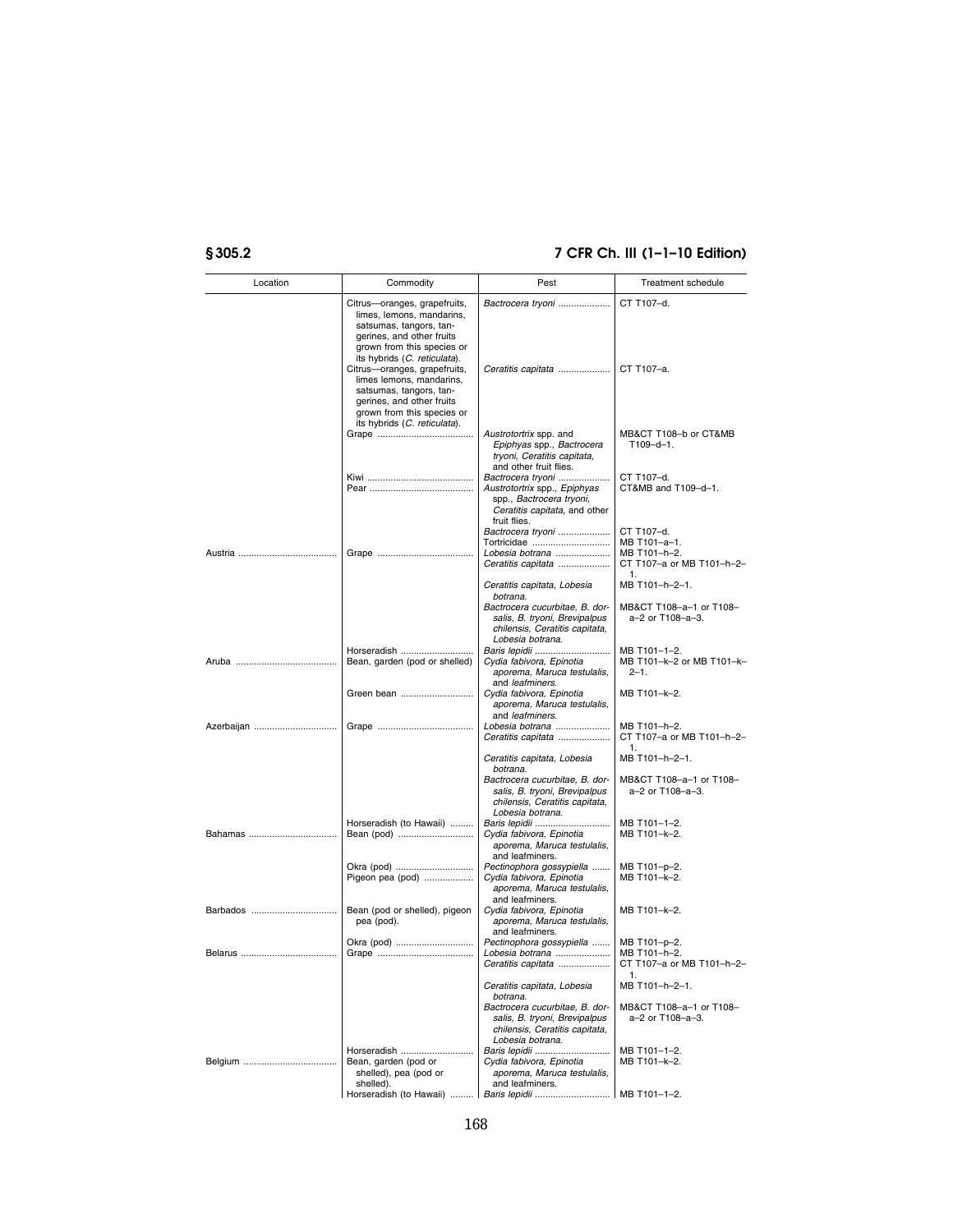| Location | Commodity | Pest | Treatment schedule |
| --- | --- | --- | --- |
| | Citrus—oranges, grapefruits, limes, lemons, mandarins, satsumas, tangors, tangerines, and other fruits grown from this species or its hybrids (*C. reticulata*). | *Bactrocera tryoni* | CT T107–d. |
| | Citrus—oranges, grapefruits, limes lemons, mandarins, satsumas, tangors, tangerines, and other fruits grown from this species or its hybrids (*C. reticulata*). | *Ceratitis capitata* | CT T107–a. |
| | Grape | *Austrotortrix* spp. and *Epiphyas* spp., *Bactrocera tryoni, Ceratitis capitata,* and other fruit flies. | MB&CT T108–b or CT&MB T109–d–1. |
| | Kiwi | *Bactrocera tryoni* | CT T107–d. |
| | Pear | *Austrotortrix* spp., *Epiphyas* spp., *Bactrocera tryoni, Ceratitis capitata,* and other fruit flies. | CT&MB and T109–d–1. |
| | | *Bactrocera tryoni* | CT T107–d. |
| | | Tortricidae | MB T101–a–1. |
| Austria | Grape | *Lobesia botrana* | MB T101–h–2. |
| | | *Ceratitis capitata* | CT T107–a or MB T101–h–2–1. |
| | | *Ceratitis capitata, Lobesia botrana.* | MB T101–h–2–1. |
| | | *Bactrocera cucurbitae, B. dorsalis, B. tryoni, Brevipalpus chilensis, Ceratitis capitata, Lobesia botrana.* | MB&CT T108–a–1 or T108–a–2 or T108–a–3. |
| | Horseradish | *Baris lepidii* | MB T101–1–2. |
| Aruba | Bean, garden (pod or shelled) | *Cydia fabivora, Epinotia aporema, Maruca testulalis,* and *leafminers.* | MB T101–k–2 or MB T101–k–2–1. |
| | Green bean | *Cydia fabivora, Epinotia aporema, Maruca testulalis,* and *leafminers.* | MB T101–k–2. |
| Azerbaijan | Grape | *Lobesia botrana* | MB T101–h–2. |
| | | *Ceratitis capitata* | CT T107–a or MB T101–h–2–1. |
| | | *Ceratitis capitata, Lobesia botrana.* | MB T101–h–2–1. |
| | | *Bactrocera cucurbitae, B. dorsalis, B. tryoni, Brevipalpus chilensis, Ceratitis capitata, Lobesia botrana.* | MB&CT T108–a–1 or T108–a–2 or T108–a–3. |
| | Horseradish (to Hawaii) | *Baris lepidii* | MB T101–1–2. |
| Bahamas | Bean (pod) | *Cydia fabivora, Epinotia aporema, Maruca testulalis,* and leafminers. | MB T101–k–2. |
| | Okra (pod) | *Pectinophora gossypiella* | MB T101–p–2. |
| | Pigeon pea (pod) | *Cydia fabivora, Epinotia aporema, Maruca testulalis,* and leafminers. | MB T101–k–2. |
| Barbados | Bean (pod or shelled), pigeon pea (pod). | *Cydia fabivora, Epinotia aporema, Maruca testulalis,* and leafminers. | MB T101–k–2. |
| | Okra (pod) | *Pectinophora gossypiella* | MB T101–p–2. |
| Belarus | Grape | *Lobesia botrana* | MB T101–h–2. |
| | | *Ceratitis capitata* | CT T107–a or MB T101–h–2–1. |
| | | *Ceratitis capitata, Lobesia botrana.* | MB T101–h–2–1. |
| | | *Bactrocera cucurbitae, B. dorsalis, B. tryoni, Brevipalpus chilensis, Ceratitis capitata, Lobesia botrana.* | MB&CT T108–a–1 or T108–a–2 or T108–a–3. |
| | Horseradish | *Baris lepidii* | MB T101–1–2. |
| Belgium | Bean, garden (pod or shelled), pea (pod or shelled). | *Cydia fabivora, Epinotia aporema, Maruca testulalis,* and leafminers. | MB T101–k–2. |
| | Horseradish (to Hawaii) | *Baris lepidii* | MB T101–1–2. |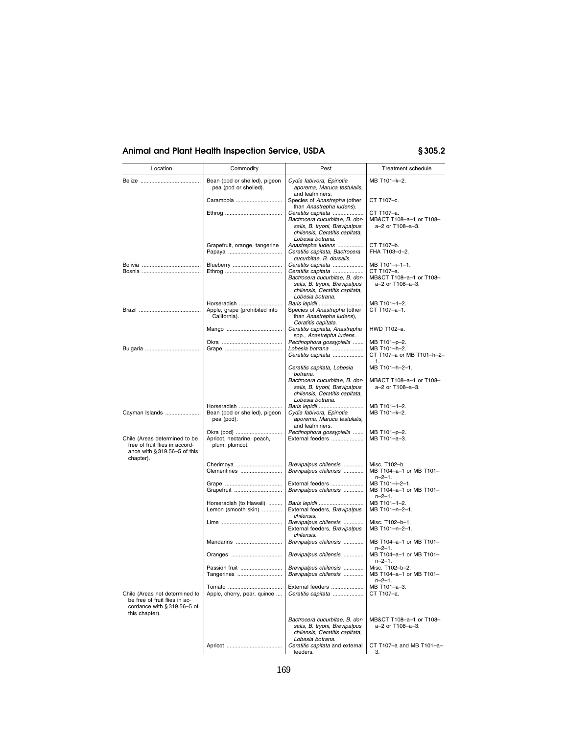| Location | Commodity | Pest | Treatment schedule |
| --- | --- | --- | --- |
| Belize | Bean (pod or shelled), pigeon pea (pod or shelled). | *Cydia fabivora, Epinotia aporema, Maruca testulalis,* and leafminers. | MB T101–k–2. |
| | Carambola | Species of *Anastrepha* (other than *Anastrepha ludens*). | CT T107–c. |
| | Ethrog | *Ceratitis capitata* | CT T107–a. |
| | | *Bactrocera cucurbitae, B. dorsalis, B. tryoni, Brevipalpus chilensis, Ceratitis capitata, Lobesia botrana.* | MB&CT T108–a–1 or T108–a–2 or T108–a–3. |
| | Grapefruit, orange, tangerine | *Anastrepha ludens* | CT T107–b. |
| | Papaya | *Ceratitis capitata, Bactrocera cucurbitae, B. dorsalis.* | FHA T103–d–2. |
| Bolivia | Blueberry | *Ceratitis capitata* | MB T101–i–1–1. |
| Bosnia | Ethrog | *Ceratitis capitata* | CT T107–a. |
| | | *Bactrocera cucurbitae, B. dorsalis, B. tryoni, Brevipalpus chilensis, Ceratitis capitata, Lobesia botrana.* | MB&CT T108–a–1 or T108–a–2 or T108–a–3. |
| | Horseradish | *Baris lepidii* | MB T101–l–2. |
| Brazil | Apple, grape (prohibited into California). | Species of *Anastrepha* (other than *Anastrepha ludens*), *Ceratitis capitata.* | CT T107–a–1. |
| | Mango | *Ceratitis capitata, Anastrepha* spp., *Anastrepha ludens.* | HWD T102–a. |
| | Okra | *Pectinophora gossypiella* | MB T101–p–2. |
| Bulgaria | Grape | *Lobesia botrana* | MB T101–h–2. |
| | | *Ceratitis capitata* | CT T107–a or MB T101–h–2–1. |
| | | *Ceratitis capitata, Lobesia botrana.* | MB T101–h–2–1. |
| | | *Bactrocera cucurbitae, B. dorsalis, B. tryoni, Brevipalpus chilensis, Ceratitis capitata, Lobesia botrana.* | MB&CT T108–a–1 or T108–a–2 or T108–a–3. |
| | Horseradish | *Baris lepidii* | MB T101–l–2. |
| Cayman Islands | Bean (pod or shelled), pigeon pea (pod). | *Cydia fabivora, Epinotia aporema, Maruca testulalis,* and leafminers. | MB T101–k–2. |
| | Okra (pod) | *Pectinophora gossypiella* | MB T101–p–2. |
| Chile (Areas determined to be free of fruit flies in accordance with §319.56–5 of this chapter). | Apricot, nectarine, peach, plum, plumcot. | External feeders | MB T101–a–3. |
| | Cherimoya | *Brevipalpus chilensis* | Misc. T102–b |
| | Clementines | *Brevipalpus chilensis* | MB T104–a–1 or MB T101–n–2–1. |
| | Grape | External feeders | MB T101–i–2–1. |
| | Grapefruit | *Brevipalpus chilensis* | MB T104–a–1 or MB T101–n–2–1. |
| | Horseradish (to Hawaii) | *Baris lepidii* | MB T101–l–2. |
| | Lemon (smooth skin) | External feeders, *Brevipalpus chilensis.* | MB T101–n–2–1. |
| | Lime | *Brevipalpus chilensis* | Misc. T102–b–1. |
| | | External feeders, *Brevipalpus chilensis.* | MB T101–n–2–1. |
| | Mandarins | *Brevipalpus chilensis* | MB T104–a–1 or MB T101–n–2–1. |
| | Oranges | *Brevipalpus chilensis* | MB T104–a–1 or MB T101–n–2–1. |
| | Passion fruit | *Brevipalpus chilensis* | Misc. T102–b–2. |
| | Tangerines | *Brevipalpus chilensis* | MB T104–a–1 or MB T101–n–2–1. |
| | Tomato | External feeders | MB T101–a–3. |
| Chile (Areas not determined to be free of fruit flies in accordance with §319.56–5 of this chapter). | Apple, cherry, pear, quince | *Ceratitis capitata* | CT T107–a. |
| | | *Bactrocera cucurbitae, B. dorsalis, B. tryoni, Brevipalpus chilensis, Ceratitis capitata, Lobesia botrana.* | MB&CT T108–a–1 or T108–a–2 or T108–a–3. |
| | Apricot | *Ceratitis capitata* and external feeders. | CT T107–a and MB T101–a–3. |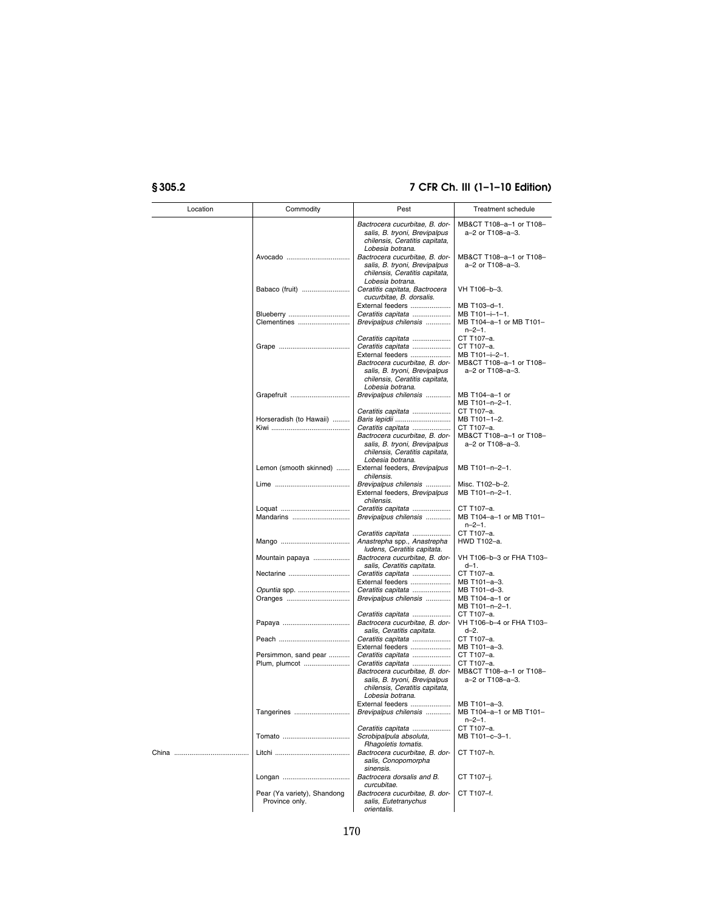| Location | Commodity | Pest | Treatment schedule |
|---|---|---|---|
| | | *Bactrocera cucurbitae, B. dorsalis, B. tryoni, Brevipalpus chilensis, Ceratitis capitata, Lobesia botrana.* | MB&CT T108–a–1 or T108–a–2 or T108–a–3. |
| | Avocado | *Bactrocera cucurbitae, B. dorsalis, B. tryoni, Brevipalpus chilensis, Ceratitis capitata, Lobesia botrana.* | MB&CT T108–a–1 or T108–a–2 or T108–a–3. |
| | Babaco (fruit) | *Ceratitis capitata, Bactrocera cucurbitae, B. dorsalis.* | VH T106–b–3. |
| | | External feeders | MB T103–d–1. |
| | Blueberry | *Ceratitis capitata* | MB T101–i–1–1. |
| | Clementines | *Brevipalpus chilensis* | MB T104–a–1 or MB T101–n–2–1. |
| | | *Ceratitis capitata* | CT T107–a. |
| | Grape | *Ceratitis capitata* | CT T107–a. |
| | | External feeders | MB T101–i–2–1. |
| | | *Bactrocera cucurbitae, B. dorsalis, B. tryoni, Brevipalpus chilensis, Ceratitis capitata, Lobesia botrana.* | MB&CT T108–a–1 or T108–a–2 or T108–a–3. |
| | Grapefruit | *Brevipalpus chilensis* | MB T104–a–1 or MB T101–n–2–1. |
| | | *Ceratitis capitata* | CT T107–a. |
| | Horseradish (to Hawaii) | *Baris lepidii* | MB T101–1–2. |
| | Kiwi | *Ceratitis capitata* | CT T107–a. |
| | | *Bactrocera cucurbitae, B. dorsalis, B. tryoni, Brevipalpus chilensis, Ceratitis capitata, Lobesia botrana.* | MB&CT T108–a–1 or T108–a–2 or T108–a–3. |
| | Lemon (smooth skinned) | External feeders, *Brevipalpus chilensis.* | MB T101–n–2–1. |
| | Lime | *Brevipalpus chilensis* | Misc. T102–b–2. |
| | | External feeders, *Brevipalpus chilensis.* | MB T101–n–2–1. |
| | Loquat | *Ceratitis capitata* | CT T107–a. |
| | Mandarins | *Brevipalpus chilensis* | MB T104–a–1 or MB T101–n–2–1. |
| | | *Ceratitis capitata* | CT T107–a. |
| | Mango | *Anastrepha* spp., *Anastrepha ludens, Ceratitis capitata.* | HWD T102–a. |
| | Mountain papaya | *Bactrocera cucurbitae, B. dorsalis, Ceratitis capitata.* | VH T106–b–3 or FHA T103–d–1. |
| | Nectarine | *Ceratitis capitata* | CT T107–a. |
| | | External feeders | MB T101–a–3. |
| | *Opuntia* spp. | *Ceratitis capitata* | MB T101–d–3. |
| | Oranges | *Brevipalpus chilensis* | MB T104–a–1 or MB T101–n–2–1. |
| | | *Ceratitis capitata* | CT T107–a. |
| | Papaya | *Bactrocera cucurbitae, B. dorsalis, Ceratitis capitata.* | VH T106–b–4 or FHA T103–d–2. |
| | Peach | *Ceratitis capitata* | CT T107–a. |
| | | External feeders | MB T101–a–3. |
| | Persimmon, sand pear | *Ceratitis capitata* | CT T107–a. |
| | Plum, plumcot | *Ceratitis capitata* | CT T107–a. |
| | | *Bactrocera cucurbitae, B. dorsalis, B. tryoni, Brevipalpus chilensis, Ceratitis capitata, Lobesia botrana.* | MB&CT T108–a–1 or T108–a–2 or T108–a–3. |
| | | External feeders | MB T101–a–3. |
| | Tangerines | *Brevipalpus chilensis* | MB T104–a–1 or MB T101–n–2–1. |
| | | *Ceratitis capitata* | CT T107–a. |
| | Tomato | *Scrobipalpula absoluta, Rhagoletis tomatis.* | MB T101–c–3–1. |
| China | Litchi | *Bactrocera cucurbitae, B. dorsalis, Conopomorpha sinensis.* | CT T107–h. |
| | Longan | *Bactrocera dorsalis* and *B. curcubitae.* | CT T107–j. |
| | Pear (Ya variety), Shandong Province only. | *Bactrocera cucurbitae, B. dorsalis, Eutetranychus orientalis.* | CT T107–f. |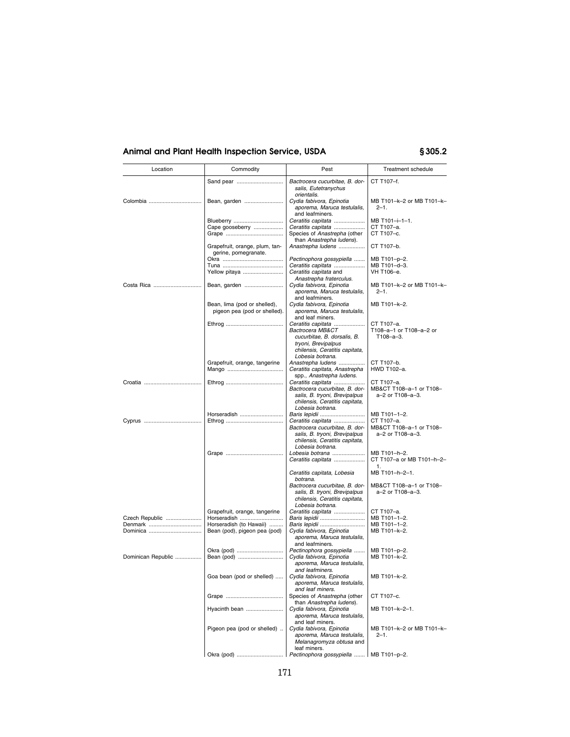| Location | Commodity | Pest | Treatment schedule |
| --- | --- | --- | --- |
| | Sand pear | *Bactrocera cucurbitae, B. dorsalis, Eutetranychus orientalis.* | CT T107–f. |
| Colombia | Bean, garden | *Cydia fabivora, Epinotia aporema, Maruca testulalis,* and leafminers. | MB T101–k–2 or MB T101–k–2–1. |
| | Blueberry | *Ceratitis capitata* | MB T101–i–1–1. |
| | Cape gooseberry | *Ceratitis capitata* | CT T107–a. |
| | Grape | Species of *Anastrepha* (other than *Anastrepha ludens*). | CT T107–c. |
| | Grapefruit, orange, plum, tangerine, pomegranate. | *Anastrepha ludens* | CT T107–b. |
| | Okra | *Pectinophora gossypiella* | MB T101–p–2. |
| | Tuna | *Ceratitis capitata* | MB T101–d–3. |
| | Yellow pitaya | *Ceratitis capitata* and *Anastrepha fraterculus.* | VH T106–e. |
| Costa Rica | Bean, garden | *Cydia fabivora, Epinotia aporema, Maruca testulalis,* and leafminers. | MB T101–k–2 or MB T101–k–2–1. |
| | Bean, lima (pod or shelled), pigeon pea (pod or shelled). | *Cydia fabivora, Epinotia aporema, Maruca testulalis,* and leaf miners. | MB T101–k–2. |
| | Ethrog | *Ceratitis capitata* | CT T107–a. |
| | | *Bactrocera* MB&CT *cucurbitae, B. dorsalis, B. tryoni, Brevipalpus chilensis, Ceratitis capitata, Lobesia botrana.* | T108–a–1 or T108–a–2 or T108–a–3. |
| | Grapefruit, orange, tangerine | *Anastrepha ludens* | CT T107–b. |
| | Mango | *Ceratitis capitata, Anastrepha* spp., *Anastrepha ludens.* | HWD T102–a. |
| Croatia | Ethrog | *Ceratitis capitata* | CT T107–a. |
| | | *Bactrocera cucurbitae, B. dorsalis, B. tryoni, Brevipalpus chilensis, Ceratitis capitata, Lobesia botrana.* | MB&CT T108–a–1 or T108–a–2 or T108–a–3. |
| | Horseradish | *Baris lepidii* | MB T101–1–2. |
| Cyprus | Ethrog | *Ceratitis capitata* | CT T107–a. |
| | | *Bactrocera cucurbitae, B. dorsalis, B. tryoni, Brevipalpus chilensis, Ceratitis capitata, Lobesia botrana.* | MB&CT T108–a–1 or T108–a–2 or T108–a–3. |
| | Grape | *Lobesia botrana* | MB T101–h–2. |
| | | *Ceratitis capitata* | CT T107–a or MB T101–h–2–1. |
| | | *Ceratitis capitata, Lobesia botrana.* | MB T101–h–2–1. |
| | | *Bactrocera cucurbitae, B. dorsalis, B. tryoni, Brevipalpus chilensis, Ceratitis capitata, Lobesia botrana.* | MB&CT T108–a–1 or T108–a–2 or T108–a–3. |
| | Grapefruit, orange, tangerine | *Ceratitis capitata* | CT T107–a. |
| Czech Republic | Horseradish | *Baris lepidii* | MB T101–1–2. |
| Denmark | Horseradish (to Hawaii) | *Baris lepidii* | MB T101–1–2. |
| Dominica | Bean (pod), pigeon pea (pod) | *Cydia fabivora, Epinotia aporema, Maruca testulalis,* and leafminers. | MB T101–k–2. |
| | Okra (pod) | *Pectinophora gossypiella* | MB T101–p–2. |
| Dominican Republic | Bean (pod) | *Cydia fabivora, Epinotia aporema, Maruca testulalis, and leafminers.* | MB T101–k–2. |
| | Goa bean (pod or shelled) | *Cydia fabivora, Epinotia aporema, Maruca testulalis, and leaf miners.* | MB T101–k–2. |
| | Grape | Species of *Anastrepha* (other than *Anastrepha ludens*). | CT T107–c. |
| | Hyacinth bean | *Cydia fabivora, Epinotia aporema, Maruca testulalis,* and leaf miners. | MB T101–k–2–1. |
| | Pigeon pea (pod or shelled) | *Cydia fabivora, Epinotia aporema, Maruca testulalis, Melanagromyza obtusa* and leaf miners. | MB T101–k–2 or MB T101–k–2–1. |
| | Okra (pod) | *Pectinophora gossypiella* | MB T101–p–2. |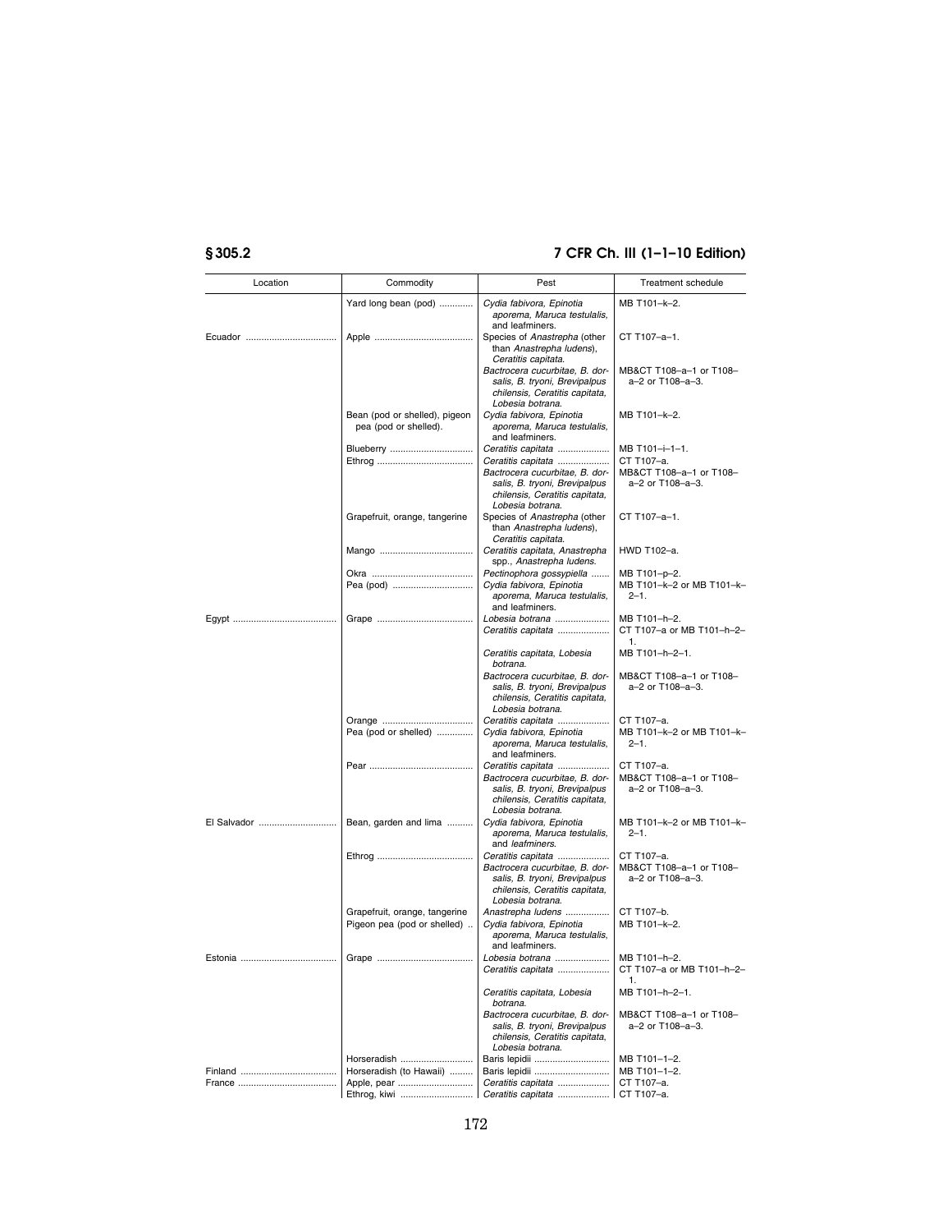| Location | Commodity | Pest | Treatment schedule |
|---|---|---|---|
| | Yard long bean (pod) | *Cydia fabivora, Epinotia aporema, Maruca testulalis,* and leafminers. | MB T101–k–2. |
| Ecuador | Apple | Species of *Anastrepha* (other than *Anastrepha ludens*), *Ceratitis capitata.* | CT T107–a–1. |
| | | *Bactrocera cucurbitae, B. dorsalis, B. tryoni, Brevipalpus chilensis, Ceratitis capitata, Lobesia botrana.* | MB&CT T108–a–1 or T108–a–2 or T108–a–3. |
| | Bean (pod or shelled), pigeon pea (pod or shelled). | *Cydia fabivora, Epinotia aporema, Maruca testulalis,* and leafminers. | MB T101–k–2. |
| | Blueberry | *Ceratitis capitata* | MB T101–i–1–1. |
| | Ethrog | *Ceratitis capitata* | CT T107–a. |
| | | *Bactrocera cucurbitae, B. dorsalis, B. tryoni, Brevipalpus chilensis, Ceratitis capitata, Lobesia botrana.* | MB&CT T108–a–1 or T108–a–2 or T108–a–3. |
| | Grapefruit, orange, tangerine | Species of *Anastrepha* (other than *Anastrepha ludens*), *Ceratitis capitata.* | CT T107–a–1. |
| | Mango | *Ceratitis capitata, Anastrepha* spp., *Anastrepha ludens.* | HWD T102–a. |
| | Okra | *Pectinophora gossypiella* | MB T101–p–2. |
| | Pea (pod) | *Cydia fabivora, Epinotia aporema, Maruca testulalis,* and leafminers. | MB T101–k–2 or MB T101–k–2–1. |
| Egypt | Grape | *Lobesia botrana* | MB T101–h–2. |
| | | *Ceratitis capitata* | CT T107–a or MB T101–h–2–1. |
| | | *Ceratitis capitata, Lobesia botrana.* | MB T101–h–2–1. |
| | | *Bactrocera cucurbitae, B. dorsalis, B. tryoni, Brevipalpus chilensis, Ceratitis capitata, Lobesia botrana.* | MB&CT T108–a–1 or T108–a–2 or T108–a–3. |
| | Orange | *Ceratitis capitata* | CT T107–a. |
| | Pea (pod or shelled) | *Cydia fabivora, Epinotia aporema, Maruca testulalis,* and leafminers. | MB T101–k–2 or MB T101–k–2–1. |
| | Pear | *Ceratitis capitata* | CT T107–a. |
| | | *Bactrocera cucurbitae, B. dorsalis, B. tryoni, Brevipalpus chilensis, Ceratitis capitata, Lobesia botrana.* | MB&CT T108–a–1 or T108–a–2 or T108–a–3. |
| El Salvador | Bean, garden and lima | *Cydia fabivora, Epinotia aporema, Maruca testulalis,* and *leafminers.* | MB T101–k–2 or MB T101–k–2–1. |
| | Ethrog | *Ceratitis capitata* | CT T107–a. |
| | | *Bactrocera cucurbitae, B. dorsalis, B. tryoni, Brevipalpus chilensis, Ceratitis capitata, Lobesia botrana.* | MB&CT T108–a–1 or T108–a–2 or T108–a–3. |
| | Grapefruit, orange, tangerine | *Anastrepha ludens* | CT T107–b. |
| | Pigeon pea (pod or shelled) | *Cydia fabivora, Epinotia aporema, Maruca testulalis,* and leafminers. | MB T101–k–2. |
| Estonia | Grape | *Lobesia botrana* | MB T101–h–2. |
| | | *Ceratitis capitata* | CT T107–a or MB T101–h–2–1. |
| | | *Ceratitis capitata, Lobesia botrana.* | MB T101–h–2–1. |
| | | *Bactrocera cucurbitae, B. dorsalis, B. tryoni, Brevipalpus chilensis, Ceratitis capitata, Lobesia botrana.* | MB&CT T108–a–1 or T108–a–2 or T108–a–3. |
| | Horseradish | Baris lepidii | MB T101–1–2. |
| Finland | Horseradish (to Hawaii) | Baris lepidii | MB T101–1–2. |
| France | Apple, pear | *Ceratitis capitata* | CT T107–a. |
| | Ethrog, kiwi | *Ceratitis capitata* | CT T107–a. |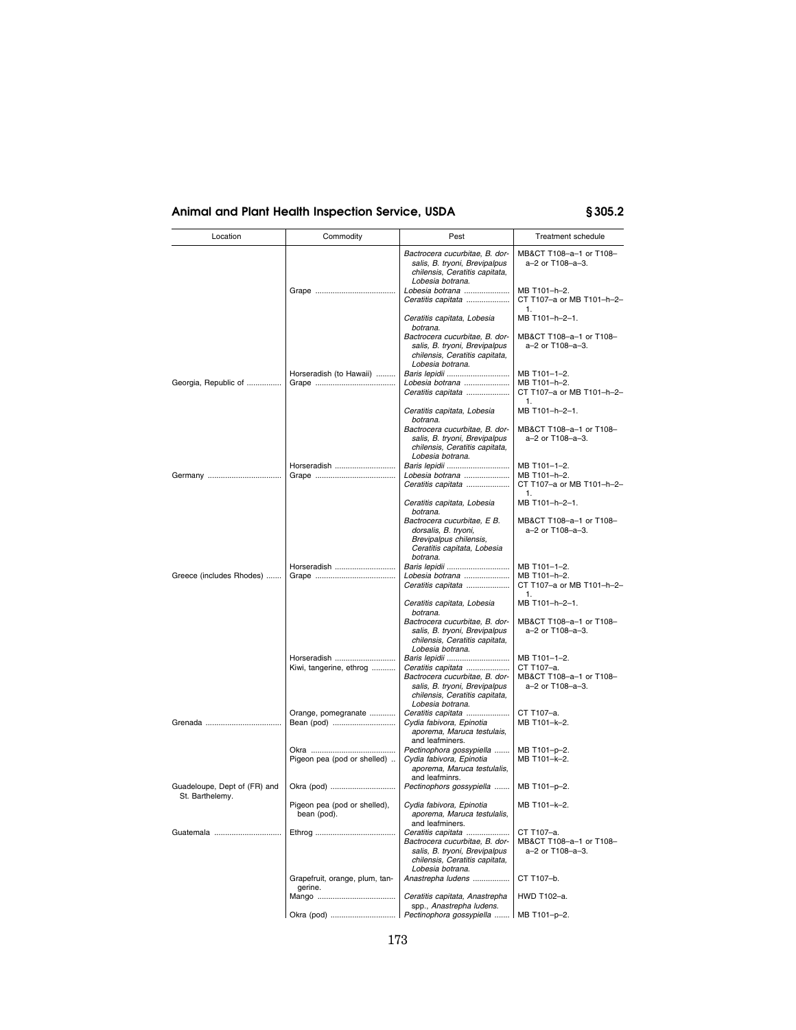| Location | Commodity | Pest | Treatment schedule |
|---|---|---|---|
| | | *Bactrocera cucurbitae, B. dorsalis, B. tryoni, Brevipalpus chilensis, Ceratitis capitata, Lobesia botrana.* | MB&CT T108–a–1 or T108–a–2 or T108–a–3. |
| | Grape | *Lobesia botrana* | MB T101–h–2. |
| | | *Ceratitis capitata* | CT T107–a or MB T101–h–2–1. |
| | | *Ceratitis capitata, Lobesia botrana.* | MB T101–h–2–1. |
| | | *Bactrocera cucurbitae, B. dorsalis, B. tryoni, Brevipalpus chilensis, Ceratitis capitata, Lobesia botrana.* | MB&CT T108–a–1 or T108–a–2 or T108–a–3. |
| | Horseradish (to Hawaii) | *Baris lepidii* | MB T101–1–2. |
| Georgia, Republic of | Grape | *Lobesia botrana* | MB T101–h–2. |
| | | *Ceratitis capitata* | CT T107–a or MB T101–h–2–1. |
| | | *Ceratitis capitata, Lobesia botrana.* | MB T101–h–2–1. |
| | | *Bactrocera cucurbitae, B. dorsalis, B. tryoni, Brevipalpus chilensis, Ceratitis capitata, Lobesia botrana.* | MB&CT T108–a–1 or T108–a–2 or T108–a–3. |
| | Horseradish | *Baris lepidii* | MB T101–1–2. |
| Germany | Grape | *Lobesia botrana* | MB T101–h–2. |
| | | *Ceratitis capitata* | CT T107–a or MB T101–h–2–1. |
| | | *Ceratitis capitata, Lobesia botrana.* | MB T101–h–2–1. |
| | | *Bactrocera cucurbitae, E B. dorsalis, B. tryoni, Brevipalpus chilensis, Ceratitis capitata, Lobesia botrana.* | MB&CT T108–a–1 or T108–a–2 or T108–a–3. |
| | Horseradish | *Baris lepidii* | MB T101–1–2. |
| Greece (includes Rhodes) | Grape | *Lobesia botrana* | MB T101–h–2. |
| | | *Ceratitis capitata* | CT T107–a or MB T101–h–2–1. |
| | | *Ceratitis capitata, Lobesia botrana.* | MB T101–h–2–1. |
| | | *Bactrocera cucurbitae, B. dorsalis, B. tryoni, Brevipalpus chilensis, Ceratitis capitata, Lobesia botrana.* | MB&CT T108–a–1 or T108–a–2 or T108–a–3. |
| | Horseradish | *Baris lepidii* | MB T101–1–2. |
| | Kiwi, tangerine, ethrog | *Ceratitis capitata* | CT T107–a. |
| | | *Bactrocera cucurbitae, B. dorsalis, B. tryoni, Brevipalpus chilensis, Ceratitis capitata, Lobesia botrana.* | MB&CT T108–a–1 or T108–a–2 or T108–a–3. |
| | Orange, pomegranate | *Ceratitis capitata* | CT T107–a. |
| Grenada | Bean (pod) | *Cydia fabivora, Epinotia aporema, Maruca testulais,* and leafminers. | MB T101–k–2. |
| | Okra | *Pectinophora gossypiella* | MB T101–p–2. |
| | Pigeon pea (pod or shelled) | *Cydia fabivora, Epinotia aporema, Maruca testulalis,* and leafminrs. | MB T101–k–2. |
| Guadeloupe, Dept of (FR) and St. Barthelemy. | Okra (pod) | *Pectinophors gossypiella* | MB T101–p–2. |
| | Pigeon pea (pod or shelled), bean (pod). | *Cydia fabivora, Epinotia aporema, Maruca testulalis,* and leafminers. | MB T101–k–2. |
| Guatemala | Ethrog | *Ceratitis capitata* | CT T107–a. |
| | | *Bactrocera cucurbitae, B. dorsalis, B. tryoni, Brevipalpus chilensis, Ceratitis capitata, Lobesia botrana.* | MB&CT T108–a–1 or T108–a–2 or T108–a–3. |
| | Grapefruit, orange, plum, tangerine. | *Anastrepha ludens* | CT T107–b. |
| | Mango | *Ceratitis capitata, Anastrepha* spp., *Anastrepha ludens.* | HWD T102–a. |
| | Okra (pod) | *Pectinophora gossypiella* | MB T101–p–2. |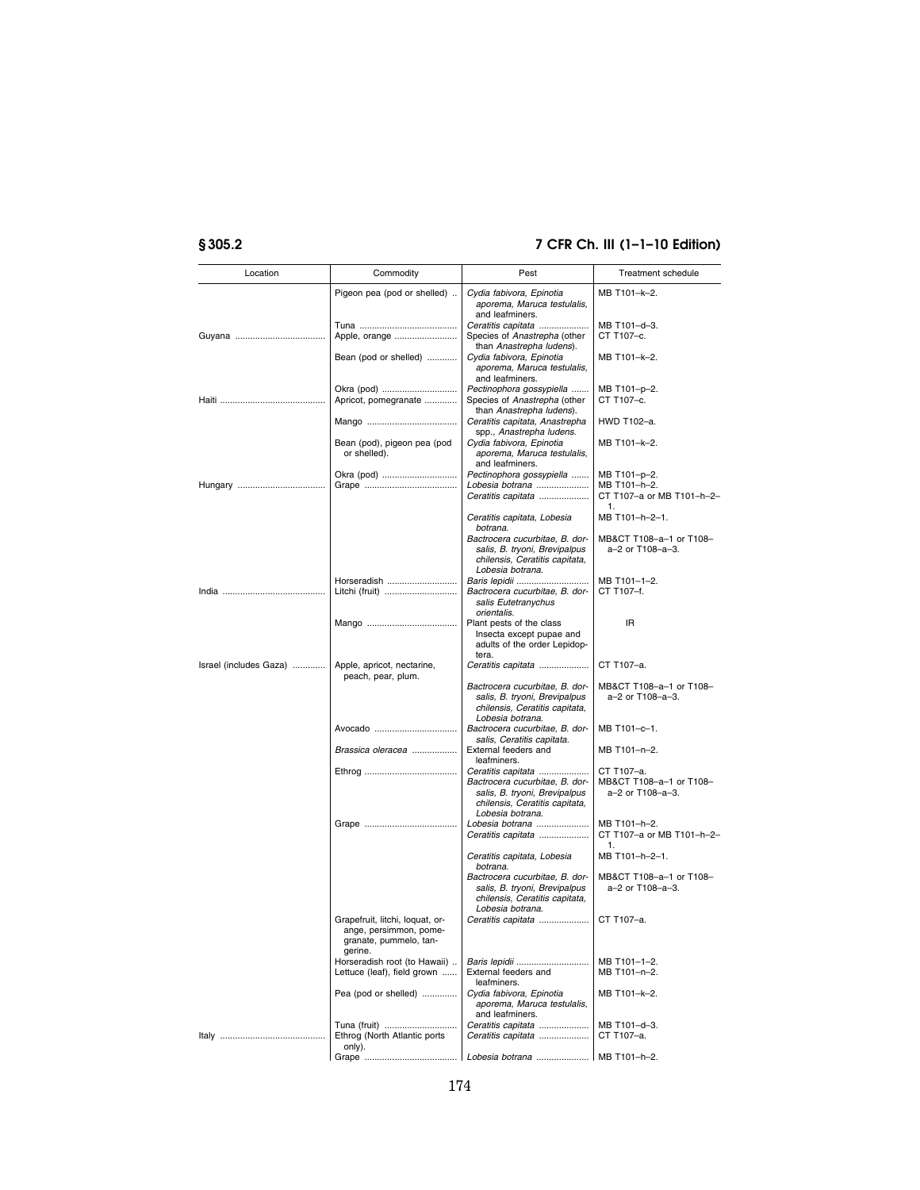| Location | Commodity | Pest | Treatment schedule |
| --- | --- | --- | --- |
| | Pigeon pea (pod or shelled) | *Cydia fabivora, Epinotia aporema, Maruca testulalis,* and leafminers. | MB T101–k–2. |
| | Tuna | *Ceratitis capitata* | MB T101–d–3. |
| Guyana | Apple, orange | Species of *Anastrepha* (other than *Anastrepha ludens*). | CT T107–c. |
| | Bean (pod or shelled) | *Cydia fabivora, Epinotia aporema, Maruca testulalis,* and leafminers. | MB T101–k–2. |
| | Okra (pod) | *Pectinophora gossypiella* | MB T101–p–2. |
| Haiti | Apricot, pomegranate | Species of *Anastrepha* (other than *Anastrepha ludens*). | CT T107–c. |
| | Mango | *Ceratitis capitata, Anastrepha* spp., *Anastrepha ludens.* | HWD T102–a. |
| | Bean (pod), pigeon pea (pod or shelled). | *Cydia fabivora, Epinotia aporema, Maruca testulalis,* and leafminers. | MB T101–k–2. |
| | Okra (pod) | *Pectinophora gossypiella* | MB T101–p–2. |
| Hungary | Grape | *Lobesia botrana* | MB T101–h–2. |
| | | *Ceratitis capitata* | CT T107–a or MB T101–h–2–1. |
| | | *Ceratitis capitata, Lobesia botrana.* | MB T101–h–2–1. |
| | | *Bactrocera cucurbitae, B. dorsalis, B. tryoni, Brevipalpus chilensis, Ceratitis capitata, Lobesia botrana.* | MB&CT T108–a–1 or T108–a–2 or T108–a–3. |
| | Horseradish | *Baris lepidii* | MB T101–1–2. |
| India | Litchi (fruit) | *Bactrocera cucurbitae, B. dorsalis Eutetranychus orientalis.* | CT T107–f. |
| | Mango | Plant pests of the class Insecta except pupae and adults of the order Lepidoptera. | IR |
| Israel (includes Gaza) | Apple, apricot, nectarine, peach, pear, plum. | *Ceratitis capitata* | CT T107–a. |
| | | *Bactrocera cucurbitae, B. dorsalis, B. tryoni, Brevipalpus chilensis, Ceratitis capitata, Lobesia botrana.* | MB&CT T108–a–1 or T108–a–2 or T108–a–3. |
| | Avocado | *Bactrocera cucurbitae, B. dorsalis, Ceratitis capitata.* | MB T101–c–1. |
| | *Brassica oleracea* | External feeders and leafminers. | MB T101–n–2. |
| | Ethrog | *Ceratitis capitata* | CT T107–a. |
| | | *Bactrocera cucurbitae, B. dorsalis, B. tryoni, Brevipalpus chilensis, Ceratitis capitata, Lobesia botrana.* | MB&CT T108–a–1 or T108–a–2 or T108–a–3. |
| | Grape | *Lobesia botrana* | MB T101–h–2. |
| | | *Ceratitis capitata* | CT T107–a or MB T101–h–2–1. |
| | | *Ceratitis capitata, Lobesia botrana.* | MB T101–h–2–1. |
| | | *Bactrocera cucurbitae, B. dorsalis, B. tryoni, Brevipalpus chilensis, Ceratitis capitata, Lobesia botrana.* | MB&CT T108–a–1 or T108–a–2 or T108–a–3. |
| | Grapefruit, litchi, loquat, orange, persimmon, pomegranate, pummelo, tangerine. | *Ceratitis capitata* | CT T107–a. |
| | Horseradish root (to Hawaii) | *Baris lepidii* | MB T101–1–2. |
| | Lettuce (leaf), field grown | External feeders and leafminers. | MB T101–n–2. |
| | Pea (pod or shelled) | *Cydia fabivora, Epinotia aporema, Maruca testulalis,* and leafminers. | MB T101–k–2. |
| | Tuna (fruit) | *Ceratitis capitata* | MB T101–d–3. |
| Italy | Ethrog (North Atlantic ports only). | *Ceratitis capitata* | CT T107–a. |
| | Grape | *Lobesia botrana* | MB T101–h–2. |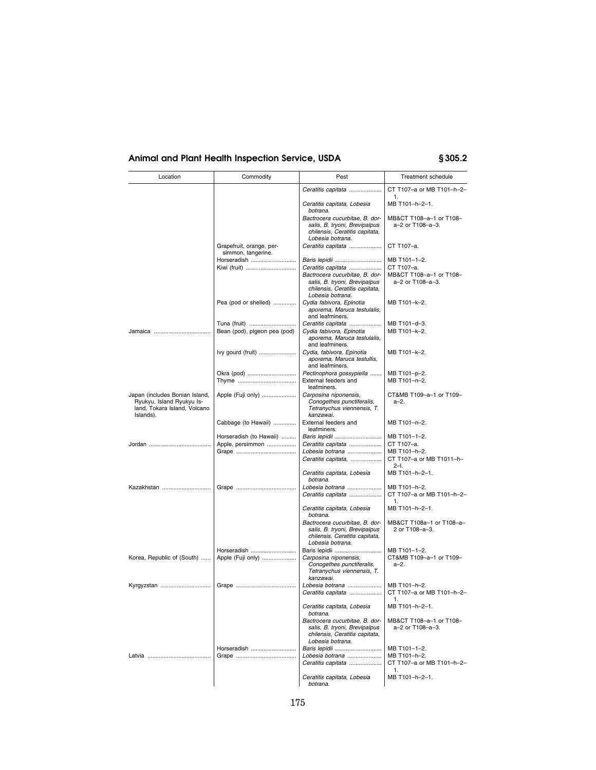| Location | Commodity | Pest | Treatment schedule |
|---|---|---|---|
| | | *Ceratitis capitata* | CT T107–a or MB T101–h–2–1. |
| | | *Ceratitis capitata, Lobesia botrana.* | MB T101–h–2–1. |
| | | *Bactrocera cucurbitae, B. dorsalis, B. tryoni, Brevipalpus chilensis, Ceratitis capitata, Lobesia botrana.* | MB&CT T108–a–1 or T108–a–2 or T108–a–3. |
| | Grapefruit, orange, persimmon, tangerine. | *Ceratitis capitata* | CT T107–a. |
| | Horseradish | *Baris lepidii* | MB T101–1–2. |
| | Kiwi (fruit) | *Ceratitis capitata* | CT T107–a. |
| | | *Bactrocera cucurbitae, B. dorsalis, B. tryoni, Brevipalpus chilensis, Ceratitis capitata, Lobesia botrana.* | MB&CT T108–a–1 or T108–a–2 or T108–a–3. |
| | Pea (pod or shelled) | *Cydia fabivora, Epinotia aporema, Maruca testulalis,* and leafminers. | MB T101–k–2. |
| | Tuna (fruit) | *Ceratitis capitata* | MB T101–d–3. |
| Jamaica | Bean (pod), pigeon pea (pod) | *Cydia fabivora, Epinotia aporema, Maruca testulalis,* and leafminers. | MB T101–k–2. |
| | Ivy gourd (fruit) | *Cydia, fabivora, Epinotia aporema, Maruca testullis,* and leafminers. | MB T101–k–2. |
| | Okra (pod) | *Pectinophora gossypiella* | MB T101–p–2. |
| | Thyme | External feeders and leafminers. | MB T101–n–2. |
| Japan (includes Bonian Island, Ryukyu, Island Ryukyu Island, Tokara Island, Volcano Islands). | Apple (Fuji only) | *Carposina niponensis, Conogethes punctiferalis, Tetranychus viennensis, T. kanzawai.* | CT&MB T109–a–1 or T109–a–2. |
| | Cabbage (to Hawaii) | External feeders and leafminers. | MB T101–n–2. |
| | Horseradish (to Hawaii) | *Baris lepidii* | MB T101–1–2. |
| Jordan | Apple, persimmon | *Ceratitis capitata* | CT T107–a. |
| | Grape | *Lobesia botrana* | MB T101–h–2. |
| | | *Ceratitis capitata,* | CT T107–a or MB T1011–h–2–l. |
| | | *Ceratitis capitata, Lobesia botrana.* | MB T101–h–2–1. |
| Kazakhstan | Grape | *Lobesia botrana* | MB T101–h–2. |
| | | *Ceratitis capitata* | CT T107–a or MB T101–h–2–1. |
| | | *Ceratitis capitata, Lobesia botrana.* | MB T101–h–2–1. |
| | | *Bactrocera cucurbitae, B. dorsalis, B. tryoni, Brevipalpus chilensis, Ceratitis capitata, Lobesia botrana.* | MB&CT T108a–1 or T108–a–2 or T108–a–3. |
| | Horseradish | Baris lepidii | MB T101–1–2. |
| Korea, Republic of (South) | Apple (Fuji only) | *Carposina niponensis, Conogethes punctiferalis, Tetranychus viennensis, T. kanzawai.* | CT&MB T109–a–1 or T109–a–2. |
| Kyrgyzstan | Grape | *Lobesia botrana* | MB T101–h–2. |
| | | *Ceratitis capitata* | CT T107–a or MB T101–h–2–1. |
| | | *Ceratitis capitata, Lobesia botrana.* | MB T101–h–2–1. |
| | | *Bactrocera cucurbitae, B. dorsalis, B. tryoni, Brevipalpus chilensis, Ceratitis capitata, Lobesia botrana.* | MB&CT T108–a–1 or T108–a–2 or T108–a–3. |
| | Horseradish | *Baris lepidii* | MB T101–1–2. |
| Latvia | Grape | *Lobesia botrana* | MB T101–h–2. |
| | | *Ceratitis capitata* | CT T107–a or MB T101–h–2–1. |
| | | *Ceratitis capitata, Lobesia botrana.* | MB T101–h–2–1. |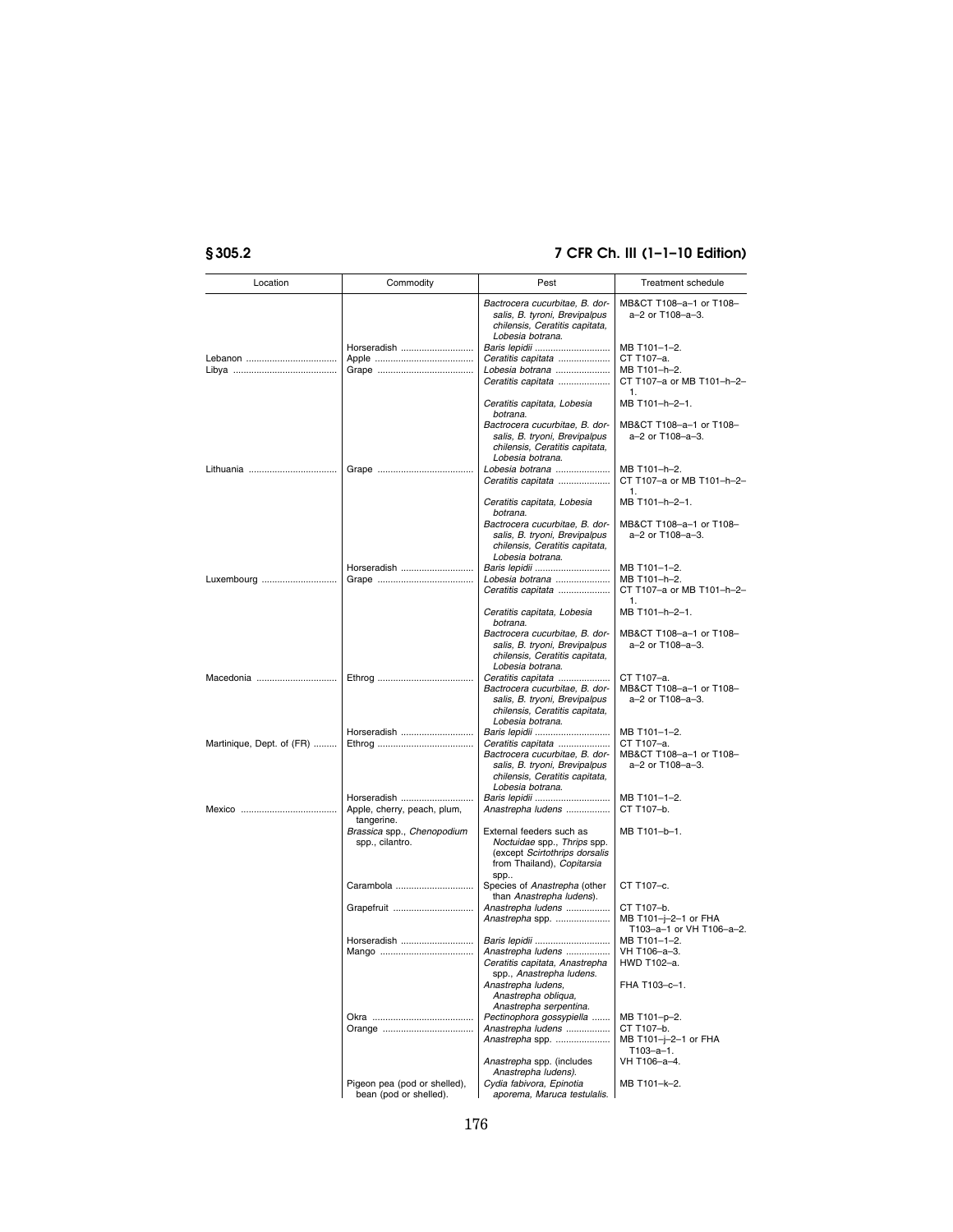| Location | Commodity | Pest | Treatment schedule |
|---|---|---|---|
| | | *Bactrocera cucurbitae, B. dorsalis, B. tyroni, Brevipalpus chilensis, Ceratitis capitata, Lobesia botrana.* | MB&CT T108–a–1 or T108–a–2 or T108–a–3. |
| | Horseradish | *Baris lepidii* | MB T101–1–2. |
| Lebanon | Apple | *Ceratitis capitata* | CT T107–a. |
| Libya | Grape | *Lobesia botrana* | MB T101–h–2. |
| | | *Ceratitis capitata* | CT T107–a or MB T101–h–2–1. |
| | | *Ceratitis capitata, Lobesia botrana.* | MB T101–h–2–1. |
| | | *Bactrocera cucurbitae, B. dorsalis, B. tryoni, Brevipalpus chilensis, Ceratitis capitata, Lobesia botrana.* | MB&CT T108–a–1 or T108–a–2 or T108–a–3. |
| Lithuania | Grape | *Lobesia botrana* | MB T101–h–2. |
| | | *Ceratitis capitata* | CT T107–a or MB T101–h–2–1. |
| | | *Ceratitis capitata, Lobesia botrana.* | MB T101–h–2–1. |
| | | *Bactrocera cucurbitae, B. dorsalis, B. tryoni, Brevipalpus chilensis, Ceratitis capitata, Lobesia botrana.* | MB&CT T108–a–1 or T108–a–2 or T108–a–3. |
| | Horseradish | *Baris lepidii* | MB T101–1–2. |
| Luxembourg | Grape | *Lobesia botrana* | MB T101–h–2. |
| | | *Ceratitis capitata* | CT T107–a or MB T101–h–2–1. |
| | | *Ceratitis capitata, Lobesia botrana.* | MB T101–h–2–1. |
| | | *Bactrocera cucurbitae, B. dorsalis, B. tryoni, Brevipalpus chilensis, Ceratitis capitata, Lobesia botrana.* | MB&CT T108–a–1 or T108–a–2 or T108–a–3. |
| Macedonia | Ethrog | *Ceratitis capitata* | CT T107–a. |
| | | *Bactrocera cucurbitae, B. dorsalis, B. tryoni, Brevipalpus chilensis, Ceratitis capitata, Lobesia botrana.* | MB&CT T108–a–1 or T108–a–2 or T108–a–3. |
| | Horseradish | *Baris lepidii* | MB T101–1–2. |
| Martinique, Dept. of (FR) | Ethrog | *Ceratitis capitata* | CT T107–a. |
| | | *Bactrocera cucurbitae, B. dorsalis, B. tryoni, Brevipalpus chilensis, Ceratitis capitata, Lobesia botrana.* | MB&CT T108–a–1 or T108–a–2 or T108–a–3. |
| | Horseradish | *Baris lepidii* | MB T101–1–2. |
| Mexico | Apple, cherry, peach, plum, tangerine. | *Anastrepha ludens* | CT T107–b. |
| | *Brassica* spp., *Chenopodium* spp., cilantro. | External feeders such as *Noctuidae* spp., *Thrips* spp. (except *Scirtothrips dorsalis* from Thailand), *Copitarsia* spp.. | MB T101–b–1. |
| | Carambola | Species of *Anastrepha* (other than *Anastrepha ludens*). | CT T107–c. |
| | Grapefruit | *Anastrepha ludens* | CT T107–b. |
| | | *Anastrepha* spp. | MB T101–j–2–1 or FHA T103–a–1 or VH T106–a–2. |
| | Horseradish | *Baris lepidii* | MB T101–1–2. |
| | Mango | *Anastrepha ludens* | VH T106–a–3. |
| | | *Ceratitis capitata, Anastrepha* spp., *Anastrepha ludens.* | HWD T102–a. |
| | | *Anastrepha ludens, Anastrepha obliqua, Anastrepha serpentina.* | FHA T103–c–1. |
| | Okra | *Pectinophora gossypiella* | MB T101–p–2. |
| | Orange | *Anastrepha ludens* | CT T107–b. |
| | | *Anastrepha* spp. | MB T101–j–2–1 or FHA T103–a–1. |
| | | *Anastrepha* spp. (includes *Anastrepha ludens*). | VH T106–a–4. |
| | Pigeon pea (pod or shelled), bean (pod or shelled). | *Cydia fabivora, Epinotia aporema, Maruca testulalis.* | MB T101–k–2. |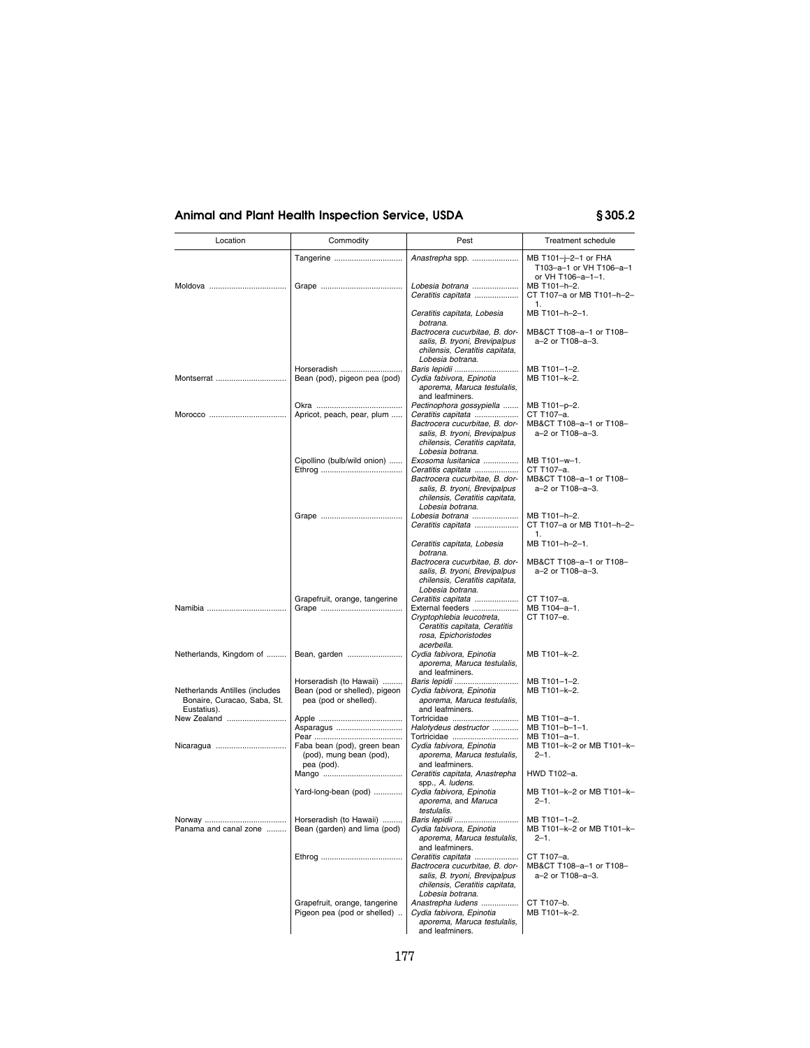| Location | Commodity | Pest | Treatment schedule |
| --- | --- | --- | --- |
| | Tangerine | *Anastrepha* spp. | MB T101–j–2–1 or FHA T103–a–1 or VH T106–a–1 or VH T106–a–1–1. |
| Moldova | Grape | *Lobesia botrana* | MB T101–h–2. |
| | | *Ceratitis capitata* | CT T107–a or MB T101–h–2–1. |
| | | *Ceratitis capitata, Lobesia botrana.* | MB T101–h–2–1. |
| | | *Bactrocera cucurbitae, B. dorsalis, B. tryoni, Brevipalpus chilensis, Ceratitis capitata, Lobesia botrana.* | MB&CT T108–a–1 or T108–a–2 or T108–a–3. |
| | Horseradish | *Baris lepidii* | MB T101–1–2. |
| Montserrat | Bean (pod), pigeon pea (pod) | *Cydia fabivora, Epinotia aporema, Maruca testulalis,* and leafminers. | MB T101–k–2. |
| | Okra | *Pectinophora gossypiella* | MB T101–p–2. |
| Morocco | Apricot, peach, pear, plum | *Ceratitis capitata* | CT T107–a. |
| | | *Bactrocera cucurbitae, B. dorsalis, B. tryoni, Brevipalpus chilensis, Ceratitis capitata, Lobesia botrana.* | MB&CT T108–a–1 or T108–a–2 or T108–a–3. |
| | Cipollino (bulb/wild onion) | *Exosoma lusitanica* | MB T101–w–1. |
| | Ethrog | *Ceratitis capitata* | CT T107–a. |
| | | *Bactrocera cucurbitae, B. dorsalis, B. tryoni, Brevipalpus chilensis, Ceratitis capitata, Lobesia botrana.* | MB&CT T108–a–1 or T108–a–2 or T108–a–3. |
| | Grape | *Lobesia botrana* | MB T101–h–2. |
| | | *Ceratitis capitata* | CT T107–a or MB T101–h–2–1. |
| | | *Ceratitis capitata, Lobesia botrana.* | MB T101–h–2–1. |
| | | *Bactrocera cucurbitae, B. dorsalis, B. tryoni, Brevipalpus chilensis, Ceratitis capitata, Lobesia botrana.* | MB&CT T108–a–1 or T108–a–2 or T108–a–3. |
| | Grapefruit, orange, tangerine | *Ceratitis capitata* | CT T107–a. |
| Namibia | Grape | External feeders | MB T104–a–1. |
| | | *Cryptophlebia leucotreta, Ceratitis capitata, Ceratitis rosa, Epichoristodes acerbella.* | CT T107–e. |
| Netherlands, Kingdom of | Bean, garden | *Cydia fabivora, Epinotia aporema, Maruca testulalis,* and leafminers. | MB T101–k–2. |
| | Horseradish (to Hawaii) | *Baris lepidii* | MB T101–1–2. |
| Netherlands Antilles (includes Bonaire, Curacao, Saba, St. Eustatius). | Bean (pod or shelled), pigeon pea (pod or shelled). | *Cydia fabivora, Epinotia aporema, Maruca testulalis,* and leafminers. | MB T101–k–2. |
| New Zealand | Apple | Tortricidae | MB T101–a–1. |
| | Asparagus | *Halotydeus destructor* | MB T101–b–1–1. |
| | Pear | Tortricidae | MB T101–a–1. |
| Nicaragua | Faba bean (pod), green bean (pod), mung bean (pod), pea (pod). | *Cydia fabivora, Epinotia aporema, Maruca testulalis,* and leafminers. | MB T101–k–2 or MB T101–k–2–1. |
| | Mango | *Ceratitis capitata, Anastrepha* spp., *A. ludens.* | HWD T102–a. |
| | Yard-long-bean (pod) | *Cydia fabivora, Epinotia aporema,* and *Maruca testulalis.* | MB T101–k–2 or MB T101–k–2–1. |
| Norway | Horseradish (to Hawaii) | *Baris lepidii* | MB T101–1–2. |
| Panama and canal zone | Bean (garden) and lima (pod) | *Cydia fabivora, Epinotia aporema, Maruca testulalis,* and leafminers. | MB T101–k–2 or MB T101–k–2–1. |
| | Ethrog | *Ceratitis capitata* | CT T107–a. |
| | | *Bactrocera cucurbitae, B. dorsalis, B. tryoni, Brevipalpus chilensis, Ceratitis capitata, Lobesia botrana.* | MB&CT T108–a–1 or T108–a–2 or T108–a–3. |
| | Grapefruit, orange, tangerine | *Anastrepha ludens* | CT T107–b. |
| | Pigeon pea (pod or shelled) | *Cydia fabivora, Epinotia aporema, Maruca testulalis,* and leafminers. | MB T101–k–2. |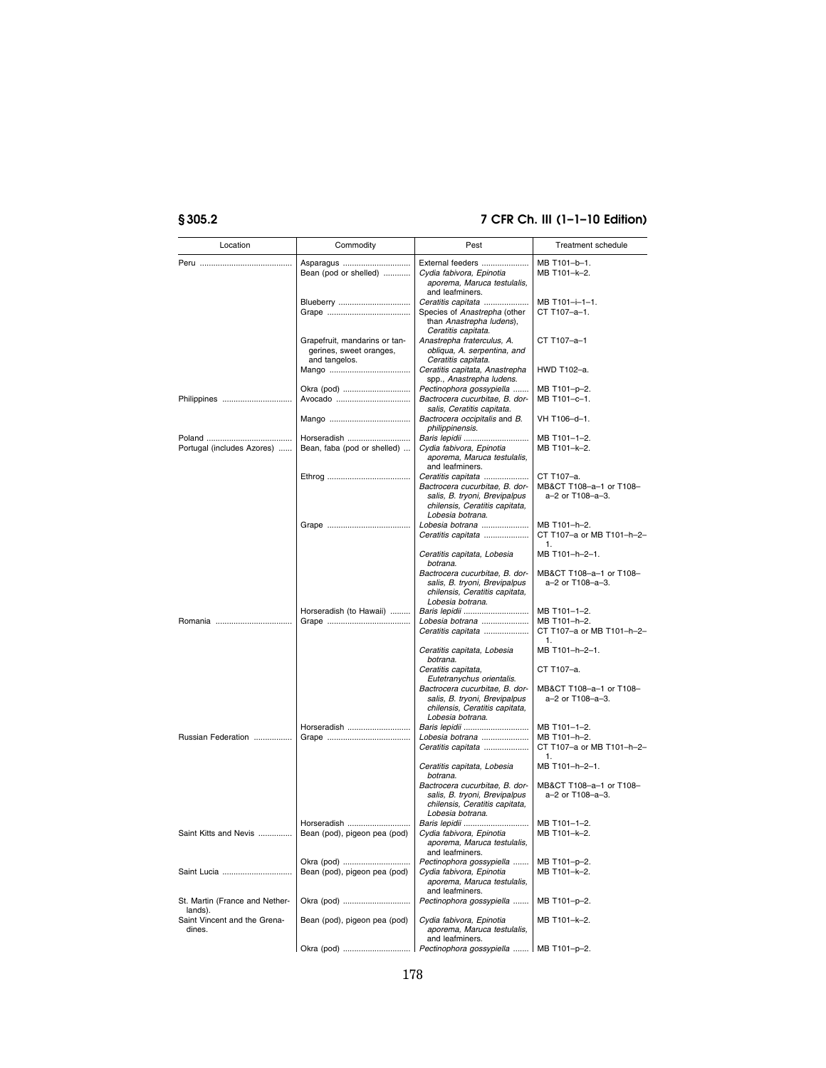| Location | Commodity | Pest | Treatment schedule |
|---|---|---|---|
| Peru | Asparagus | External feeders | MB T101–b–1. |
| | Bean (pod or shelled) | *Cydia fabivora, Epinotia aporema, Maruca testulalis,* and leafminers. | MB T101–k–2. |
| | Blueberry | *Ceratitis capitata* | MB T101–i–1–1. |
| | Grape | Species of *Anastrepha* (other than *Anastrepha ludens*), *Ceratitis capitata.* | CT T107–a–1. |
| | Grapefruit, mandarins or tangerines, sweet oranges, and tangelos. | *Anastrepha fraterculus, A. obliqua, A. serpentina, and Ceratitis capitata.* | CT T107–a–1 |
| | Mango | *Ceratitis capitata, Anastrepha* spp., *Anastrepha ludens.* | HWD T102–a. |
| | Okra (pod) | *Pectinophora gossypiella* | MB T101–p–2. |
| Philippines | Avocado | *Bactrocera cucurbitae, B. dorsalis, Ceratitis capitata.* | MB T101–c–1. |
| | Mango | *Bactrocera occipitalis* and *B. philippinensis.* | VH T106–d–1. |
| Poland | Horseradish | *Baris lepidii* | MB T101–1–2. |
| Portugal (includes Azores) | Bean, faba (pod or shelled) | *Cydia fabivora, Epinotia aporema, Maruca testulalis,* and leafminers. | MB T101–k–2. |
| | Ethrog | *Ceratitis capitata* | CT T107–a. |
| | | *Bactrocera cucurbitae, B. dorsalis, B. tryoni, Brevipalpus chilensis, Ceratitis capitata, Lobesia botrana.* | MB&CT T108–a–1 or T108–a–2 or T108–a–3. |
| | Grape | *Lobesia botrana* | MB T101–h–2. |
| | | *Ceratitis capitata* | CT T107–a or MB T101–h–2–1. |
| | | *Ceratitis capitata, Lobesia botrana.* | MB T101–h–2–1. |
| | | *Bactrocera cucurbitae, B. dorsalis, B. tryoni, Brevipalpus chilensis, Ceratitis capitata, Lobesia botrana.* | MB&CT T108–a–1 or T108–a–2 or T108–a–3. |
| | Horseradish (to Hawaii) | *Baris lepidii* | MB T101–1–2. |
| Romania | Grape | *Lobesia botrana* | MB T101–h–2. |
| | | *Ceratitis capitata* | CT T107–a or MB T101–h–2–1. |
| | | *Ceratitis capitata, Lobesia botrana.* | MB T101–h–2–1. |
| | | *Ceratitis capitata, Eutetranychus orientalis.* | CT T107–a. |
| | | *Bactrocera cucurbitae, B. dorsalis, B. tryoni, Brevipalpus chilensis, Ceratitis capitata, Lobesia botrana.* | MB&CT T108–a–1 or T108–a–2 or T108–a–3. |
| | Horseradish | *Baris lepidii* | MB T101–1–2. |
| Russian Federation | Grape | *Lobesia botrana* | MB T101–h–2. |
| | | *Ceratitis capitata* | CT T107–a or MB T101–h–2–1. |
| | | *Ceratitis capitata, Lobesia botrana.* | MB T101–h–2–1. |
| | | *Bactrocera cucurbitae, B. dorsalis, B. tryoni, Brevipalpus chilensis, Ceratitis capitata, Lobesia botrana.* | MB&CT T108–a–1 or T108–a–2 or T108–a–3. |
| | Horseradish | *Baris lepidii* | MB T101–1–2. |
| Saint Kitts and Nevis | Bean (pod), pigeon pea (pod) | *Cydia fabivora, Epinotia aporema, Maruca testulalis,* and leafminers. | MB T101–k–2. |
| | Okra (pod) | *Pectinophora gossypiella* | MB T101–p–2. |
| Saint Lucia | Bean (pod), pigeon pea (pod) | *Cydia fabivora, Epinotia aporema, Maruca testulalis,* and leafminers. | MB T101–k–2. |
| St. Martin (France and Netherlands). | Okra (pod) | *Pectinophora gossypiella* | MB T101–p–2. |
| Saint Vincent and the Grenadines. | Bean (pod), pigeon pea (pod) | *Cydia fabivora, Epinotia aporema, Maruca testulalis,* and leafminers. | MB T101–k–2. |
| | Okra (pod) | *Pectinophora gossypiella* | MB T101–p–2. |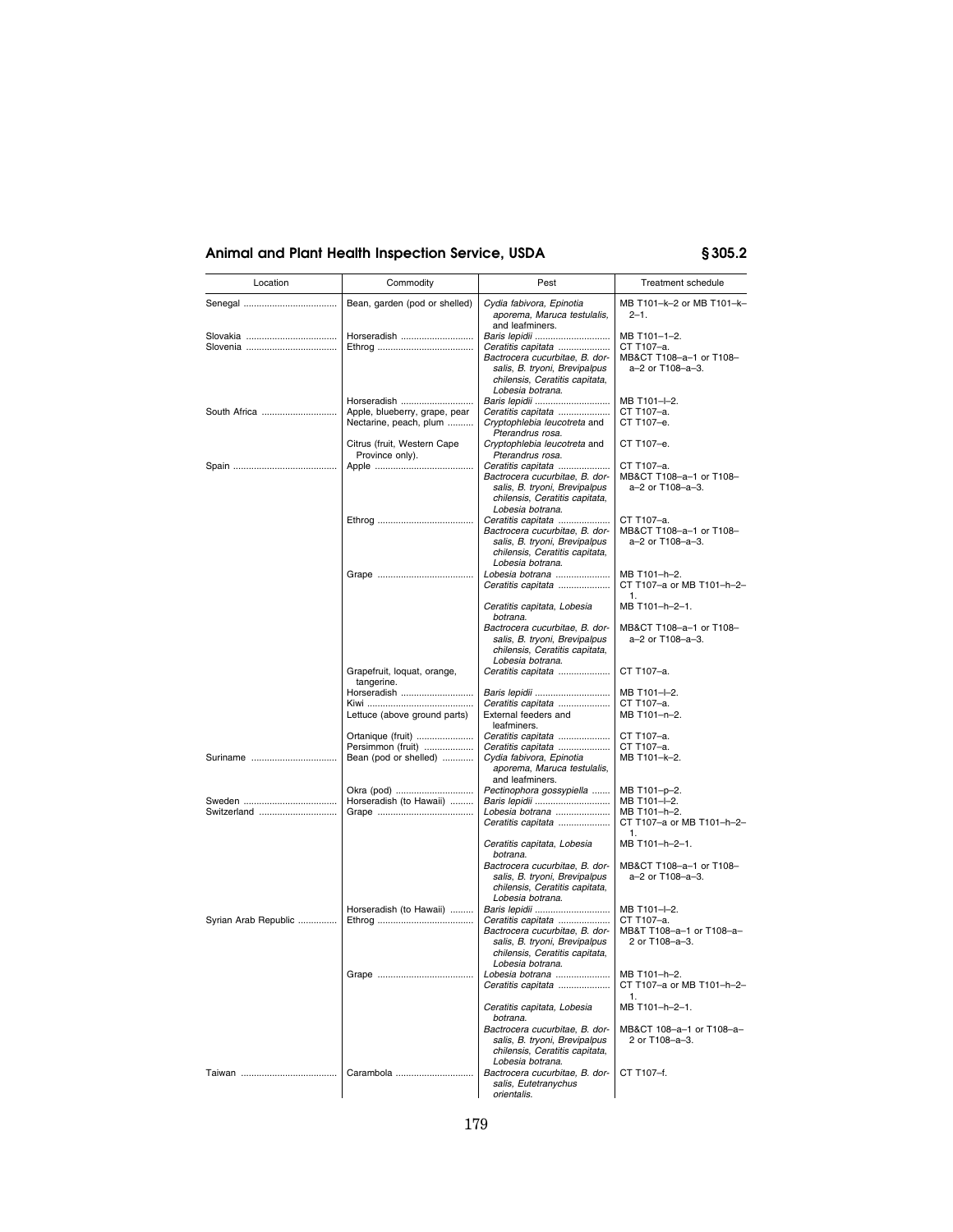| Location | Commodity | Pest | Treatment schedule |
|---|---|---|---|
| Senegal | Bean, garden (pod or shelled) | *Cydia fabivora, Epinotia aporema, Maruca testulalis,* and leafminers. | MB T101–k–2 or MB T101–k–2–1. |
| Slovakia | Horseradish | *Baris lepidii* | MB T101–1–2. |
| Slovenia | Ethrog | *Ceratitis capitata* | CT T107–a. |
| | | *Bactrocera cucurbitae, B. dorsalis, B. tryoni, Brevipalpus chilensis, Ceratitis capitata, Lobesia botrana.* | MB&CT T108–a–1 or T108–a–2 or T108–a–3. |
| | Horseradish | *Baris lepidii* | MB T101–l–2. |
| South Africa | Apple, blueberry, grape, pear | *Ceratitis capitata* | CT T107–a. |
| | Nectarine, peach, plum | *Cryptophlebia leucotreta* and *Pterandrus rosa.* | CT T107–e. |
| | Citrus (fruit, Western Cape Province only). | *Cryptophlebia leucotreta* and *Pterandrus rosa.* | CT T107–e. |
| Spain | Apple | *Ceratitis capitata* | CT T107–a. |
| | | *Bactrocera cucurbitae, B. dorsalis, B. tryoni, Brevipalpus chilensis, Ceratitis capitata, Lobesia botrana.* | MB&CT T108–a–1 or T108–a–2 or T108–a–3. |
| | Ethrog | *Ceratitis capitata* | CT T107–a. |
| | | *Bactrocera cucurbitae, B. dorsalis, B. tryoni, Brevipalpus chilensis, Ceratitis capitata, Lobesia botrana.* | MB&CT T108–a–1 or T108–a–2 or T108–a–3. |
| | Grape | *Lobesia botrana* | MB T101–h–2. |
| | | *Ceratitis capitata* | CT T107–a or MB T101–h–2–1. |
| | | *Ceratitis capitata, Lobesia botrana.* | MB T101–h–2–1. |
| | | *Bactrocera cucurbitae, B. dorsalis, B. tryoni, Brevipalpus chilensis, Ceratitis capitata, Lobesia botrana.* | MB&CT T108–a–1 or T108–a–2 or T108–a–3. |
| | Grapefruit, loquat, orange, tangerine. | *Ceratitis capitata* | CT T107–a. |
| | Horseradish | *Baris lepidii* | MB T101–l–2. |
| | Kiwi | *Ceratitis capitata* | CT T107–a. |
| | Lettuce (above ground parts) | External feeders and leafminers. | MB T101–n–2. |
| | Ortanique (fruit) | *Ceratitis capitata* | CT T107–a. |
| | Persimmon (fruit) | *Ceratitis capitata* | CT T107–a. |
| Suriname | Bean (pod or shelled) | *Cydia fabivora, Epinotia aporema, Maruca testulalis,* and leafminers. | MB T101–k–2. |
| | Okra (pod) | *Pectinophora gossypiella* | MB T101–p–2. |
| Sweden | Horseradish (to Hawaii) | *Baris lepidii* | MB T101–l–2. |
| Switzerland | Grape | *Lobesia botrana* | MB T101–h–2. |
| | | *Ceratitis capitata* | CT T107–a or MB T101–h–2–1. |
| | | *Ceratitis capitata, Lobesia botrana.* | MB T101–h–2–1. |
| | | *Bactrocera cucurbitae, B. dorsalis, B. tryoni, Brevipalpus chilensis, Ceratitis capitata, Lobesia botrana.* | MB&CT T108–a–1 or T108–a–2 or T108–a–3. |
| | Horseradish (to Hawaii) | *Baris lepidii* | MB T101–l–2. |
| Syrian Arab Republic | Ethrog | *Ceratitis capitata* | CT T107–a. |
| | | *Bactrocera cucurbitae, B. dorsalis, B. tryoni, Brevipalpus chilensis, Ceratitis capitata, Lobesia botrana.* | MB&T T108–a–1 or T108–a–2 or T108–a–3. |
| | Grape | *Lobesia botrana* | MB T101–h–2. |
| | | *Ceratitis capitata* | CT T107–a or MB T101–h–2–1. |
| | | *Ceratitis capitata, Lobesia botrana.* | MB T101–h–2–1. |
| | | *Bactrocera cucurbitae, B. dorsalis, B. tryoni, Brevipalpus chilensis, Ceratitis capitata, Lobesia botrana.* | MB&CT 108–a–1 or T108–a–2 or T108–a–3. |
| Taiwan | Carambola | *Bactrocera cucurbitae, B. dorsalis, Eutetranychus orientalis.* | CT T107–f. |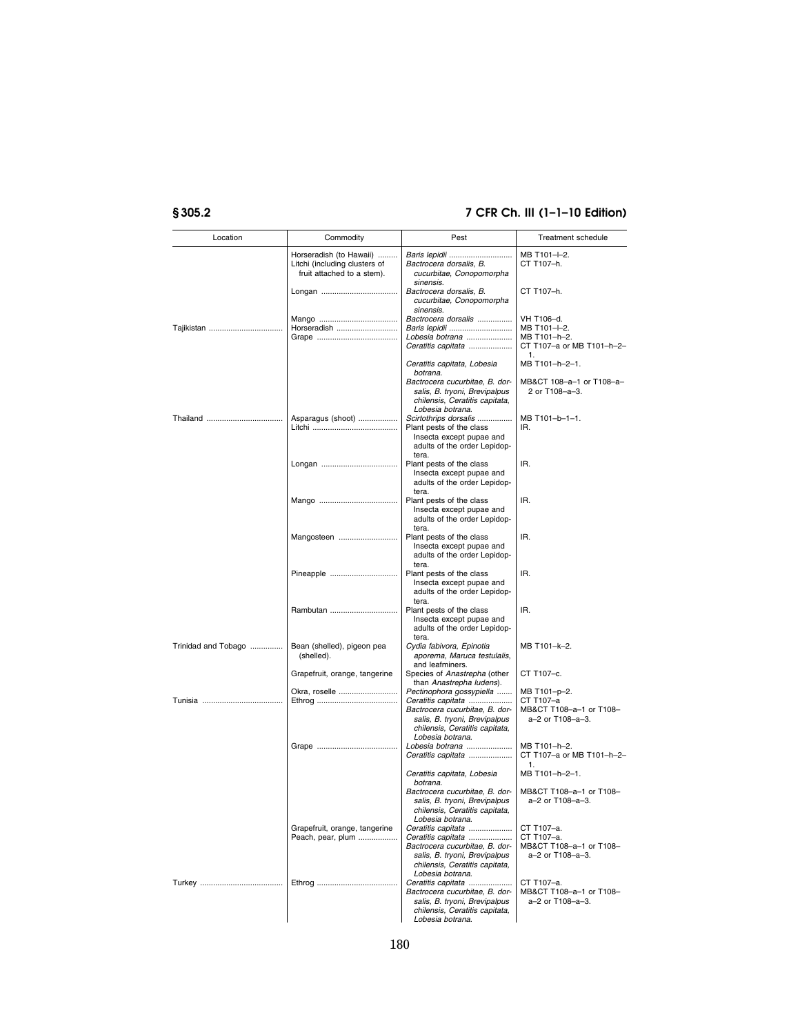| Location | Commodity | Pest | Treatment schedule |
|---|---|---|---|
| | Horseradish (to Hawaii) | *Baris lepidii* | MB T101–l–2. |
| | Litchi (including clusters of fruit attached to a stem). | *Bactrocera dorsalis, B. cucurbitae, Conopomorpha sinensis.* | CT T107–h. |
| | Longan | *Bactrocera dorsalis, B. cucurbitae, Conopomorpha sinensis.* | CT T107–h. |
| | Mango | *Bactrocera dorsalis* | VH T106–d. |
| Tajikistan | Horseradish | *Baris lepidii* | MB T101–l–2. |
| | Grape | *Lobesia botrana* | MB T101–h–2. |
| | | *Ceratitis capitata* | CT T107–a or MB T101–h–2–1. |
| | | *Ceratitis capitata, Lobesia botrana.* | MB T101–h–2–1. |
| | | *Bactrocera cucurbitae, B. dorsalis, B. tryoni, Brevipalpus chilensis, Ceratitis capitata, Lobesia botrana.* | MB&CT 108–a–1 or T108–a–2 or T108–a–3. |
| Thailand | Asparagus (shoot) | *Scirtothrips dorsalis* | MB T101–b–1–1. |
| | Litchi | Plant pests of the class Insecta except pupae and adults of the order Lepidoptera. | IR. |
| | Longan | Plant pests of the class Insecta except pupae and adults of the order Lepidoptera. | IR. |
| | Mango | Plant pests of the class Insecta except pupae and adults of the order Lepidoptera. | IR. |
| | Mangosteen | Plant pests of the class Insecta except pupae and adults of the order Lepidoptera. | IR. |
| | Pineapple | Plant pests of the class Insecta except pupae and adults of the order Lepidoptera. | IR. |
| | Rambutan | Plant pests of the class Insecta except pupae and adults of the order Lepidoptera. | IR. |
| Trinidad and Tobago | Bean (shelled), pigeon pea (shelled). | *Cydia fabivora, Epinotia aporema, Maruca testulalis,* and leafminers. | MB T101–k–2. |
| | Grapefruit, orange, tangerine | Species of *Anastrepha* (other than *Anastrepha ludens*). | CT T107–c. |
| | Okra, roselle | *Pectinophora gossypiella* | MB T101–p–2. |
| Tunisia | Ethrog | *Ceratitis capitata* | CT T107–a |
| | | *Bactrocera cucurbitae, B. dorsalis, B. tryoni, Brevipalpus chilensis, Ceratitis capitata, Lobesia botrana.* | MB&CT T108–a–1 or T108–a–2 or T108–a–3. |
| | Grape | *Lobesia botrana* | MB T101–h–2. |
| | | *Ceratitis capitata* | CT T107–a or MB T101–h–2–1. |
| | | *Ceratitis capitata, Lobesia botrana.* | MB T101–h–2–1. |
| | | *Bactrocera cucurbitae, B. dorsalis, B. tryoni, Brevipalpus chilensis, Ceratitis capitata, Lobesia botrana.* | MB&CT T108–a–1 or T108–a–2 or T108–a–3. |
| | Grapefruit, orange, tangerine | *Ceratitis capitata* | CT T107–a. |
| | Peach, pear, plum | *Ceratitis capitata* | CT T107–a. |
| | | *Bactrocera cucurbitae, B. dorsalis, B. tryoni, Brevipalpus chilensis, Ceratitis capitata, Lobesia botrana.* | MB&CT T108–a–1 or T108–a–2 or T108–a–3. |
| Turkey | Ethrog | *Ceratitis capitata* | CT T107–a. |
| | | *Bactrocera cucurbitae, B. dorsalis, B. tryoni, Brevipalpus chilensis, Ceratitis capitata, Lobesia botrana.* | MB&CT T108–a–1 or T108–a–2 or T108–a–3. |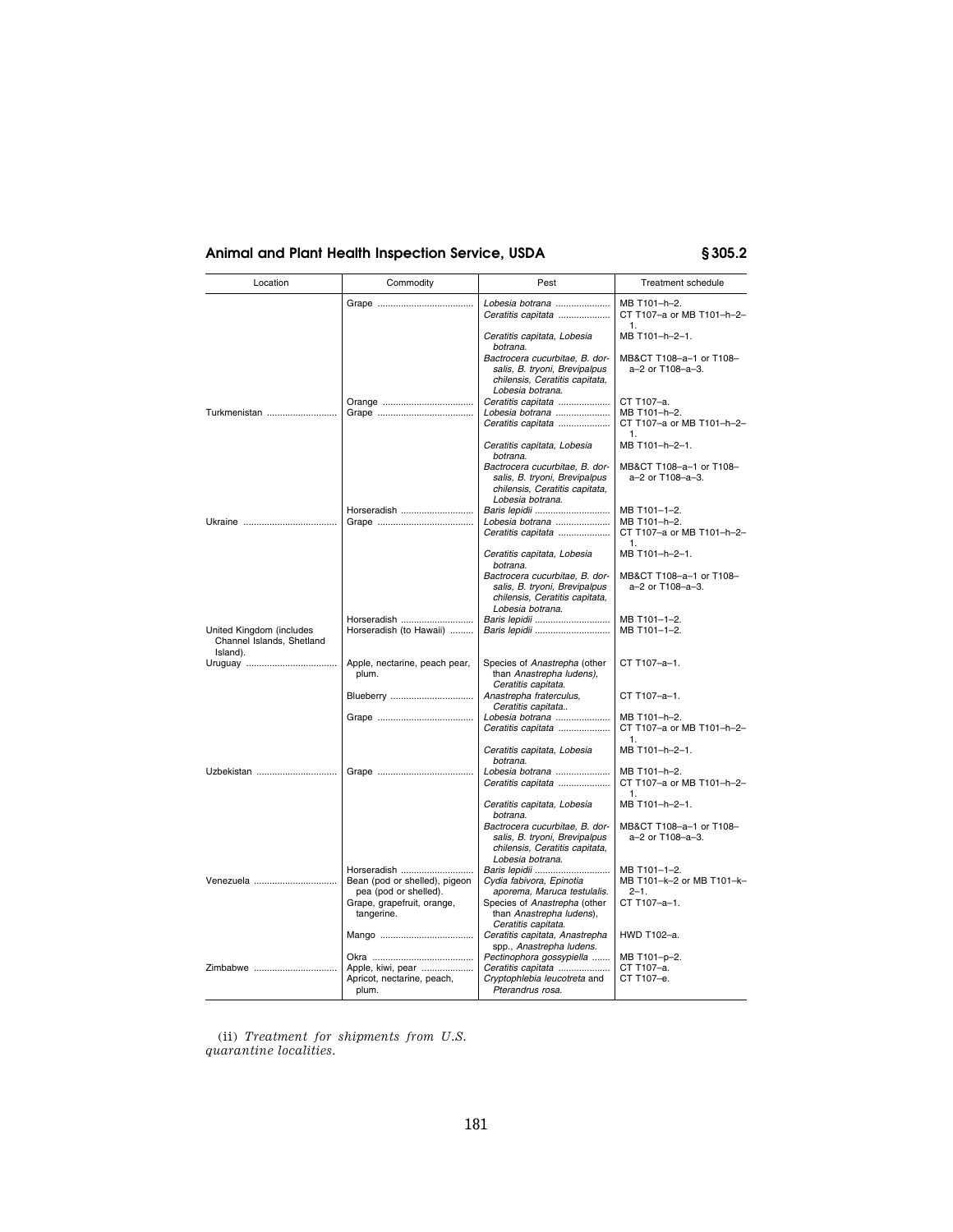| Location | Commodity | Pest | Treatment schedule |
| --- | --- | --- | --- |
| | Grape | *Lobesia botrana* | MB T101–h–2. |
| | | *Ceratitis capitata* | CT T107–a or MB T101–h–2–1. |
| | | *Ceratitis capitata, Lobesia botrana.* | MB T101–h–2–1. |
| | | *Bactrocera cucurbitae, B. dorsalis, B. tryoni, Brevipalpus chilensis, Ceratitis capitata, Lobesia botrana.* | MB&CT T108–a–1 or T108–a–2 or T108–a–3. |
| | Orange | *Ceratitis capitata* | CT T107–a. |
| Turkmenistan | Grape | *Lobesia botrana* | MB T101–h–2. |
| | | *Ceratitis capitata* | CT T107–a or MB T101–h–2–1. |
| | | *Ceratitis capitata, Lobesia botrana.* | MB T101–h–2–1. |
| | | *Bactrocera cucurbitae, B. dorsalis, B. tryoni, Brevipalpus chilensis, Ceratitis capitata, Lobesia botrana.* | MB&CT T108–a–1 or T108–a–2 or T108–a–3. |
| | Horseradish | *Baris lepidii* | MB T101–1–2. |
| Ukraine | Grape | *Lobesia botrana* | MB T101–h–2. |
| | | *Ceratitis capitata* | CT T107–a or MB T101–h–2–1. |
| | | *Ceratitis capitata, Lobesia botrana.* | MB T101–h–2–1. |
| | | *Bactrocera cucurbitae, B. dorsalis, B. tryoni, Brevipalpus chilensis, Ceratitis capitata, Lobesia botrana.* | MB&CT T108–a–1 or T108–a–2 or T108–a–3. |
| | Horseradish | *Baris lepidii* | MB T101–1–2. |
| United Kingdom (includes Channel Islands, Shetland Island). | Horseradish (to Hawaii) | *Baris lepidii* | MB T101–1–2. |
| Uruguay | Apple, nectarine, peach pear, plum. | Species of *Anastrepha* (other than *Anastrepha ludens*), *Ceratitis capitata.* | CT T107–a–1. |
| | Blueberry | *Anastrepha fraterculus, Ceratitis capitata..* | CT T107–a–1. |
| | Grape | *Lobesia botrana* | MB T101–h–2. |
| | | *Ceratitis capitata* | CT T107–a or MB T101–h–2–1. |
| | | *Ceratitis capitata, Lobesia botrana.* | MB T101–h–2–1. |
| Uzbekistan | Grape | *Lobesia botrana* | MB T101–h–2. |
| | | *Ceratitis capitata* | CT T107–a or MB T101–h–2–1. |
| | | *Ceratitis capitata, Lobesia botrana.* | MB T101–h–2–1. |
| | | *Bactrocera cucurbitae, B. dorsalis, B. tryoni, Brevipalpus chilensis, Ceratitis capitata, Lobesia botrana.* | MB&CT T108–a–1 or T108–a–2 or T108–a–3. |
| | Horseradish | *Baris lepidii* | MB T101–1–2. |
| Venezuela | Bean (pod or shelled), pigeon pea (pod or shelled). | *Cydia fabivora, Epinotia aporema, Maruca testulalis.* | MB T101–k–2 or MB T101–k–2–1. |
| | Grape, grapefruit, orange, tangerine. | Species of *Anastrepha* (other than *Anastrepha ludens*), *Ceratitis capitata.* | CT T107–a–1. |
| | Mango | *Ceratitis capitata, Anastrepha* spp., *Anastrepha ludens.* | HWD T102–a. |
| | Okra | *Pectinophora gossypiella* | MB T101–p–2. |
| Zimbabwe | Apple, kiwi, pear | *Ceratitis capitata* | CT T107–a. |
| | Apricot, nectarine, peach, plum. | *Cryptophlebia leucotreta* and *Pterandrus rosa.* | CT T107–e. |

(ii) *Treatment for shipments from U.S. quarantine localities.*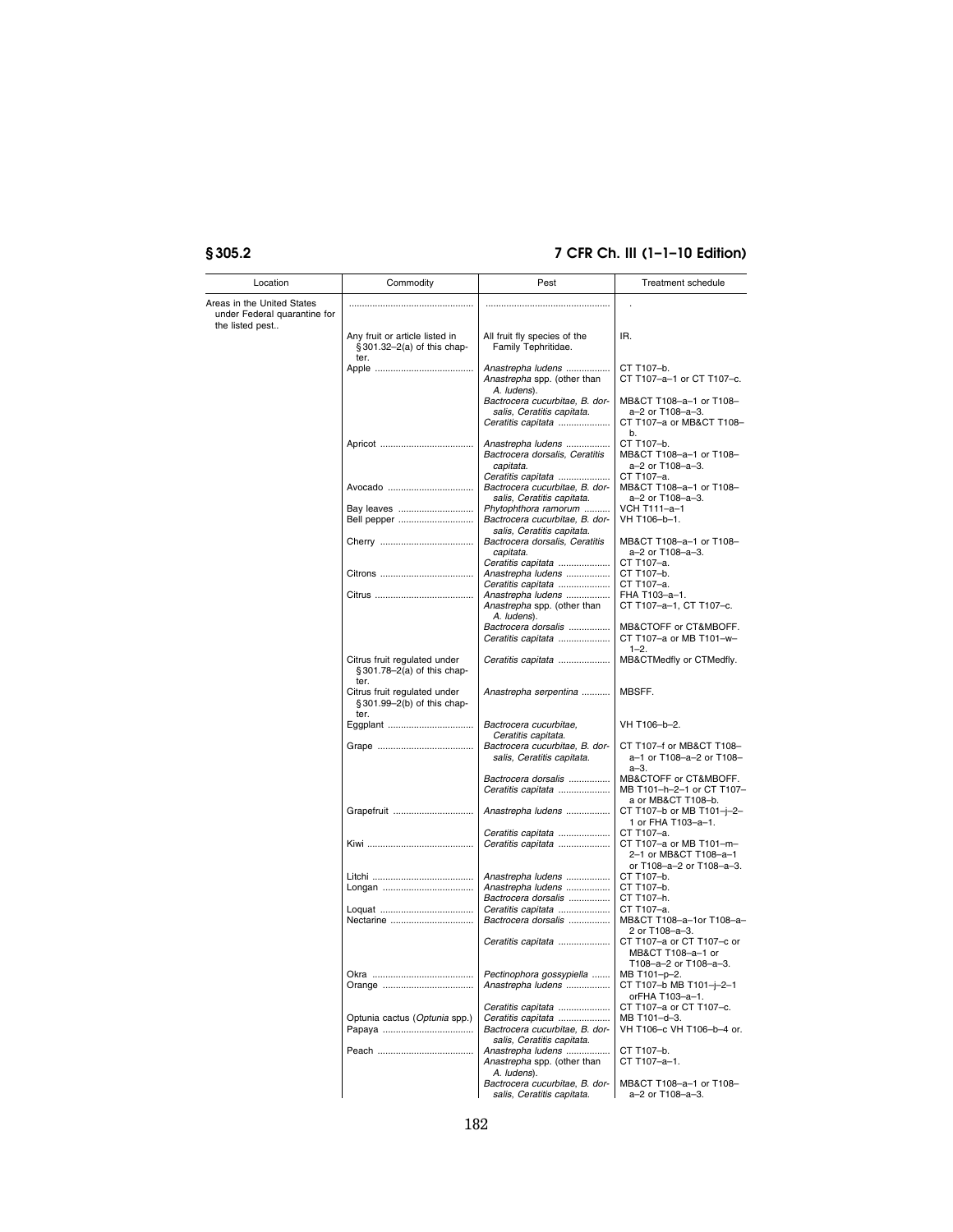| Location | Commodity | Pest | Treatment schedule |
| --- | --- | --- | --- |
| Areas in the United States under Federal quarantine for the listed pest.. | | | . |
| | Any fruit or article listed in § 301.32–2(a) of this chapter. | All fruit fly species of the Family Tephritidae. | IR. |
| | Apple | *Anastrepha ludens* | CT T107–b. |
| | | *Anastrepha* spp. (other than *A. ludens*). | CT T107–a–1 or CT T107–c. |
| | | *Bactrocera cucurbitae, B. dorsalis, Ceratitis capitata.* | MB&CT T108–a–1 or T108–a–2 or T108–a–3. |
| | | *Ceratitis capitata* | CT T107–a or MB&CT T108–b. |
| | Apricot | *Anastrepha ludens* | CT T107–b. |
| | | *Bactrocera dorsalis, Ceratitis capitata.* | MB&CT T108–a–1 or T108–a–2 or T108–a–3. |
| | | *Ceratitis capitata* | CT T107–a. |
| | Avocado | *Bactrocera cucurbitae, B. dorsalis, Ceratitis capitata.* | MB&CT T108–a–1 or T108–a–2 or T108–a–3. |
| | Bay leaves | *Phytophthora ramorum* | VCH T111–a–1 |
| | Bell pepper | *Bactrocera cucurbitae, B. dorsalis, Ceratitis capitata.* | VH T106–b–1. |
| | Cherry | *Bactrocera dorsalis, Ceratitis capitata.* | MB&CT T108–a–1 or T108–a–2 or T108–a–3. |
| | | *Ceratitis capitata* | CT T107–a. |
| | Citrons | *Anastrepha ludens* | CT T107–b. |
| | | *Ceratitis capitata* | CT T107–a. |
| | Citrus | *Anastrepha ludens* | FHA T103–a–1. |
| | | *Anastrepha* spp. (other than *A. ludens*). | CT T107–a–1, CT T107–c. |
| | | *Bactrocera dorsalis* | MB&CTOFF or CT&MBOFF. |
| | | *Ceratitis capitata* | CT T107–a or MB T101–w–1–2. |
| | Citrus fruit regulated under § 301.78–2(a) of this chapter. | *Ceratitis capitata* | MB&CTMedfly or CTMedfly. |
| | Citrus fruit regulated under § 301.99–2(b) of this chapter. | *Anastrepha serpentina* | MBSFF. |
| | Eggplant | *Bactrocera cucurbitae, Ceratitis capitata.* | VH T106–b–2. |
| | Grape | *Bactrocera cucurbitae, B. dorsalis, Ceratitis capitata.* | CT T107–f or MB&CT T108–a–1 or T108–a–2 or T108–a–3. |
| | | *Bactrocera dorsalis* | MB&CTOFF or CT&MBOFF. |
| | | *Ceratitis capitata* | MB T101–h–2–1 or CT T107–a or MB&CT T108–b. |
| | Grapefruit | *Anastrepha ludens* | CT T107–b or MB T101–j–2–1 or FHA T103–a–1. |
| | | *Ceratitis capitata* | CT T107–a. |
| | Kiwi | *Ceratitis capitata* | CT T107–a or MB T101–m–2–1 or MB&CT T108–a–1 or T108–a–2 or T108–a–3. |
| | Litchi | *Anastrepha ludens* | CT T107–b. |
| | Longan | *Anastrepha ludens* | CT T107–b. |
| | | *Bactrocera dorsalis* | CT T107–h. |
| | Loquat | *Ceratitis capitata* | CT T107–a. |
| | Nectarine | *Bactrocera dorsalis* | MB&CT T108–a–1or T108–a–2 or T108–a–3. |
| | | *Ceratitis capitata* | CT T107–a or CT T107–c or MB&CT T108–a–1 or T108–a–2 or T108–a–3. |
| | Okra | *Pectinophora gossypiella* | MB T101–p–2. |
| | Orange | *Anastrepha ludens* | CT T107–b MB T101–j–2–1 orFHA T103–a–1. |
| | | *Ceratitis capitata* | CT T107–a or CT T107–c. |
| | Optunia cactus (*Optunia* spp.) | *Ceratitis capitata* | MB T101–d–3. |
| | Papaya | *Bactrocera cucurbitae, B. dorsalis, Ceratitis capitata.* | VH T106–c VH T106–b–4 or. |
| | Peach | *Anastrepha ludens* | CT T107–b. |
| | | *Anastrepha* spp. (other than *A. ludens*). | CT T107–a–1. |
| | | *Bactrocera cucurbitae, B. dorsalis, Ceratitis capitata.* | MB&CT T108–a–1 or T108–a–2 or T108–a–3. |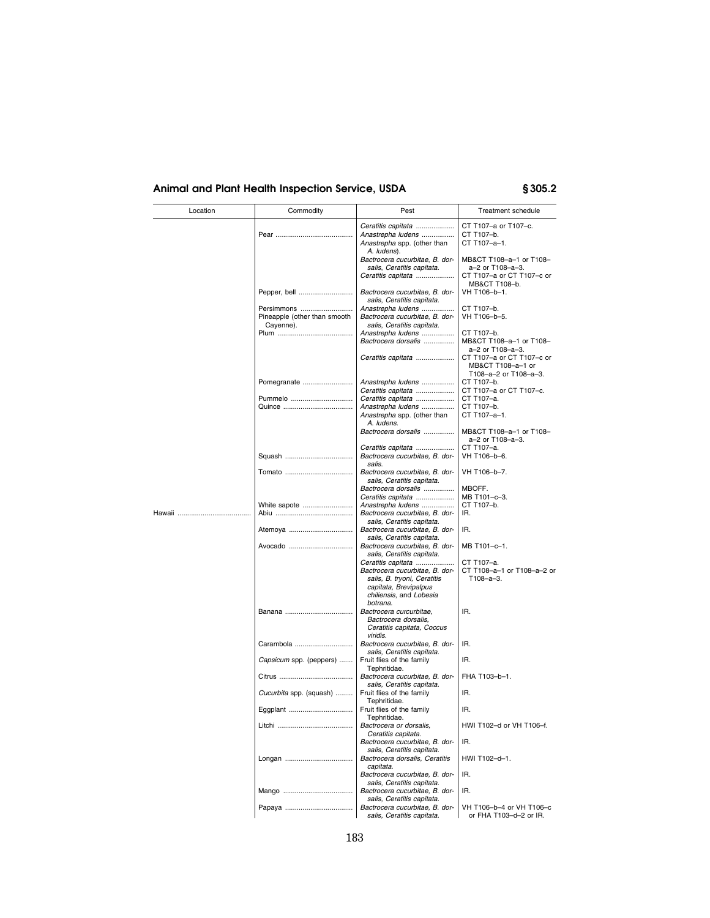| Location | Commodity | Pest | Treatment schedule |
|---|---|---|---|
| | | *Ceratitis capitata* | CT T107–a or T107–c. |
| | Pear | *Anastrepha ludens* | CT T107–b. |
| | | *Anastrepha* spp. (other than *A. ludens*). | CT T107–a–1. |
| | | *Bactrocera cucurbitae, B. dorsalis, Ceratitis capitata.* | MB&CT T108–a–1 or T108–a–2 or T108–a–3. |
| | | *Ceratitis capitata* | CT T107–a or CT T107–c or MB&CT T108–b. |
| | Pepper, bell | *Bactrocera cucurbitae, B. dorsalis, Ceratitis capitata.* | VH T106–b–1. |
| | Persimmons | *Anastrepha ludens* | CT T107–b. |
| | Pineapple (other than smooth Cayenne). | *Bactrocera cucurbitae, B. dorsalis, Ceratitis capitata.* | VH T106–b–5. |
| | Plum | *Anastrepha ludens* | CT T107–b. |
| | | *Bactrocera dorsalis* | MB&CT T108–a–1 or T108–a–2 or T108–a–3. |
| | | *Ceratitis capitata* | CT T107–a or CT T107–c or MB&CT T108–a–1 or T108–a–2 or T108–a–3. |
| | Pomegranate | *Anastrepha ludens* | CT T107–b. |
| | | *Ceratitis capitata* | CT T107–a or CT T107–c. |
| | Pummelo | *Ceratitis capitata* | CT T107–a. |
| | Quince | *Anastrepha ludens* | CT T107–b. |
| | | *Anastrepha* spp. (other than *A. ludens*. | CT T107–a–1. |
| | | *Bactrocera dorsalis* | MB&CT T108–a–1 or T108–a–2 or T108–a–3. |
| | | *Ceratitis capitata* | CT T107–a. |
| | Squash | *Bactrocera cucurbitae, B. dorsalis.* | VH T106–b–6. |
| | Tomato | *Bactrocera cucurbitae, B. dorsalis, Ceratitis capitata.* | VH T106–b–7. |
| | | *Bactrocera dorsalis* | MBOFF. |
| | | *Ceratitis capitata* | MB T101–c–3. |
| | White sapote | *Anastrepha ludens* | CT T107–b. |
| Hawaii | Abiu | *Bactrocera cucurbitae, B. dorsalis, Ceratitis capitata.* | IR. |
| | Atemoya | *Bactrocera cucurbitae, B. dorsalis, Ceratitis capitata.* | IR. |
| | Avocado | *Bactrocera cucurbitae, B. dorsalis, Ceratitis capitata.* | MB T101–c–1. |
| | | *Ceratitis capitata* | CT T107–a. |
| | | *Bactrocera cucurbitae, B. dorsalis, B. tryoni, Ceratitis capitata, Brevipalpus chiliensis,* and *Lobesia botrana.* | CT T108–a–1 or T108–a–2 or T108–a–3. |
| | Banana | *Bactrocera curcurbitae, Bactrocera dorsalis, Ceratitis capitata, Coccus viridis.* | IR. |
| | Carambola | *Bactrocera cucurbitae, B. dorsalis, Ceratitis capitata.* | IR. |
| | *Capsicum* spp. (peppers) | Fruit flies of the family Tephritidae. | IR. |
| | Citrus | *Bactrocera cucurbitae, B. dorsalis, Ceratitis capitata.* | FHA T103–b–1. |
| | *Cucurbita* spp. (squash) | Fruit flies of the family Tephritidae. | IR. |
| | Eggplant | Fruit flies of the family Tephritidae. | IR. |
| | Litchi | *Bactrocera or dorsalis, Ceratitis capitata.* | HWI T102–d or VH T106–f. |
| | | *Bactrocera cucurbitae, B. dorsalis, Ceratitis capitata.* | IR. |
| | Longan | *Bactrocera dorsalis, Ceratitis capitata.* | HWI T102–d–1. |
| | | *Bactrocera cucurbitae, B. dorsalis, Ceratitis capitata.* | IR. |
| | Mango | *Bactrocera cucurbitae, B. dorsalis, Ceratitis capitata.* | IR. |
| | Papaya | *Bactrocera cucurbitae, B. dorsalis, Ceratitis capitata.* | VH T106–b–4 or VH T106–c or FHA T103–d–2 or IR. |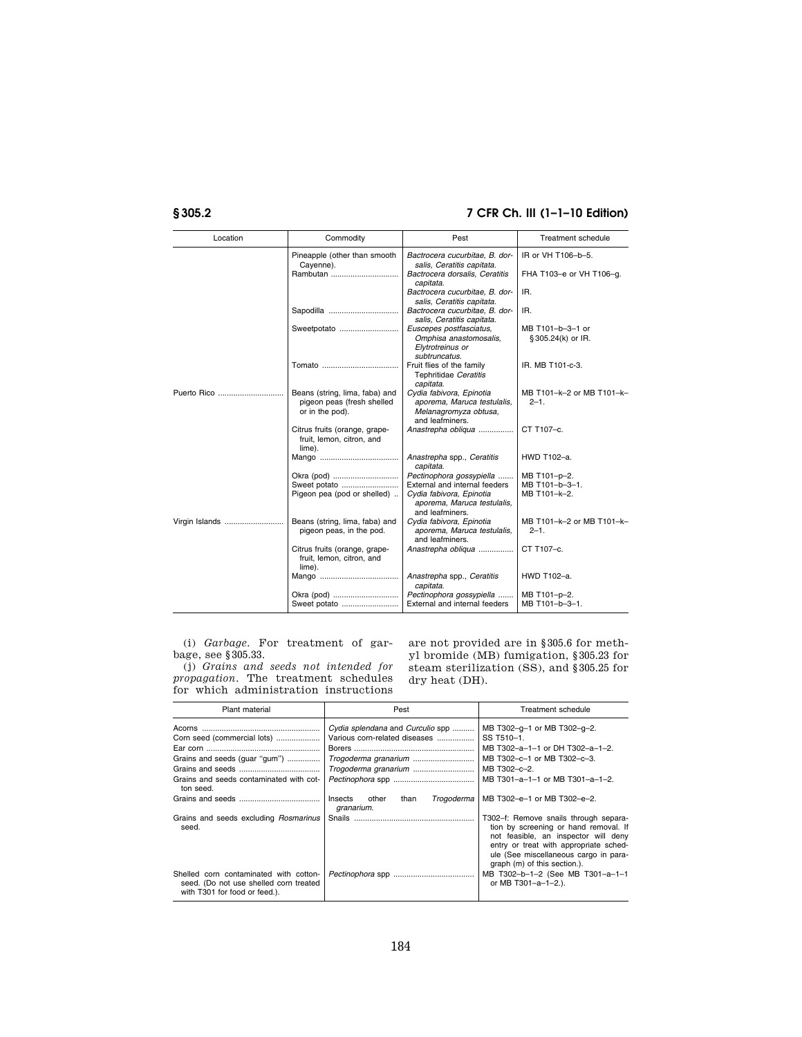| Location | Commodity | Pest | Treatment schedule |
| --- | --- | --- | --- |
| | Pineapple (other than smooth Cayenne). | *Bactrocera cucurbitae, B. dorsalis, Ceratitis capitata.* | IR or VH T106–b–5. |
| | Rambutan | *Bactrocera dorsalis, Ceratitis capitata.* | FHA T103–e or VH T106–g. |
| | | *Bactrocera cucurbitae, B. dorsalis, Ceratitis capitata.* | IR. |
| | Sapodilla | *Bactrocera cucurbitae, B. dorsalis, Ceratitis capitata.* | IR. |
| | Sweetpotato | *Euscepes postfasciatus, Omphisa anastomosalis, Elytrotreinus or subtruncatus.* | MB T101–b–3–1 or §305.24(k) or IR. |
| | Tomato | Fruit flies of the family Tephritidae *Ceratitis capitata.* | IR. MB T101-c-3. |
| Puerto Rico | Beans (string, lima, faba) and pigeon peas (fresh shelled or in the pod). | *Cydia fabivora, Epinotia aporema, Maruca testulalis, Melanagromyza obtusa,* and leafminers. | MB T101–k–2 or MB T101–k–2–1. |
| | Citrus fruits (orange, grapefruit, lemon, citron, and lime). | *Anastrepha obliqua* | CT T107–c. |
| | Mango | *Anastrepha* spp., *Ceratitis capitata.* | HWD T102–a. |
| | Okra (pod) | *Pectinophora gossypiella* | MB T101–p–2. |
| | Sweet potato | External and internal feeders | MB T101–b–3–1. |
| | Pigeon pea (pod or shelled) | *Cydia fabivora, Epinotia aporema, Maruca testulalis,* and leafminers. | MB T101–k–2. |
| Virgin Islands | Beans (string, lima, faba) and pigeon peas, in the pod. | *Cydia fabivora, Epinotia aporema, Maruca testulalis,* and leafminers. | MB T101–k–2 or MB T101–k–2–1. |
| | Citrus fruits (orange, grapefruit, lemon, citron, and lime). | *Anastrepha obliqua* | CT T107–c. |
| | Mango | *Anastrepha* spp., *Ceratitis capitata.* | HWD T102–a. |
| | Okra (pod) | *Pectinophora gossypiella* | MB T101–p–2. |
| | Sweet potato | External and internal feeders | MB T101–b–3–1. |

(i) *Garbage.* For treatment of garbage, see §305.33.

(j) *Grains and seeds not intended for propagation.* The treatment schedules for which administration instructions are not provided are in §305.6 for methyl bromide (MB) fumigation, §305.23 for steam sterilization (SS), and §305.25 for dry heat (DH).

| Plant material | Pest | Treatment schedule |
| --- | --- | --- |
| Acorns | *Cydia splendana* and *Curculio* spp | MB T302–g–1 or MB T302–g–2. |
| Corn seed (commercial lots) | Various corn-related diseases | SS T510–1. |
| Ear corn | Borers | MB T302–a–1–1 or DH T302–a–1–2. |
| Grains and seeds (guar "gum") | *Trogoderma granarium* | MB T302–c–1 or MB T302–c–3. |
| Grains and seeds | *Trogoderma granarium* | MB T302–c–2. |
| Grains and seeds contaminated with cotton seed. | *Pectinophora* spp | MB T301–a–1–1 or MB T301–a–1–2. |
| Grains and seeds | Insects other than *Trogoderma granarium.* | MB T302–e–1 or MB T302–e–2. |
| Grains and seeds excluding *Rosmarinus* seed. | Snails | T302–f: Remove snails through separation by screening or hand removal. If not feasible, an inspector will deny entry or treat with appropriate schedule (See miscellaneous cargo in paragraph (m) of this section.). |
| Shelled corn contaminated with cottonseed. (Do not use shelled corn treated with T301 for food or feed.). | *Pectinophora* spp | MB T302–b–1–2 (See MB T301–a–1–1 or MB T301–a–1–2.). |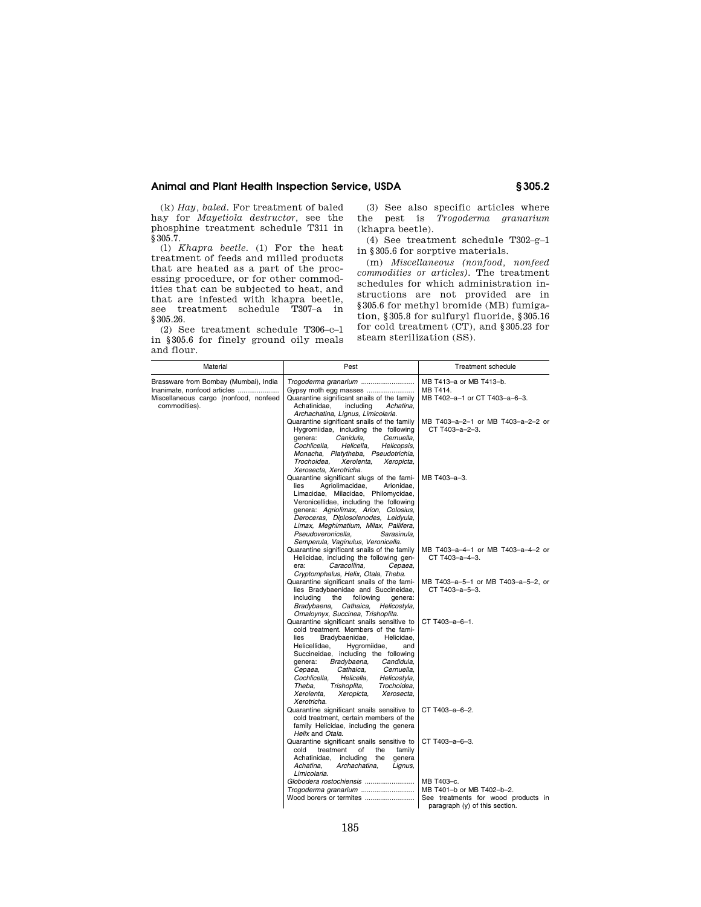(k) *Hay, baled.* For treatment of baled hay for *Mayetiola destructor*, see the phosphine treatment schedule T311 in §305.7.

(l) *Khapra beetle.* (1) For the heat treatment of feeds and milled products that are heated as a part of the processing procedure, or for other commodities that can be subjected to heat, and that are infested with khapra beetle, see treatment schedule T307–a in §305.26.

(2) See treatment schedule T306–c–1 in §305.6 for finely ground oily meals and flour.

(3) See also specific articles where the pest is *Trogoderma granarium* (khapra beetle).

(4) See treatment schedule T302–g–1 in §305.6 for sorptive materials.

(m) *Miscellaneous (nonfood, nonfeed commodities or articles).* The treatment schedules for which administration instructions are not provided are in §305.6 for methyl bromide (MB) fumigation, §305.8 for sulfuryl fluoride, §305.16 for cold treatment (CT), and §305.23 for steam sterilization (SS).

| Material | Pest | Treatment schedule |
|---|---|---|
| Brassware from Bombay (Mumbai), India | *Trogoderma granarium* | MB T413–a or MB T413–b. |
| Inanimate, nonfood articles | Gypsy moth egg masses | MB T414. |
| Miscellaneous cargo (nonfood, nonfeed commodities). | Quarantine significant snails of the family Achatinidae, including *Achatina, Archachatina, Lignus, Limicolaria.* | MB T402–a–1 or CT T403–a–6–3. |
| | Quarantine significant snails of the family Hygromiidae, including the following genera: *Canidula, Cernuella, Cochlicella, Helicella, Helicopsis, Monacha, Platytheba, Pseudotrichia, Trochoidea, Xerolenta, Xeropicta, Xerosecta, Xerotricha.* | MB T403–a–2–1 or MB T403–a–2–2 or CT T403–a–2–3. |
| | Quarantine significant slugs of the families Agriolimacidae, Arionidae, Limacidae, Milacidae, Philomycidae, Veronicellidae, including the following genera: *Agriolimax, Arion, Colosius, Deroceras, Diplosolenodes, Leidyula, Limax, Meghimatium, Milax, Pallifera, Pseudoveronicella, Sarasinula, Semperula, Vaginulus, Veronicella.* | MB T403–a–3. |
| | Quarantine significant snails of the family Helicidae, including the following genera: *Caracollina, Cepaea, Cryptomphalus, Helix, Otala, Theba.* | MB T403–a–4–1 or MB T403–a–4–2 or CT T403–a–4–3. |
| | Quarantine significant snails of the families Bradybaenidae and Succineidae, including the following genera: *Bradybaena, Cathaica, Helicostyla, Omaloynyx, Succinea, Trishoplita.* | MB T403–a–5–1 or MB T403–a–5–2, or CT T403–a–5–3. |
| | Quarantine significant snails sensitive to cold treatment. Members of the families Bradybaenidae, Helicidae, Helicellidae, Hygromiidae, and Succineidae, including the following genera: *Bradybaena, Candidula, Cepaea, Cathaica, Cernuella, Cochlicella, Helicella, Helicostyla, Theba, Trishoplita, Trochoidea, Xerolenta, Xeropicta, Xerosecta, Xerotricha.* | CT T403–a–6–1. |
| | Quarantine significant snails sensitive to cold treatment, certain members of the family Helicidae, including the genera *Helix* and *Otala.* | CT T403–a–6–2. |
| | Quarantine significant snails sensitive to cold treatment of the family Achatinidae, including the genera *Achatina, Archachatina, Lignus, Limicolaria.* | CT T403–a–6–3. |
| | *Globodera rostochiensis* | MB T403–c. |
| | *Trogoderma granarium* | MB T401–b or MB T402–b–2. |
| | Wood borers or termites | See treatments for wood products in paragraph (y) of this section. |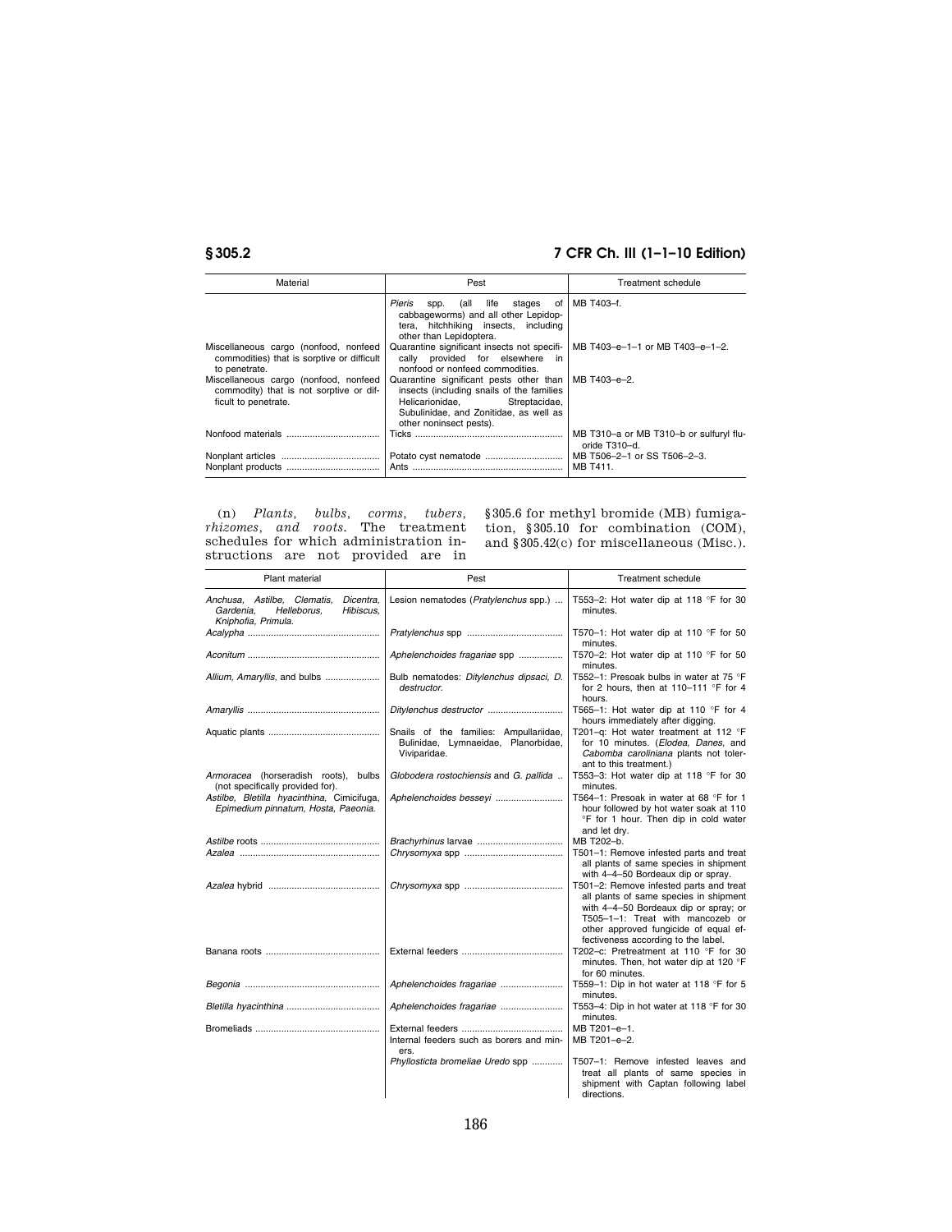| Material | Pest | Treatment schedule |
|---|---|---|
| | *Pieris* spp. (all life stages of cabbageworms) and all other Lepidoptera, hitchhiking insects, including other than Lepidoptera. | MB T403–f. |
| Miscellaneous cargo (nonfood, nonfeed commodities) that is sorptive or difficult to penetrate. | Quarantine significant insects not specifically provided for elsewhere in nonfood or nonfeed commodities. | MB T403–e–1–1 or MB T403–e–1–2. |
| Miscellaneous cargo (nonfood, nonfeed commodity) that is not sorptive or difficult to penetrate. | Quarantine significant pests other than insects (including snails of the families Helicarionidae, Streptacidae, Subulinidae, and Zonitidae, as well as other noninsect pests). | MB T403–e–2. |
| Nonfood materials | Ticks | MB T310–a or MB T310–b or sulfuryl fluoride T310–d. |
| Nonplant articles | Potato cyst nematode | MB T506–2–1 or SS T506–2–3. |
| Nonplant products | Ants | MB T411. |

(n) *Plants, bulbs, corms, tubers, rhizomes, and roots.* The treatment schedules for which administration instructions are not provided are in §305.6 for methyl bromide (MB) fumigation, §305.10 for combination (COM), and §305.42(c) for miscellaneous (Misc.).

| Plant material | Pest | Treatment schedule |
|---|---|---|
| *Anchusa, Astilbe, Clematis, Dicentra, Gardenia, Helleborus, Hibiscus, Kniphofia, Primula.* | Lesion nematodes (*Pratylenchus* spp.) | T553–2: Hot water dip at 118 °F for 30 minutes. |
| *Acalypha* | *Pratylenchus* spp | T570–1: Hot water dip at 110 °F for 50 minutes. |
| *Aconitum* | *Aphelenchoides fragariae* spp | T570–2: Hot water dip at 110 °F for 50 minutes. |
| *Allium, Amaryllis,* and bulbs | Bulb nematodes: *Ditylenchus dipsaci, D. destructor.* | T552–1: Presoak bulbs in water at 75 °F for 2 hours, then at 110–111 °F for 4 hours. |
| *Amaryllis* | *Ditylenchus destructor* | T565–1: Hot water dip at 110 °F for 4 hours immediately after digging. |
| Aquatic plants | Snails of the families: Ampullariidae, Bulinidae, Lymnaeidae, Planorbidae, Viviparidae. | T201–q: Hot water treatment at 112 °F for 10 minutes. (*Elodea, Danes,* and *Cabomba caroliniana* plants not tolerant to this treatment.) |
| *Armoracea* (horseradish roots), bulbs (not specifically provided for). | *Globodera rostochiensis* and *G. pallida* | T553–3: Hot water dip at 118 °F for 30 minutes. |
| *Astilbe, Bletilla hyacinthina,* Cimicifuga, *Epimedium pinnatum, Hosta, Paeonia.* | *Aphelenchoides besseyi* | T564–1: Presoak in water at 68 °F for 1 hour followed by hot water soak at 110 °F for 1 hour. Then dip in cold water and let dry. |
| *Astilbe* roots | *Brachyrhinus* larvae | MB T202–b. |
| *Azalea* | *Chrysomyxa* spp | T501–1: Remove infested parts and treat all plants of same species in shipment with 4–4–50 Bordeaux dip or spray. |
| *Azalea* hybrid | *Chrysomyxa* spp | T501–2: Remove infested parts and treat all plants of same species in shipment with 4–4–50 Bordeaux dip or spray; or T505–1–1: Treat with mancozeb or other approved fungicide of equal effectiveness according to the label. |
| Banana roots | External feeders | T202–c: Pretreatment at 110 °F for 30 minutes. Then, hot water dip at 120 °F for 60 minutes. |
| *Begonia* | *Aphelenchoides fragariae* | T559–1: Dip in hot water at 118 °F for 5 minutes. |
| *Bletilla hyacinthina* | *Aphelenchoides fragariae* | T553–4: Dip in hot water at 118 °F for 30 minutes. |
| Bromeliads | External feeders | MB T201–e–1. |
| | Internal feeders such as borers and miners. | MB T201–e–2. |
| | *Phyllosticta bromeliae Uredo* spp | T507–1: Remove infested leaves and treat all plants of same species in shipment with Captan following label directions. |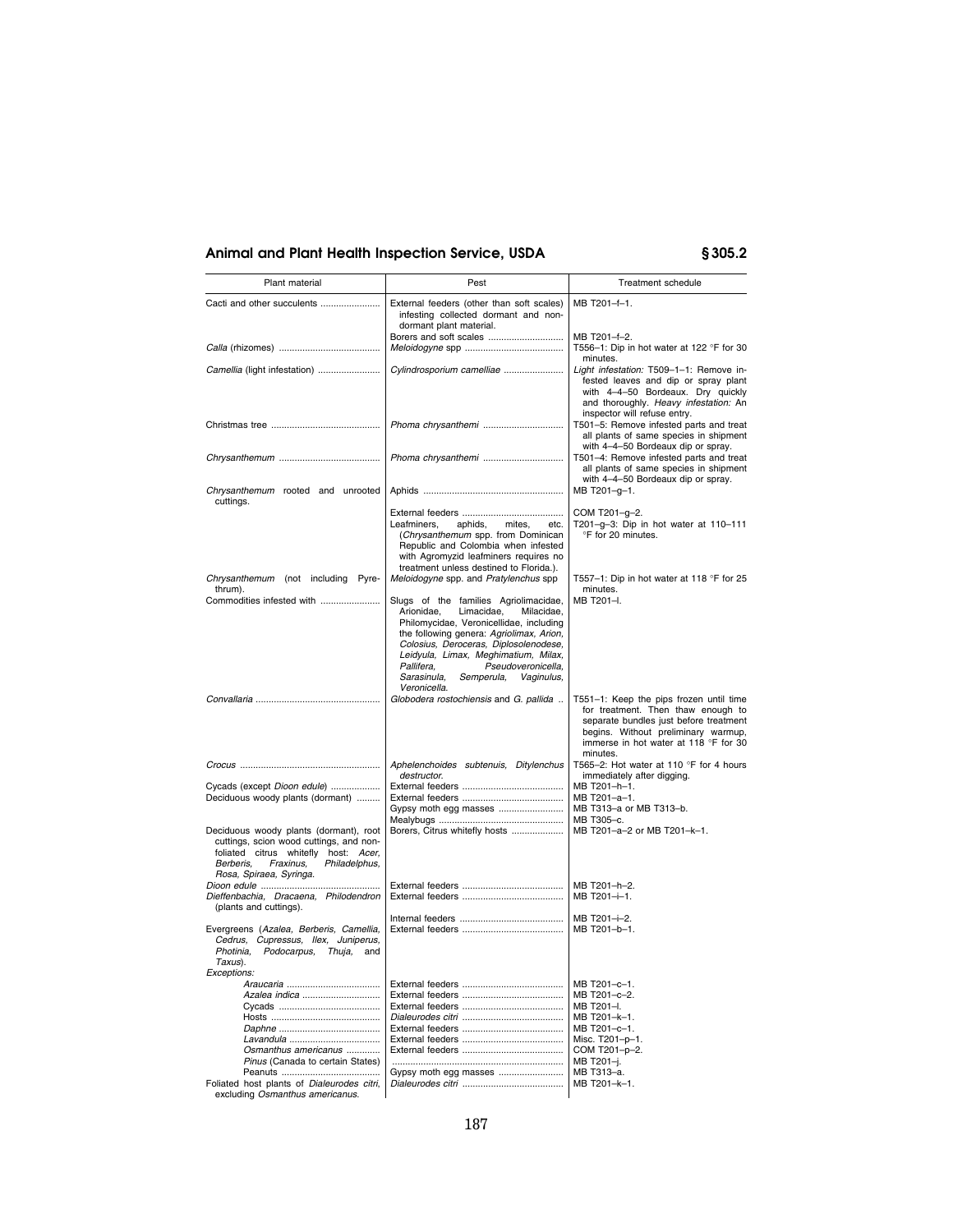| Plant material | Pest | Treatment schedule |
| --- | --- | --- |
| Cacti and other succulents | External feeders (other than soft scales) infesting collected dormant and nondormant plant material. | MB T201–f–1. |
| | Borers and soft scales | MB T201–f–2. |
| *Calla* (rhizomes) | *Meloidogyne* spp | T556–1: Dip in hot water at 122 °F for 30 minutes. |
| *Camellia* (light infestation) | *Cylindrosporium camelliae* | *Light infestation:* T509–1–1: Remove infested leaves and dip or spray plant with 4–4–50 Bordeaux. Dry quickly and thoroughly. *Heavy infestation:* An inspector will refuse entry. |
| Christmas tree | *Phoma chrysanthemi* | T501–5: Remove infested parts and treat all plants of same species in shipment with 4–4–50 Bordeaux dip or spray. |
| *Chrysanthemum* | *Phoma chrysanthemi* | T501–4: Remove infested parts and treat all plants of same species in shipment with 4–4–50 Bordeaux dip or spray. |
| *Chrysanthemum* rooted and unrooted cuttings. | Aphids | MB T201–g–1. |
| | External feeders | COM T201–g–2. |
| | Leafminers, aphids, mites, etc. (*Chrysanthemum* spp. from Dominican Republic and Colombia when infested with Agromyzid leafminers requires no treatment unless destined to Florida.). | T201–g–3: Dip in hot water at 110–111 °F for 20 minutes. |
| *Chrysanthemum* (not including Pyrethrum). | *Meloidogyne* spp. and *Pratylenchus* spp | T557–1: Dip in hot water at 118 °F for 25 minutes. |
| Commodities infested with | Slugs of the families Agriolimacidae, Arionidae, Limacidae, Milacidae, Philomycidae, Veronicellidae, including the following genera: *Agriolimax, Arion, Colosius, Deroceras, Diplosolenodese, Leidyula, Limax, Meghimatium, Milax, Pallifera, Pseudoveronicella, Sarasinula, Semperula, Vaginulus, Veronicella.* | MB T201–l. |
| *Convallaria* | *Globodera rostochiensis* and *G. pallida* | T551–1: Keep the pips frozen until time for treatment. Then thaw enough to separate bundles just before treatment begins. Without preliminary warmup, immerse in hot water at 118 °F for 30 minutes. |
| *Crocus* | *Aphelenchoides subtenuis, Ditylenchus destructor.* | T565–2: Hot water at 110 °F for 4 hours immediately after digging. |
| Cycads (except *Dioon edule*) | External feeders | MB T201–h–1. |
| Deciduous woody plants (dormant) | External feeders | MB T201–a–1. |
| | Gypsy moth egg masses | MB T313–a or MB T313–b. |
| | Mealybugs | MB T305–c. |
| Deciduous woody plants (dormant), root cuttings, scion wood cuttings, and nonfoliated citrus whitefly host: *Acer, Berberis, Fraxinus, Philadelphus, Rosa, Spiraea, Syringa.* | Borers, Citrus whitefly hosts | MB T201–a–2 or MB T201–k–1. |
| *Dioon edule* | External feeders | MB T201–h–2. |
| *Dieffenbachia, Dracaena, Philodendron* (plants and cuttings). | External feeders | MB T201–i–1. |
| | Internal feeders | MB T201–i–2. |
| Evergreens (*Azalea, Berberis, Camellia, Cedrus, Cupressus, Ilex, Juniperus, Photinia, Podocarpus, Thuja,* and *Taxus*). | External feeders | MB T201–b–1. |
| *Exceptions:* | | |
| *Araucaria* | External feeders | MB T201–c–1. |
| *Azalea indica* | External feeders | MB T201–c–2. |
| Cycads | External feeders | MB T201–l. |
| Hosts | *Dialeurodes citri* | MB T201–k–1. |
| *Daphne* | External feeders | MB T201–c–1. |
| *Lavandula* | External feeders | Misc. T201–p–1. |
| *Osmanthus americanus* | External feeders | COM T201–p–2. |
| *Pinus* (Canada to certain States) | | MB T201–j. |
| Peanuts | Gypsy moth egg masses | MB T313–a. |
| Foliated host plants of *Dialeurodes citri*, excluding *Osmanthus americanus*. | *Dialeurodes citri* | MB T201–k–1. |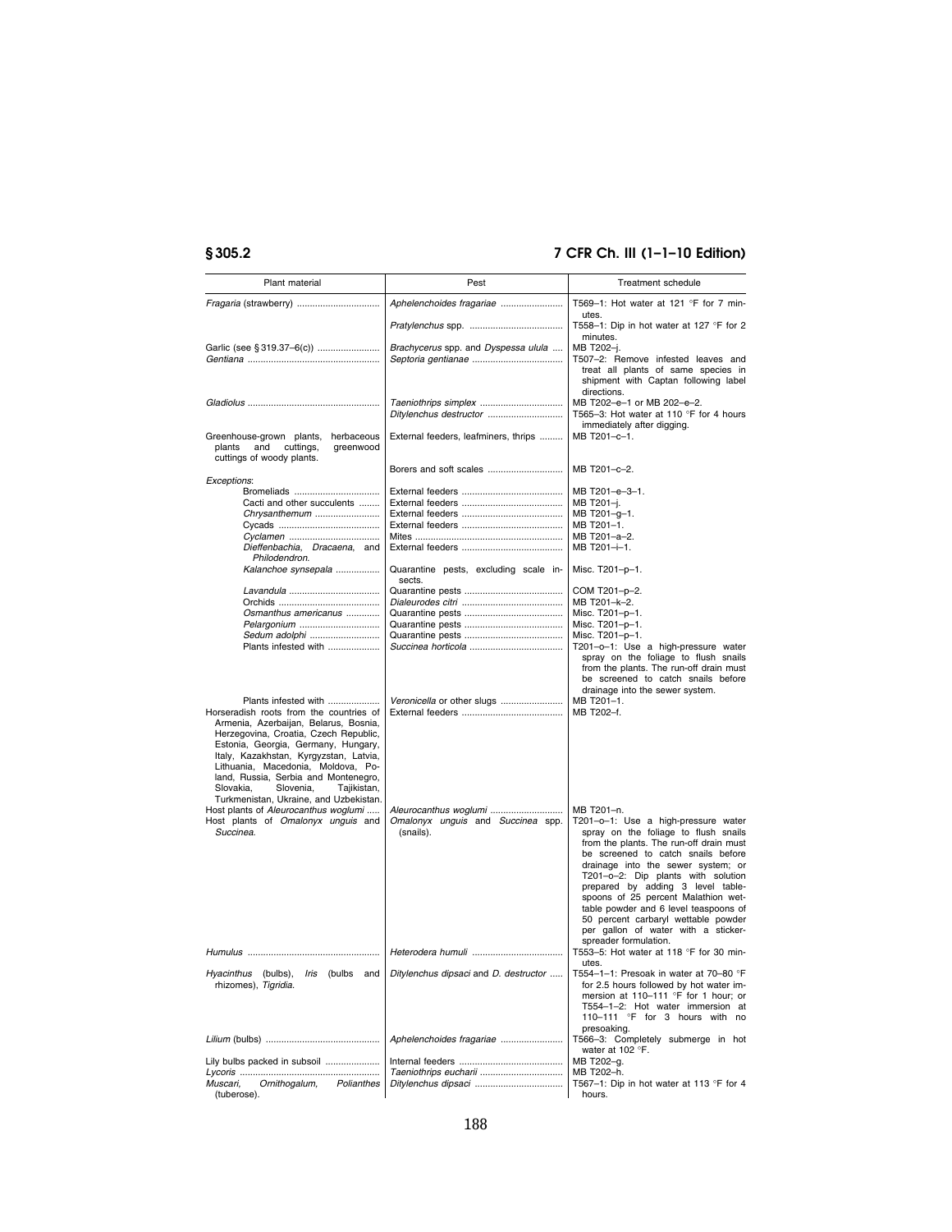| Plant material | Pest | Treatment schedule |
| --- | --- | --- |
| *Fragaria* (strawberry) | *Aphelenchoides fragariae* | T569–1: Hot water at 121 °F for 7 minutes. |
| | *Pratylenchus* spp. | T558–1: Dip in hot water at 127 °F for 2 minutes. |
| Garlic (see § 319.37–6(c)) | *Brachycerus* spp. and *Dyspessa ulula* | MB T202–j. |
| *Gentiana* | *Septoria gentianae* | T507–2: Remove infested leaves and treat all plants of same species in shipment with Captan following label directions. |
| *Gladiolus* | *Taeniothrips simplex* | MB T202–e–1 or MB 202–e–2. |
| | *Ditylenchus destructor* | T565–3: Hot water at 110 °F for 4 hours immediately after digging. |
| Greenhouse-grown plants, herbaceous plants and cuttings, greenwood cuttings of woody plants. | External feeders, leafminers, thrips | MB T201–c–1. |
| | Borers and soft scales | MB T201–c–2. |
| *Exceptions*: | | |
| Bromeliads | External feeders | MB T201–e–3–1. |
| Cacti and other succulents | External feeders | MB T201–j. |
| *Chrysanthemum* | External feeders | MB T201–g–1. |
| Cycads | External feeders | MB T201–1. |
| *Cyclamen* | Mites | MB T201–a–2. |
| *Dieffenbachia*, *Dracaena*, and *Philodendron*. | External feeders | MB T201–i–1. |
| *Kalanchoe synsepala* | Quarantine pests, excluding scale insects. | Misc. T201–p–1. |
| *Lavandula* | Quarantine pests | COM T201–p–2. |
| Orchids | *Dialeurodes citri* | MB T201–k–2. |
| *Osmanthus americanus* | Quarantine pests | Misc. T201–p–1. |
| *Pelargonium* | Quarantine pests | Misc. T201–p–1. |
| *Sedum adolphi* | Quarantine pests | Misc. T201–p–1. |
| Plants infested with | *Succinea horticola* | T201–o–1: Use a high-pressure water spray on the foliage to flush snails from the plants. The run-off drain must be screened to catch snails before drainage into the sewer system. |
| Plants infested with | *Veronicella* or other slugs | MB T201–1. |
| Horseradish roots from the countries of Armenia, Azerbaijan, Belarus, Bosnia, Herzegovina, Croatia, Czech Republic, Estonia, Georgia, Germany, Hungary, Italy, Kazakhstan, Kyrgyzstan, Latvia, Lithuania, Macedonia, Moldova, Poland, Russia, Serbia and Montenegro, Slovakia, Slovenia, Tajikistan, Turkmenistan, Ukraine, and Uzbekistan. | External feeders | MB T202–f. |
| Host plants of *Aleurocanthus woglumi* | *Aleurocanthus woglumi* | MB T201–n. |
| Host plants of *Omalonyx unguis* and *Succinea*. | *Omalonyx unguis* and *Succinea* spp. (snails). | T201–o–1: Use a high-pressure water spray on the foliage to flush snails from the plants. The run-off drain must be screened to catch snails before drainage into the sewer system; or T201–o–2: Dip plants with solution prepared by adding 3 level tablespoons of 25 percent Malathion wettable powder and 6 level teaspoons of 50 percent carbaryl wettable powder per gallon of water with a sticker-spreader formulation. |
| *Humulus* | *Heterodera humuli* | T553–5: Hot water at 118 °F for 30 minutes. |
| *Hyacinthus* (bulbs), *Iris* (bulbs and rhizomes), *Tigridia*. | *Ditylenchus dipsaci* and *D. destructor* | T554–1–1: Presoak in water at 70–80 °F for 2.5 hours followed by hot water immersion at 110–111 °F for 1 hour; or T554–1–2: Hot water immersion at 110–111 °F for 3 hours with no presoaking. |
| *Lilium* (bulbs) | *Aphelenchoides fragariae* | T566–3: Completely submerge in hot water at 102 °F. |
| Lily bulbs packed in subsoil | Internal feeders | MB T202–g. |
| *Lycoris* | *Taeniothrips eucharii* | MB T202–h. |
| *Muscari*, *Ornithogalum*, *Polianthes* (tuberose). | *Ditylenchus dipsaci* | T567–1: Dip in hot water at 113 °F for 4 hours. |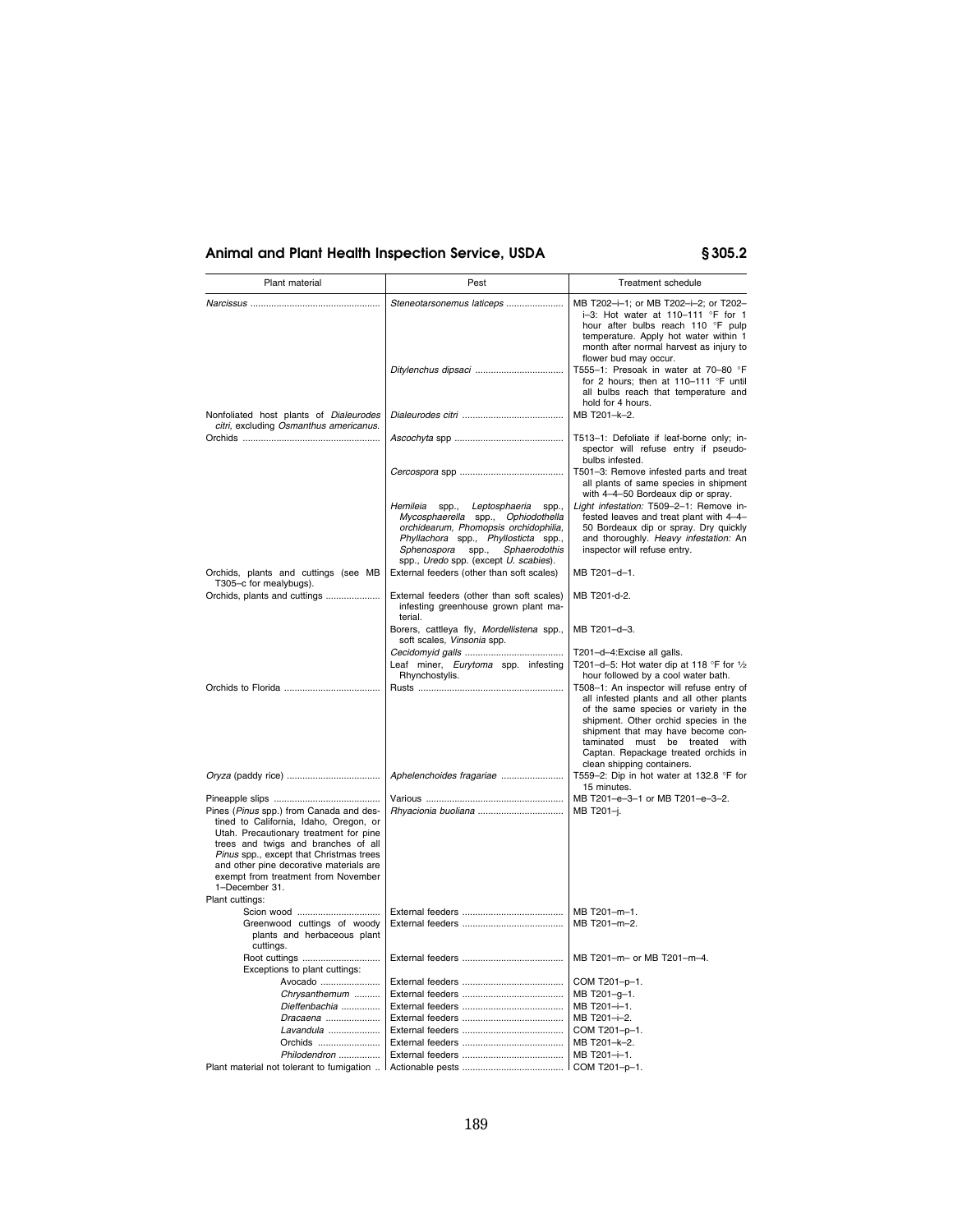| Plant material | Pest | Treatment schedule |
| --- | --- | --- |
| *Narcissus* | *Steneotarsonemus laticeps* | MB T202–i–1; or MB T202–i–2; or T202–i–3: Hot water at 110–111 °F for 1 hour after bulbs reach 110 °F pulp temperature. Apply hot water within 1 month after normal harvest as injury to flower bud may occur. |
| | *Ditylenchus dipsaci* | T555–1: Presoak in water at 70–80 °F for 2 hours; then at 110–111 °F until all bulbs reach that temperature and hold for 4 hours. |
| Nonfoliated host plants of *Dialeurodes citri*, excluding *Osmanthus americanus*. | *Dialeurodes citri* | MB T201–k–2. |
| Orchids | *Ascochyta* spp | T513–1: Defoliate if leaf-borne only; inspector will refuse entry if pseudobulbs infested. |
| | *Cercospora* spp | T501–3: Remove infested parts and treat all plants of same species in shipment with 4–4–50 Bordeaux dip or spray. |
| | *Hemileia* spp., *Leptosphaeria* spp., *Mycosphaerella* spp., *Ophiodothella orchidearum, Phomopsis orchidophilia, Phyllachora* spp., *Phyllosticta* spp., *Sphenospora* spp., *Sphaerodothis* spp., *Uredo* spp. (except *U. scabies*). | *Light infestation:* T509–2–1: Remove infested leaves and treat plant with 4–4–50 Bordeaux dip or spray. Dry quickly and thoroughly. *Heavy infestation:* An inspector will refuse entry. |
| Orchids, plants and cuttings (see MB T305–c for mealybugs). | External feeders (other than soft scales) | MB T201–d–1. |
| Orchids, plants and cuttings | External feeders (other than soft scales) infesting greenhouse grown plant material. | MB T201-d-2. |
| | Borers, cattleya fly, *Mordellistena* spp., soft scales, *Vinsonia* spp. | MB T201–d–3. |
| | *Cecidomyid galls* | T201–d–4:Excise all galls. |
| | Leaf miner, *Eurytoma* spp. infesting Rhynchostylis. | T201–d–5: Hot water dip at 118 °F for ½ hour followed by a cool water bath. |
| Orchids to Florida | Rusts | T508–1: An inspector will refuse entry of all infested plants and all other plants of the same species or variety in the shipment. Other orchid species in the shipment that may have become contaminated must be treated with Captan. Repackage treated orchids in clean shipping containers. |
| *Oryza* (paddy rice) | *Aphelenchoides fragariae* | T559–2: Dip in hot water at 132.8 °F for 15 minutes. |
| Pineapple slips | Various | MB T201–e–3–1 or MB T201–e–3–2. |
| Pines (*Pinus* spp.) from Canada and destined to California, Idaho, Oregon, or Utah. Precautionary treatment for pine trees and twigs and branches of all *Pinus* spp., except that Christmas trees and other pine decorative materials are exempt from treatment from November 1–December 31. | *Rhyacionia buoliana* | MB T201–j. |
| Plant cuttings: | | |
| Scion wood | External feeders | MB T201–m–1. |
| Greenwood cuttings of woody plants and herbaceous plant cuttings. | External feeders | MB T201–m–2. |
| Root cuttings | External feeders | MB T201–m– or MB T201–m–4. |
| Exceptions to plant cuttings: | | |
| Avocado | External feeders | COM T201–p–1. |
| *Chrysanthemum* | External feeders | MB T201–g–1. |
| *Dieffenbachia* | External feeders | MB T201–i–1. |
| *Dracaena* | External feeders | MB T201–i–2. |
| *Lavandula* | External feeders | COM T201–p–1. |
| Orchids | External feeders | MB T201–k–2. |
| *Philodendron* | External feeders | MB T201–i–1. |
| Plant material not tolerant to fumigation | Actionable pests | COM T201–p–1. |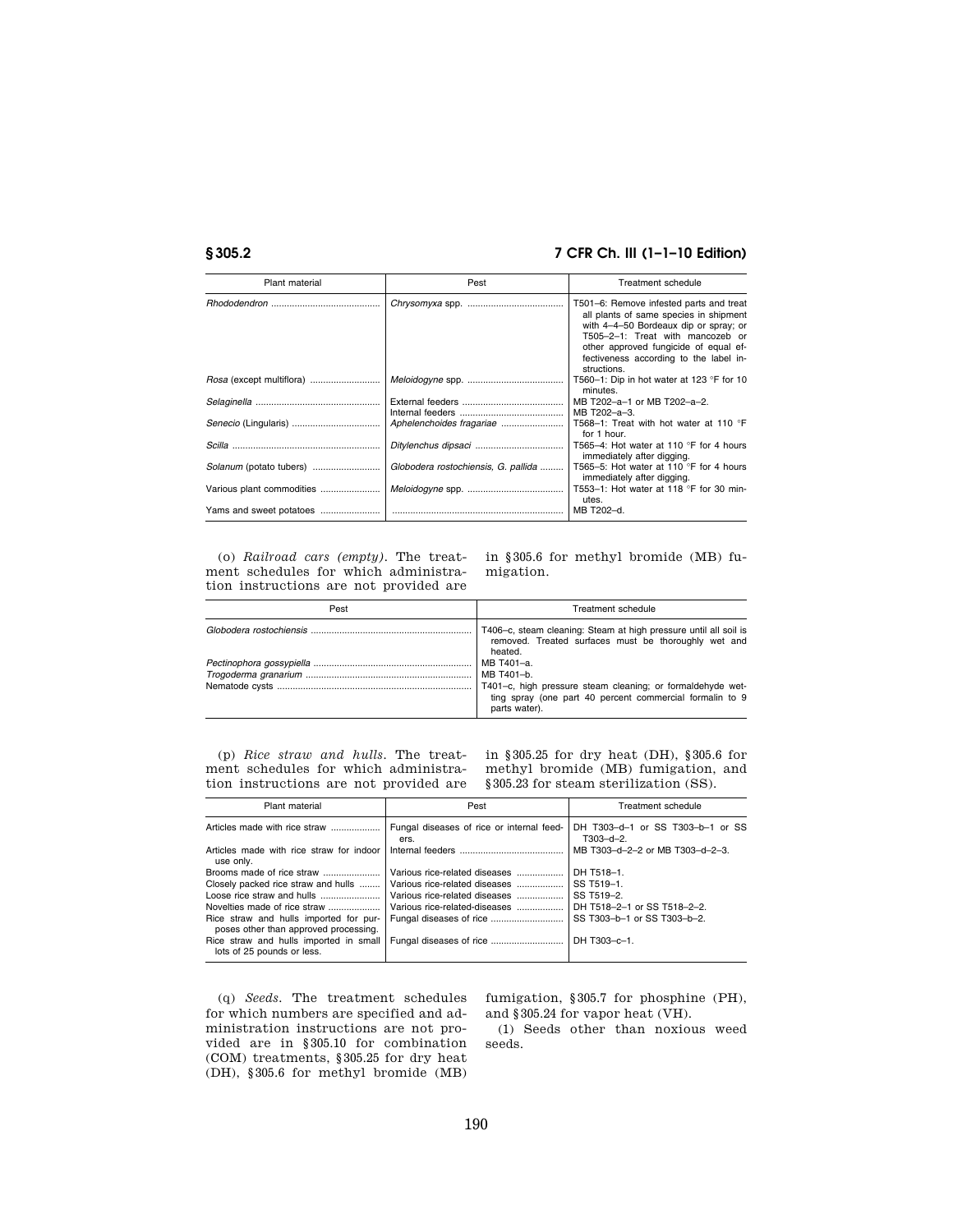| Plant material | Pest | Treatment schedule |
|---|---|---|
| *Rhododendron* | *Chrysomyxa* spp. | T501–6: Remove infested parts and treat all plants of same species in shipment with 4–4–50 Bordeaux dip or spray; or T505–2–1: Treat with mancozeb or other approved fungicide of equal effectiveness according to the label instructions. |
| *Rosa* (except multiflora) | *Meloidogyne* spp. | T560–1: Dip in hot water at 123 °F for 10 minutes. |
| *Selaginella* | External feeders | MB T202–a–1 or MB T202–a–2. |
| | Internal feeders | MB T202–a–3. |
| *Senecio* (Lingularis) | *Aphelenchoides fragariae* | T568–1: Treat with hot water at 110 °F for 1 hour. |
| *Scilla* | *Ditylenchus dipsaci* | T565–4: Hot water at 110 °F for 4 hours immediately after digging. |
| *Solanum* (potato tubers) | *Globodera rostochiensis, G. pallida* | T565–5: Hot water at 110 °F for 4 hours immediately after digging. |
| Various plant commodities | *Meloidogyne* spp. | T553–1: Hot water at 118 °F for 30 minutes. |
| Yams and sweet potatoes | | MB T202–d. |

(o) *Railroad cars (empty)*. The treatment schedules for which administration instructions are not provided are in §305.6 for methyl bromide (MB) fumigation.

| Pest | Treatment schedule |
|---|---|
| *Globodera rostochiensis* | T406–c, steam cleaning: Steam at high pressure until all soil is removed. Treated surfaces must be thoroughly wet and heated. |
| *Pectinophora gossypiella* | MB T401–a. |
| *Trogoderma granarium* | MB T401–b. |
| Nematode cysts | T401–c, high pressure steam cleaning; or formaldehyde wetting spray (one part 40 percent commercial formalin to 9 parts water). |

(p) *Rice straw and hulls*. The treatment schedules for which administration instructions are not provided are in §305.25 for dry heat (DH), §305.6 for methyl bromide (MB) fumigation, and §305.23 for steam sterilization (SS).

| Plant material | Pest | Treatment schedule |
|---|---|---|
| Articles made with rice straw | Fungal diseases of rice or internal feeders. | DH T303–d–1 or SS T303–b–1 or SS T303–d–2. |
| Articles made with rice straw for indoor use only. | Internal feeders | MB T303–d–2–2 or MB T303–d–2–3. |
| Brooms made of rice straw | Various rice-related diseases | DH T518–1. |
| Closely packed rice straw and hulls | Various rice-related diseases | SS T519–1. |
| Loose rice straw and hulls | Various rice-related diseases | SS T519–2. |
| Novelties made of rice straw | Various rice-related-diseases | DH T518–2–1 or SS T518–2–2. |
| Rice straw and hulls imported for purposes other than approved processing. | Fungal diseases of rice | SS T303–b–1 or SS T303–b–2. |
| Rice straw and hulls imported in small lots of 25 pounds or less. | Fungal diseases of rice | DH T303–c–1. |

(q) *Seeds*. The treatment schedules for which numbers are specified and administration instructions are not provided are in §305.10 for combination (COM) treatments, §305.25 for dry heat (DH), §305.6 for methyl bromide (MB) fumigation, §305.7 for phosphine (PH), and §305.24 for vapor heat (VH).

(1) Seeds other than noxious weed seeds.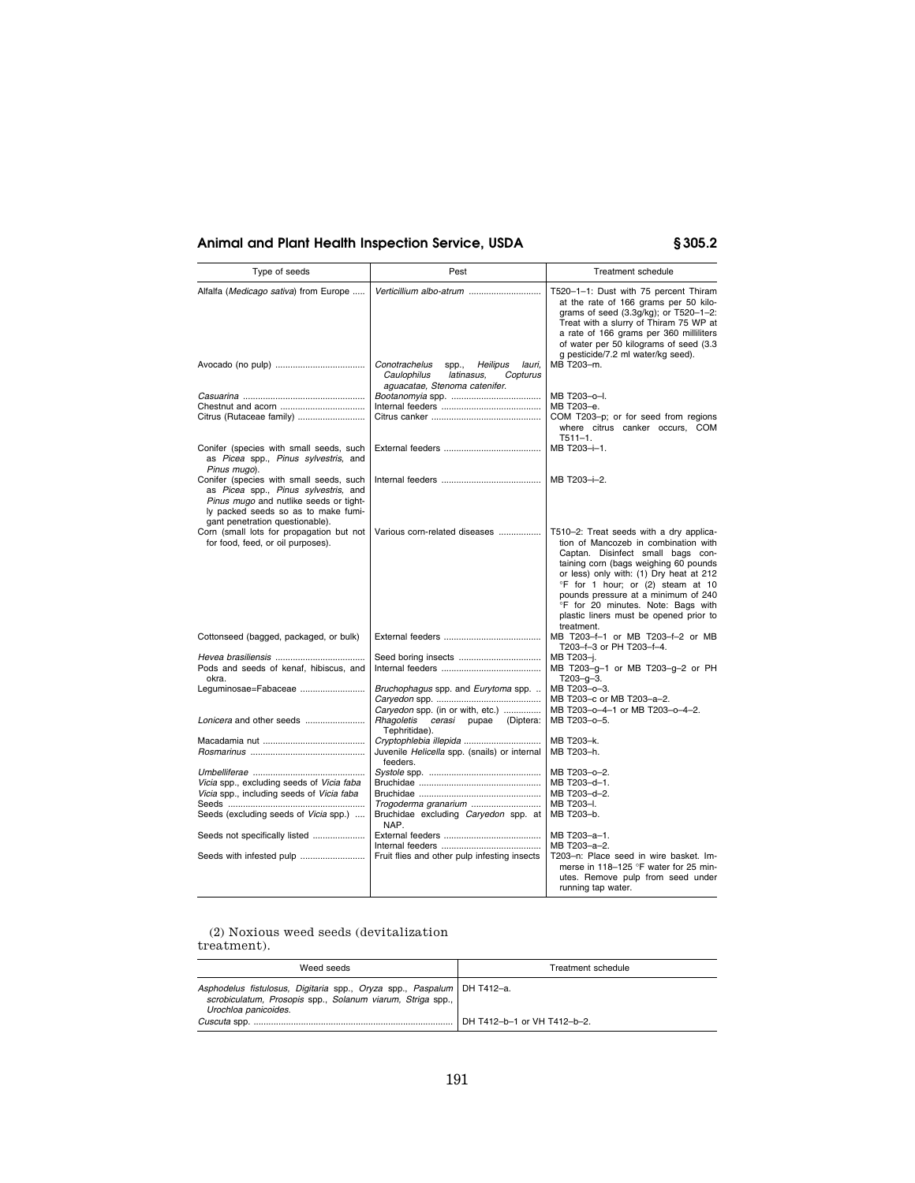| Type of seeds | Pest | Treatment schedule |
|---|---|---|
| Alfalfa (*Medicago sativa*) from Europe | *Verticillium albo-atrum* | T520–1–1: Dust with 75 percent Thiram at the rate of 166 grams per 50 kilograms of seed (3.3g/kg); or T520–1–2: Treat with a slurry of Thiram 75 WP at a rate of 166 grams per 360 milliliters of water per 50 kilograms of seed (3.3 g pesticide/7.2 ml water/kg seed). |
| Avocado (no pulp) | *Conotrachelus* spp., *Heilipus lauri, Caulophilus latinasus, Copturus aguacatae, Stenoma catenifer.* | MB T203–m. |
| *Casuarina* | *Bootanomyia* spp. | MB T203–o–l. |
| Chestnut and acorn | Internal feeders | MB T203–e. |
| Citrus (Rutaceae family) | Citrus canker | COM T203–p; or for seed from regions where citrus canker occurs, COM T511–1. |
| Conifer (species with small seeds, such as *Picea* spp., *Pinus sylvestris,* and *Pinus mugo*). | External feeders | MB T203–i–1. |
| Conifer (species with small seeds, such as *Picea* spp., *Pinus sylvestris,* and *Pinus mugo* and nutlike seeds or tightly packed seeds so as to make fumigant penetration questionable). | Internal feeders | MB T203–i–2. |
| Corn (small lots for propagation but not for food, feed, or oil purposes). | Various corn-related diseases | T510–2: Treat seeds with a dry application of Mancozeb in combination with Captan. Disinfect small bags containing corn (bags weighing 60 pounds or less) only with: (1) Dry heat at 212 °F for 1 hour; or (2) steam at 10 pounds pressure at a minimum of 240 °F for 20 minutes. Note: Bags with plastic liners must be opened prior to treatment. |
| Cottonseed (bagged, packaged, or bulk) | External feeders | MB T203–f–1 or MB T203–f–2 or MB T203–f–3 or PH T203–f–4. |
| *Hevea brasiliensis* | Seed boring insects | MB T203–j. |
| Pods and seeds of kenaf, hibiscus, and okra. | Internal feeders | MB T203–g–1 or MB T203–g–2 or PH T203–g–3. |
| Leguminosae=Fabaceae | *Bruchophagus* spp. and *Eurytoma* spp. | MB T203–o–3. |
| | *Caryedon* spp. | MB T203–c or MB T203–a–2. |
| | *Caryedon* spp. (in or with, etc.) | MB T203–o–4–1 or MB T203–o–4–2. |
| *Lonicera* and other seeds | *Rhagoletis cerasi* pupae (Diptera: Tephritidae). | MB T203–o–5. |
| Macadamia nut | *Cryptophlebia illepida* | MB T203–k. |
| *Rosmarinus* | Juvenile *Helicella* spp. (snails) or internal feeders. | MB T203–h. |
| *Umbelliferae* | *Systole* spp. | MB T203–o–2. |
| *Vicia* spp., excluding seeds of *Vicia faba* | Bruchidae | MB T203–d–1. |
| *Vicia* spp., including seeds of *Vicia faba* | Bruchidae | MB T203–d–2. |
| Seeds | *Trogoderma granarium* | MB T203–l. |
| Seeds (excluding seeds of *Vicia* spp.) | Bruchidae excluding *Caryedon* spp. at NAP. | MB T203–b. |
| Seeds not specifically listed | External feeders | MB T203–a–1. |
| | Internal feeders | MB T203–a–2. |
| Seeds with infested pulp | Fruit flies and other pulp infesting insects | T203–n: Place seed in wire basket. Immerse in 118–125 °F water for 25 minutes. Remove pulp from seed under running tap water. |

(2) Noxious weed seeds (devitalization treatment).

| Weed seeds | Treatment schedule |
|---|---|
| *Asphodelus fistulosus, Digitaria* spp., *Oryza* spp., *Paspalum scrobiculatum, Prosopis* spp., *Solanum viarum, Striga* spp., *Urochloa panicoides.* | DH T412–a. |
| *Cuscuta* spp. | DH T412–b–1 or VH T412–b–2. |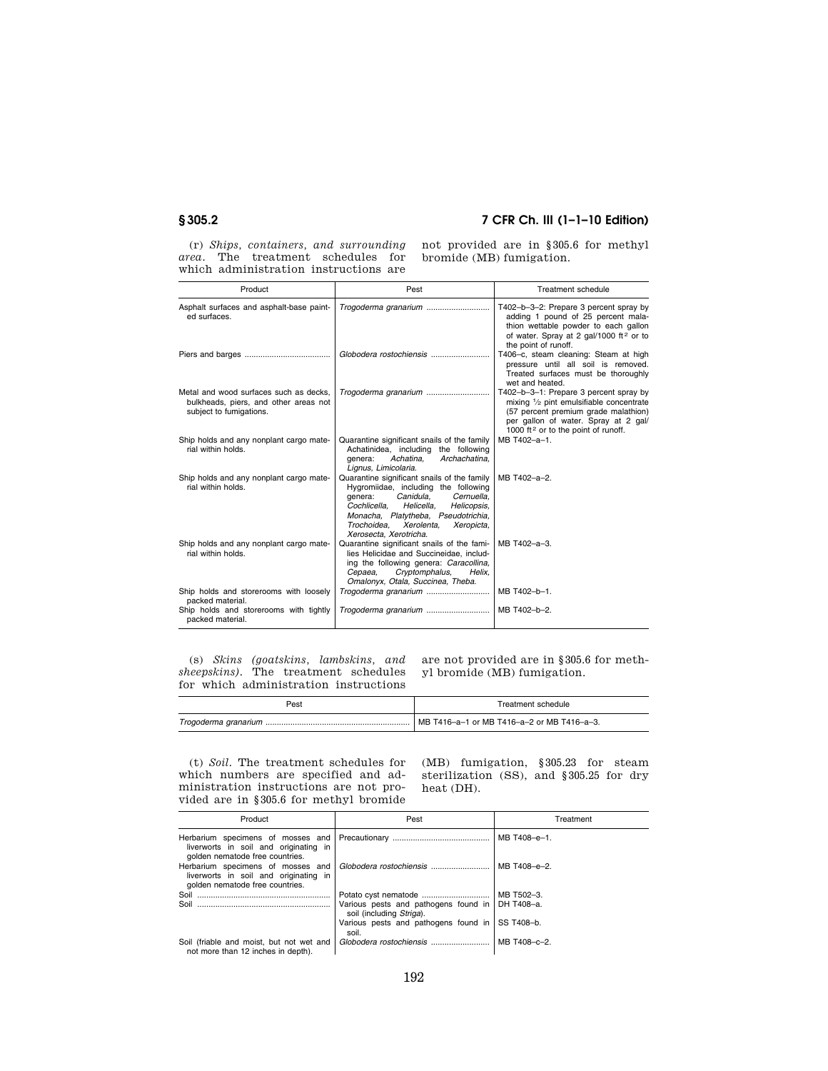(r) *Ships, containers, and surrounding area*. The treatment schedules for which administration instructions are not provided are in §305.6 for methyl bromide (MB) fumigation.

| Product | Pest | Treatment schedule |
| --- | --- | --- |
| Asphalt surfaces and asphalt-base painted surfaces. | *Trogoderma granarium* | T402–b–3–2: Prepare 3 percent spray by adding 1 pound of 25 percent malathion wettable powder to each gallon of water. Spray at 2 gal/1000 ft² or to the point of runoff. |
| Piers and barges | *Globodera rostochiensis* | T406–c, steam cleaning: Steam at high pressure until all soil is removed. Treated surfaces must be thoroughly wet and heated. |
| Metal and wood surfaces such as decks, bulkheads, piers, and other areas not subject to fumigations. | *Trogoderma granarium* | T402–b–3–1: Prepare 3 percent spray by mixing ½ pint emulsifiable concentrate (57 percent premium grade malathion) per gallon of water. Spray at 2 gal/1000 ft² or to the point of runoff. |
| Ship holds and any nonplant cargo material within holds. | Quarantine significant snails of the family Achatinidea, including the following genera: *Achatina, Archachatina, Lignus, Limicolaria.* | MB T402–a–1. |
| Ship holds and any nonplant cargo material within holds. | Quarantine significant snails of the family Hygromiidae, including the following genera: *Canidula, Cernuella, Cochlicella, Helicella, Helicopsis, Monacha, Platytheba, Pseudotrichia, Trochoidea, Xerolenta, Xeropicta, Xerosecta, Xerotricha.* | MB T402–a–2. |
| Ship holds and any nonplant cargo material within holds. | Quarantine significant snails of the families Helicidae and Succineidae, including the following genera: *Caracollina, Cepaea, Cryptomphalus, Helix, Omalonyx, Otala, Succinea, Theba.* | MB T402–a–3. |
| Ship holds and storerooms with loosely packed material. | *Trogoderma granarium* | MB T402–b–1. |
| Ship holds and storerooms with tightly packed material. | *Trogoderma granarium* | MB T402–b–2. |

(s) *Skins (goatskins, lambskins, and sheepskins)*. The treatment schedules for which administration instructions are not provided are in §305.6 for methyl bromide (MB) fumigation.

| Pest | Treatment schedule |
| --- | --- |
| *Trogoderma granarium* | MB T416–a–1 or MB T416–a–2 or MB T416–a–3. |

(t) *Soil*. The treatment schedules for which numbers are specified and administration instructions are not provided are in §305.6 for methyl bromide (MB) fumigation, §305.23 for steam sterilization (SS), and §305.25 for dry heat (DH).

| Product | Pest | Treatment |
| --- | --- | --- |
| Herbarium specimens of mosses and liverworts in soil and originating in golden nematode free countries. | Precautionary | MB T408–e–1. |
| Herbarium specimens of mosses and liverworts in soil and originating in golden nematode free countries. | *Globodera rostochiensis* | MB T408–e–2. |
| Soil | Potato cyst nematode | MB T502–3. |
| Soil | Various pests and pathogens found in soil (including *Striga*). | DH T408–a. |
| | Various pests and pathogens found in soil. | SS T408–b. |
| Soil (friable and moist, but not wet and not more than 12 inches in depth). | *Globodera rostochiensis* | MB T408–c–2. |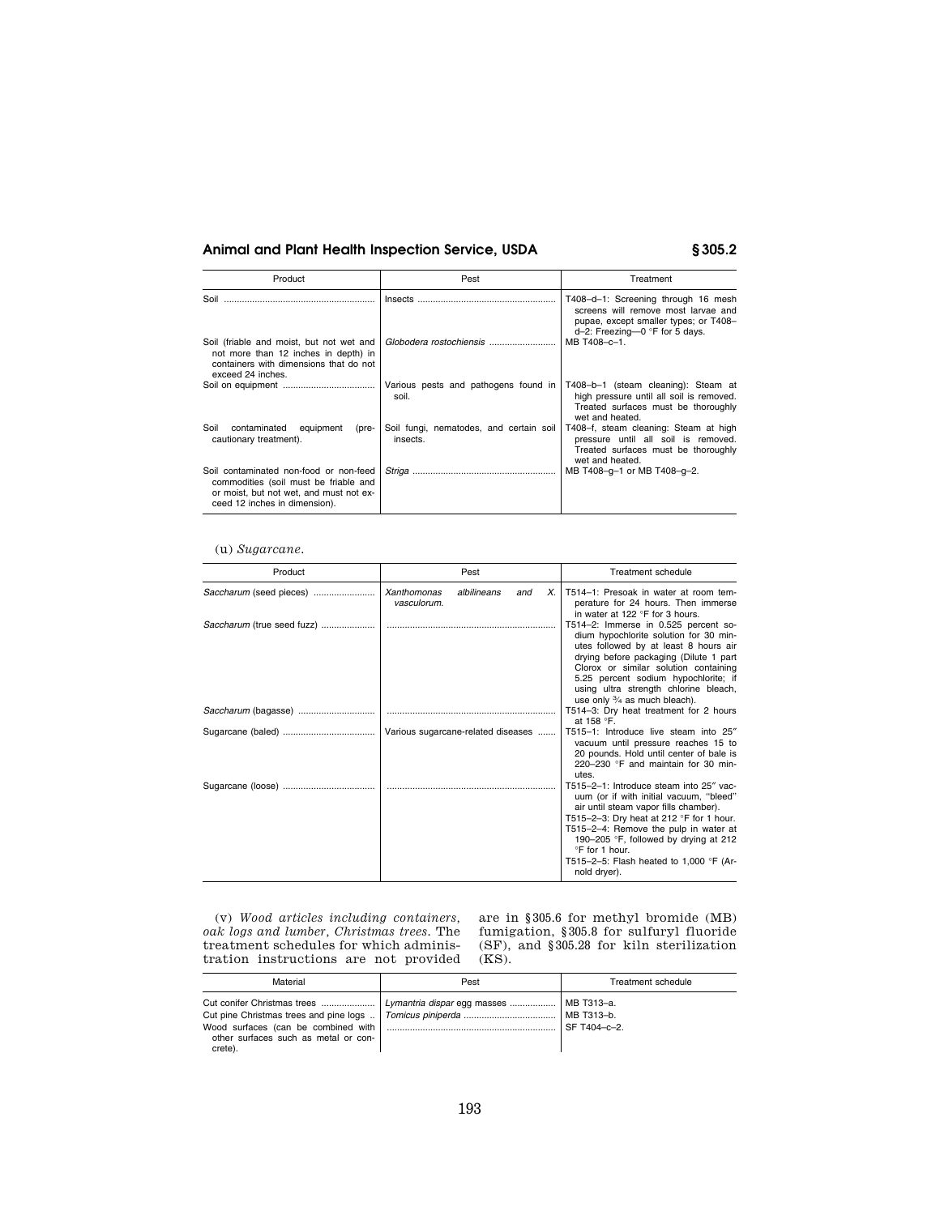| Product | Pest | Treatment |
| --- | --- | --- |
| Soil | Insects | T408–d–1: Screening through 16 mesh screens will remove most larvae and pupae, except smaller types; or T408–d–2: Freezing—0 °F for 5 days. |
| Soil (friable and moist, but not wet and not more than 12 inches in depth) in containers with dimensions that do not exceed 24 inches. | *Globodera rostochiensis* | MB T408–c–1. |
| Soil on equipment | Various pests and pathogens found in soil. | T408–b–1 (steam cleaning): Steam at high pressure until all soil is removed. Treated surfaces must be thoroughly wet and heated. |
| Soil contaminated equipment (precautionary treatment). | Soil fungi, nematodes, and certain soil insects. | T408–f, steam cleaning: Steam at high pressure until all soil is removed. Treated surfaces must be thoroughly wet and heated. |
| Soil contaminated non-food or non-feed commodities (soil must be friable and or moist, but not wet, and must not exceed 12 inches in dimension). | *Striga* | MB T408–g–1 or MB T408–g–2. |

(u) *Sugarcane.*

| Product | Pest | Treatment schedule |
| --- | --- | --- |
| *Saccharum* (seed pieces) | *Xanthomonas albilineans* and *X. vasculorum.* | T514–1: Presoak in water at room temperature for 24 hours. Then immerse in water at 122 °F for 3 hours. |
| *Saccharum* (true seed fuzz) | | T514–2: Immerse in 0.525 percent sodium hypochlorite solution for 30 minutes followed by at least 8 hours air drying before packaging (Dilute 1 part Clorox or similar solution containing 5.25 percent sodium hypochlorite; if using ultra strength chlorine bleach, use only ¾ as much bleach). |
| *Saccharum* (bagasse) | | T514–3: Dry heat treatment for 2 hours at 158 °F. |
| Sugarcane (baled) | Various sugarcane-related diseases | T515–1: Introduce live steam into 25″ vacuum until pressure reaches 15 to 20 pounds. Hold until center of bale is 220–230 °F and maintain for 30 minutes. |
| Sugarcane (loose) | | T515–2–1: Introduce steam into 25″ vacuum (or if with initial vacuum, "bleed" air until steam vapor fills chamber).<br>T515–2–3: Dry heat at 212 °F for 1 hour.<br>T515–2–4: Remove the pulp in water at 190–205 °F, followed by drying at 212 °F for 1 hour.<br>T515–2–5: Flash heated to 1,000 °F (Arnold dryer). |

(v) *Wood articles including containers, oak logs and lumber, Christmas trees.* The treatment schedules for which administration instructions are not provided are in §305.6 for methyl bromide (MB) fumigation, §305.8 for sulfuryl fluoride (SF), and §305.28 for kiln sterilization (KS).

| Material | Pest | Treatment schedule |
| --- | --- | --- |
| Cut conifer Christmas trees | *Lymantria dispar* egg masses | MB T313–a. |
| Cut pine Christmas trees and pine logs | *Tomicus piniperda* | MB T313–b. |
| Wood surfaces (can be combined with other surfaces such as metal or concrete). | | SF T404–c–2. |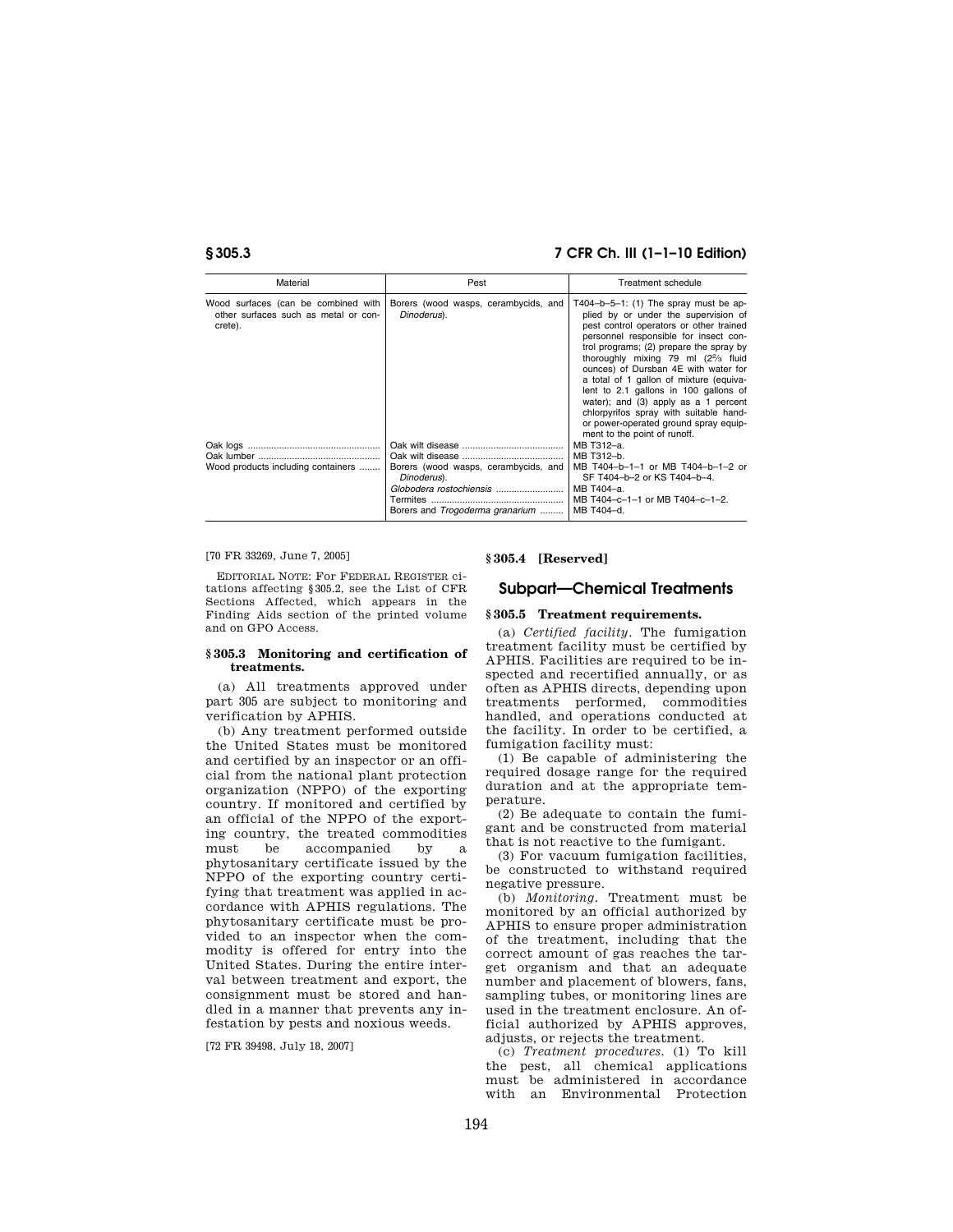| Material | Pest | Treatment schedule |
|---|---|---|
| Wood surfaces (can be combined with other surfaces such as metal or concrete). | Borers (wood wasps, cerambycids, and *Dinoderus*). | T404–b–5–1: (1) The spray must be applied by or under the supervision of pest control operators or other trained personnel responsible for insect control programs; (2) prepare the spray by thoroughly mixing 79 ml (2⅔ fluid ounces) of Dursban 4E with water for a total of 1 gallon of mixture (equivalent to 2.1 gallons in 100 gallons of water); and (3) apply as a 1 percent chlorpyrifos spray with suitable hand- or power-operated ground spray equipment to the point of runoff. |
| Oak logs | Oak wilt disease | MB T312–a. |
| Oak lumber | Oak wilt disease | MB T312–b. |
| Wood products including containers | Borers (wood wasps, cerambycids, and *Dinoderus*). | MB T404–b–1–1 or MB T404–b–1–2 or SF T404–b–2 or KS T404–b–4. |
| | *Globodera rostochiensis* | MB T404–a. |
| | Termites | MB T404–c–1–1 or MB T404–c–1–2. |
| | Borers and *Trogoderma granarium* | MB T404–d. |

[70 FR 33269, June 7, 2005]

EDITORIAL NOTE: For FEDERAL REGISTER citations affecting §305.2, see the List of CFR Sections Affected, which appears in the Finding Aids section of the printed volume and on GPO Access.

### §305.3 Monitoring and certification of treatments.

(a) All treatments approved under part 305 are subject to monitoring and verification by APHIS.

(b) Any treatment performed outside the United States must be monitored and certified by an inspector or an official from the national plant protection organization (NPPO) of the exporting country. If monitored and certified by an official of the NPPO of the exporting country, the treated commodities must be accompanied by a phytosanitary certificate issued by the NPPO of the exporting country certifying that treatment was applied in accordance with APHIS regulations. The phytosanitary certificate must be provided to an inspector when the commodity is offered for entry into the United States. During the entire interval between treatment and export, the consignment must be stored and handled in a manner that prevents any infestation by pests and noxious weeds.

[72 FR 39498, July 18, 2007]

### §305.4 [Reserved]

## Subpart—Chemical Treatments

### §305.5 Treatment requirements.

(a) *Certified facility.* The fumigation treatment facility must be certified by APHIS. Facilities are required to be inspected and recertified annually, or as often as APHIS directs, depending upon treatments performed, commodities handled, and operations conducted at the facility. In order to be certified, a fumigation facility must:

(1) Be capable of administering the required dosage range for the required duration and at the appropriate temperature.

(2) Be adequate to contain the fumigant and be constructed from material that is not reactive to the fumigant.

(3) For vacuum fumigation facilities, be constructed to withstand required negative pressure.

(b) *Monitoring.* Treatment must be monitored by an official authorized by APHIS to ensure proper administration of the treatment, including that the correct amount of gas reaches the target organism and that an adequate number and placement of blowers, fans, sampling tubes, or monitoring lines are used in the treatment enclosure. An official authorized by APHIS approves, adjusts, or rejects the treatment.

(c) *Treatment procedures.* (1) To kill the pest, all chemical applications must be administered in accordance with an Environmental Protection